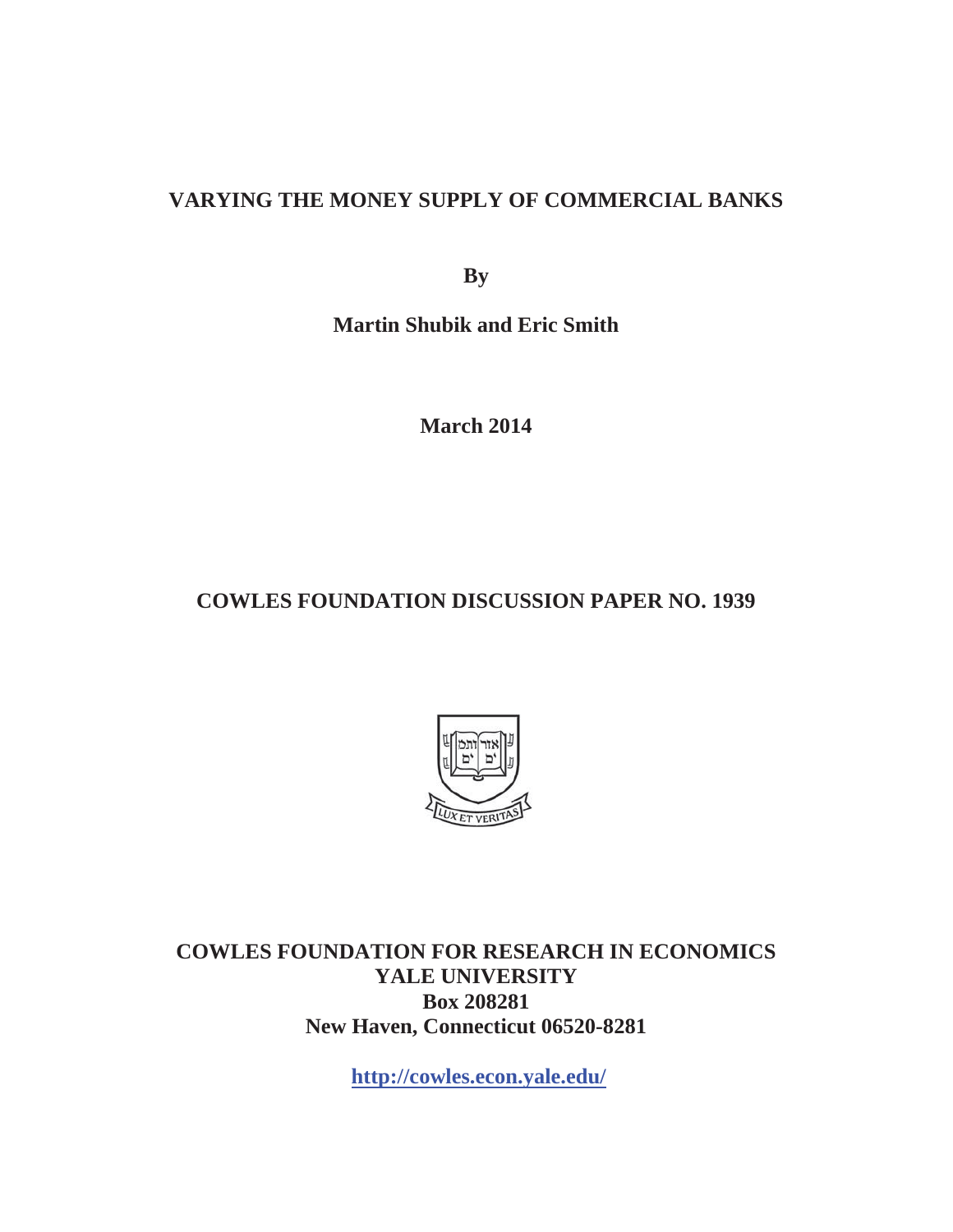# VARYING THE MONEY SUPPLY OF COMMERCIAL BANKS

**By**

**Martin Shubik and Eric Smith**

**March 2014**

**COWLES FOUNDATION DISCUSSION PAPER NO. 1939**

**COWLES FOUNDATION FOR RESEARCH IN ECONOMICS**
**YALE UNIVERSITY**
**Box 208281**
**New Haven, Connecticut 06520-8281**

**http://cowles.econ.yale.edu/**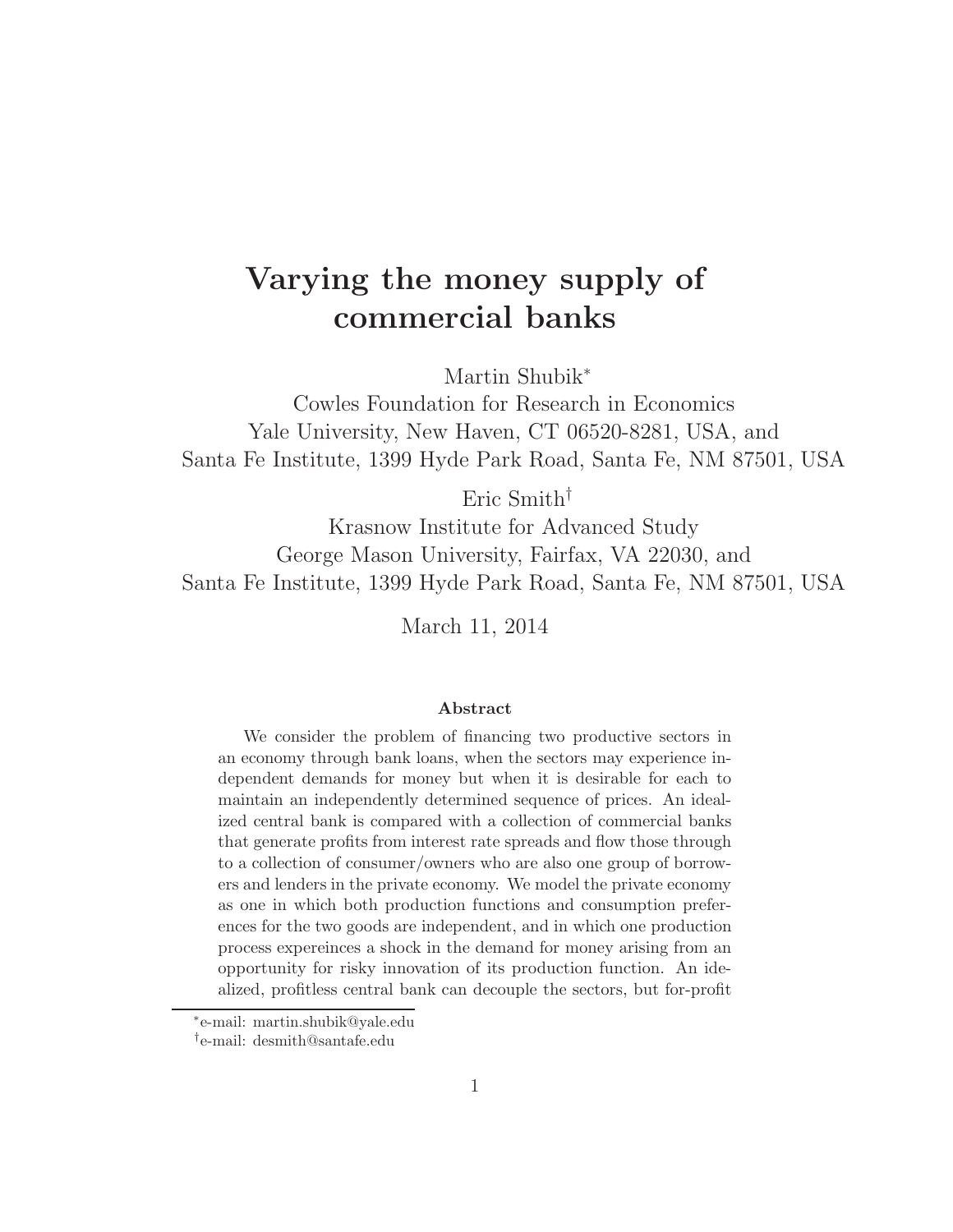# Varying the money supply of commercial banks

Martin Shubik*

Cowles Foundation for Research in Economics
Yale University, New Haven, CT 06520-8281, USA, and
Santa Fe Institute, 1399 Hyde Park Road, Santa Fe, NM 87501, USA

Eric Smith†

Krasnow Institute for Advanced Study
George Mason University, Fairfax, VA 22030, and
Santa Fe Institute, 1399 Hyde Park Road, Santa Fe, NM 87501, USA

March 11, 2014

### Abstract

We consider the problem of financing two productive sectors in an economy through bank loans, when the sectors may experience independent demands for money but when it is desirable for each to maintain an independently determined sequence of prices. An idealized central bank is compared with a collection of commercial banks that generate profits from interest rate spreads and flow those through to a collection of consumer/owners who are also one group of borrowers and lenders in the private economy. We model the private economy as one in which both production functions and consumption preferences for the two goods are independent, and in which one production process expereinces a shock in the demand for money arising from an opportunity for risky innovation of its production function. An idealized, profitless central bank can decouple the sectors, but for-profit

*e-mail: martin.shubik@yale.edu

†e-mail: desmith@santafe.edu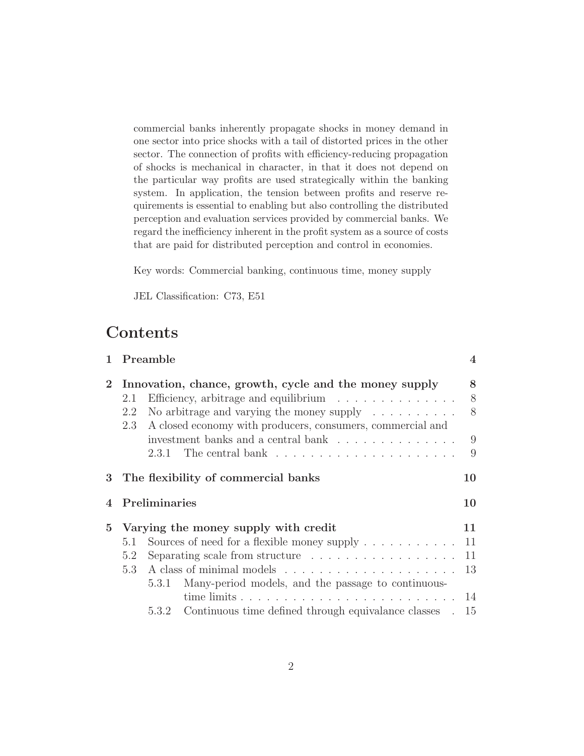commercial banks inherently propagate shocks in money demand in one sector into price shocks with a tail of distorted prices in the other sector. The connection of profits with efficiency-reducing propagation of shocks is mechanical in character, in that it does not depend on the particular way profits are used strategically within the banking system. In application, the tension between profits and reserve requirements is essential to enabling but also controlling the distributed perception and evaluation services provided by commercial banks. We regard the inefficiency inherent in the profit system as a source of costs that are paid for distributed perception and control in economies.

Key words: Commercial banking, continuous time, money supply

JEL Classification: C73, E51

# Contents

- **1 Preamble** — **4**
- **2 Innovation, chance, growth, cycle and the money supply** — **8**
  - 2.1 Efficiency, arbitrage and equilibrium — 8
  - 2.2 No arbitrage and varying the money supply — 8
  - 2.3 A closed economy with producers, consumers, commercial and investment banks and a central bank — 9
    - 2.3.1 The central bank — 9
- **3 The flexibility of commercial banks** — **10**
- **4 Preliminaries** — **10**
- **5 Varying the money supply with credit** — **11**
  - 5.1 Sources of need for a flexible money supply — 11
  - 5.2 Separating scale from structure — 11
  - 5.3 A class of minimal models — 13
    - 5.3.1 Many-period models, and the passage to continuous-time limits — 14
    - 5.3.2 Continuous time defined through equivalance classes — 15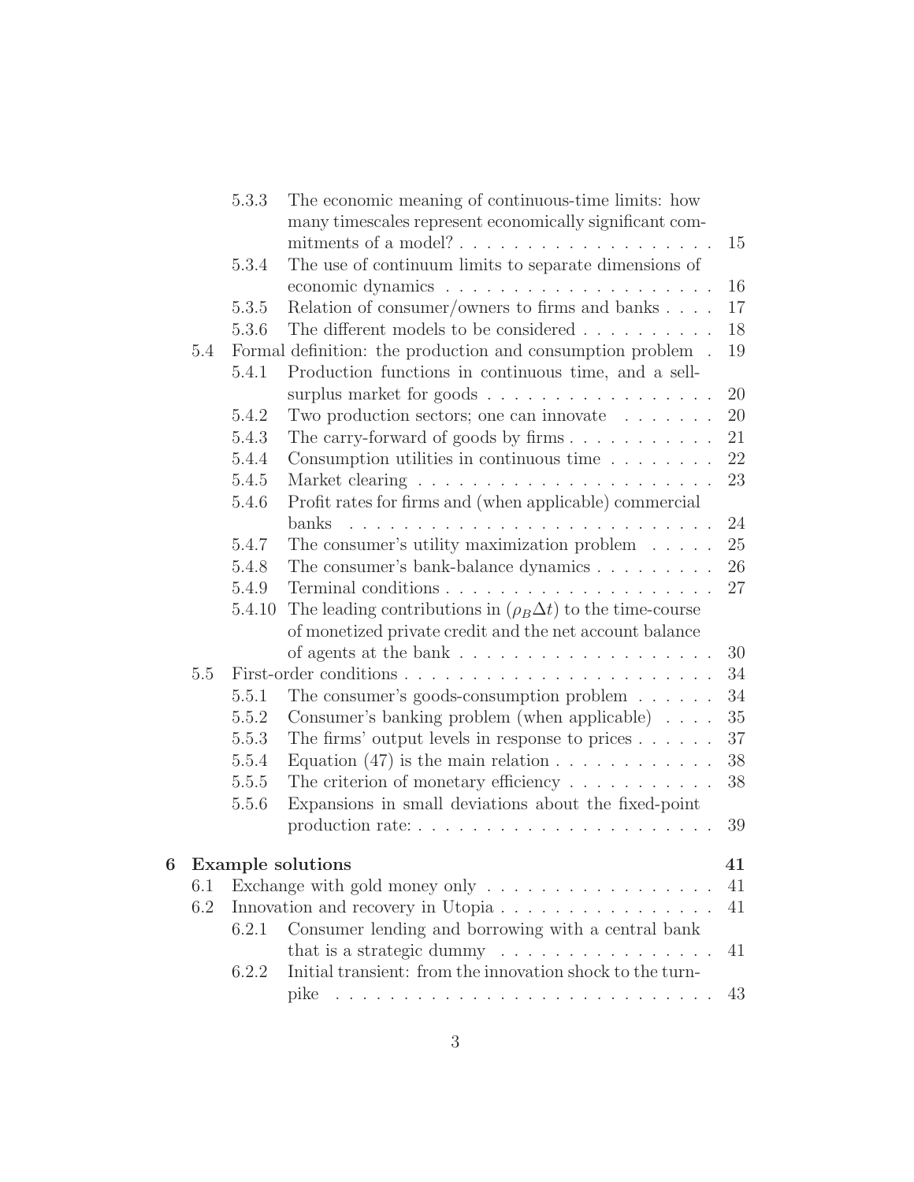- 5.3.3 The economic meaning of continuous-time limits: how many timescales represent economically significant commitments of a model? . . . 15
- 5.3.4 The use of continuum limits to separate dimensions of economic dynamics . . . 16
- 5.3.5 Relation of consumer/owners to firms and banks . . . 17
- 5.3.6 The different models to be considered . . . 18

5.4 Formal definition: the production and consumption problem . . . 19

- 5.4.1 Production functions in continuous time, and a sell-surplus market for goods . . . 20
- 5.4.2 Two production sectors; one can innovate . . . 20
- 5.4.3 The carry-forward of goods by firms . . . 21
- 5.4.4 Consumption utilities in continuous time . . . 22
- 5.4.5 Market clearing . . . 23
- 5.4.6 Profit rates for firms and (when applicable) commercial banks . . . 24
- 5.4.7 The consumer's utility maximization problem . . . 25
- 5.4.8 The consumer's bank-balance dynamics . . . 26
- 5.4.9 Terminal conditions . . . 27
- 5.4.10 The leading contributions in $(\rho_B \Delta t)$ to the time-course of monetized private credit and the net account balance of agents at the bank . . . 30

5.5 First-order conditions . . . 34

- 5.5.1 The consumer's goods-consumption problem . . . 34
- 5.5.2 Consumer's banking problem (when applicable) . . . 35
- 5.5.3 The firms' output levels in response to prices . . . 37
- 5.5.4 Equation (47) is the main relation . . . 38
- 5.5.5 The criterion of monetary efficiency . . . 38
- 5.5.6 Expansions in small deviations about the fixed-point production rate: . . . 39

**6 Example solutions 41**

6.1 Exchange with gold money only . . . 41

6.2 Innovation and recovery in Utopia . . . 41

- 6.2.1 Consumer lending and borrowing with a central bank that is a strategic dummy . . . 41
- 6.2.2 Initial transient: from the innovation shock to the turnpike . . . 43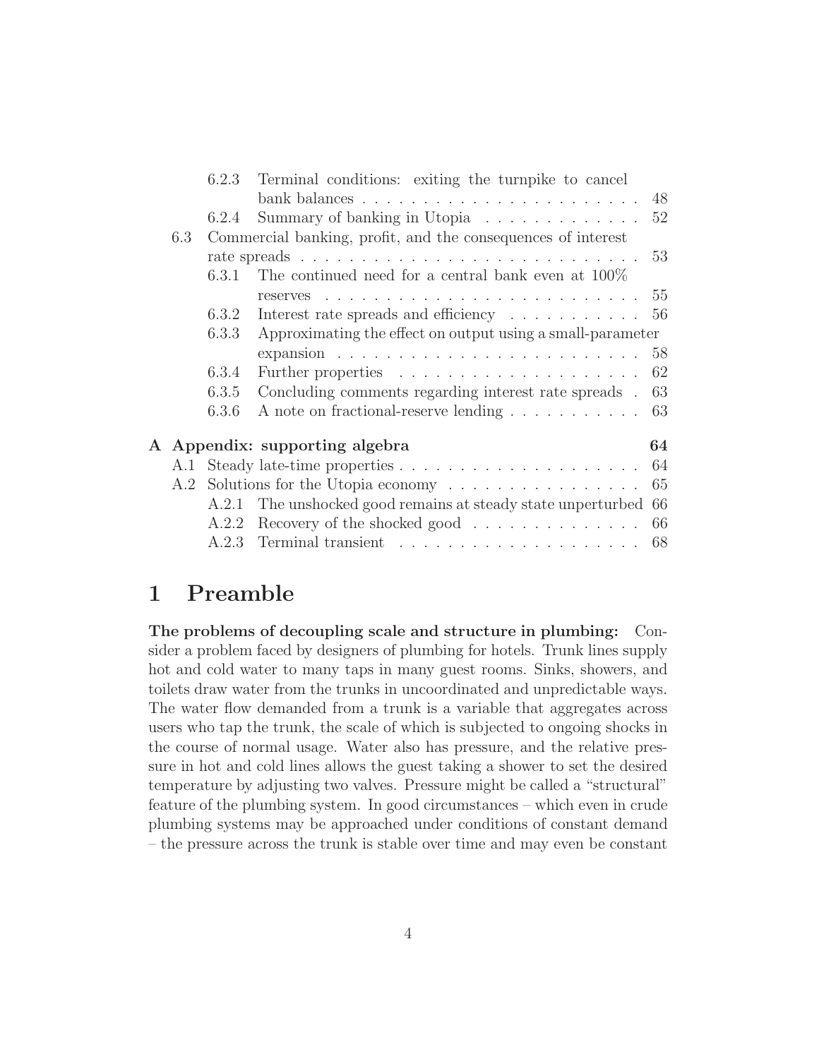| | | |
|---|---|---|
| 6.2.3 | Terminal conditions: exiting the turnpike to cancel bank balances | 48 |
| 6.2.4 | Summary of banking in Utopia | 52 |
| 6.3 | Commercial banking, profit, and the consequences of interest rate spreads | 53 |
| 6.3.1 | The continued need for a central bank even at 100% reserves | 55 |
| 6.3.2 | Interest rate spreads and efficiency | 56 |
| 6.3.3 | Approximating the effect on output using a small-parameter expansion | 58 |
| 6.3.4 | Further properties | 62 |
| 6.3.5 | Concluding comments regarding interest rate spreads | 63 |
| 6.3.6 | A note on fractional-reserve lending | 63 |
| **A** | **Appendix: supporting algebra** | **64** |
| A.1 | Steady late-time properties | 64 |
| A.2 | Solutions for the Utopia economy | 65 |
| A.2.1 | The unshocked good remains at steady state unperturbed | 66 |
| A.2.2 | Recovery of the shocked good | 66 |
| A.2.3 | Terminal transient | 68 |

# 1 Preamble

**The problems of decoupling scale and structure in plumbing:** Consider a problem faced by designers of plumbing for hotels. Trunk lines supply hot and cold water to many taps in many guest rooms. Sinks, showers, and toilets draw water from the trunks in uncoordinated and unpredictable ways. The water flow demanded from a trunk is a variable that aggregates across users who tap the trunk, the scale of which is subjected to ongoing shocks in the course of normal usage. Water also has pressure, and the relative pressure in hot and cold lines allows the guest taking a shower to set the desired temperature by adjusting two valves. Pressure might be called a "structural" feature of the plumbing system. In good circumstances – which even in crude plumbing systems may be approached under conditions of constant demand – the pressure across the trunk is stable over time and may even be constant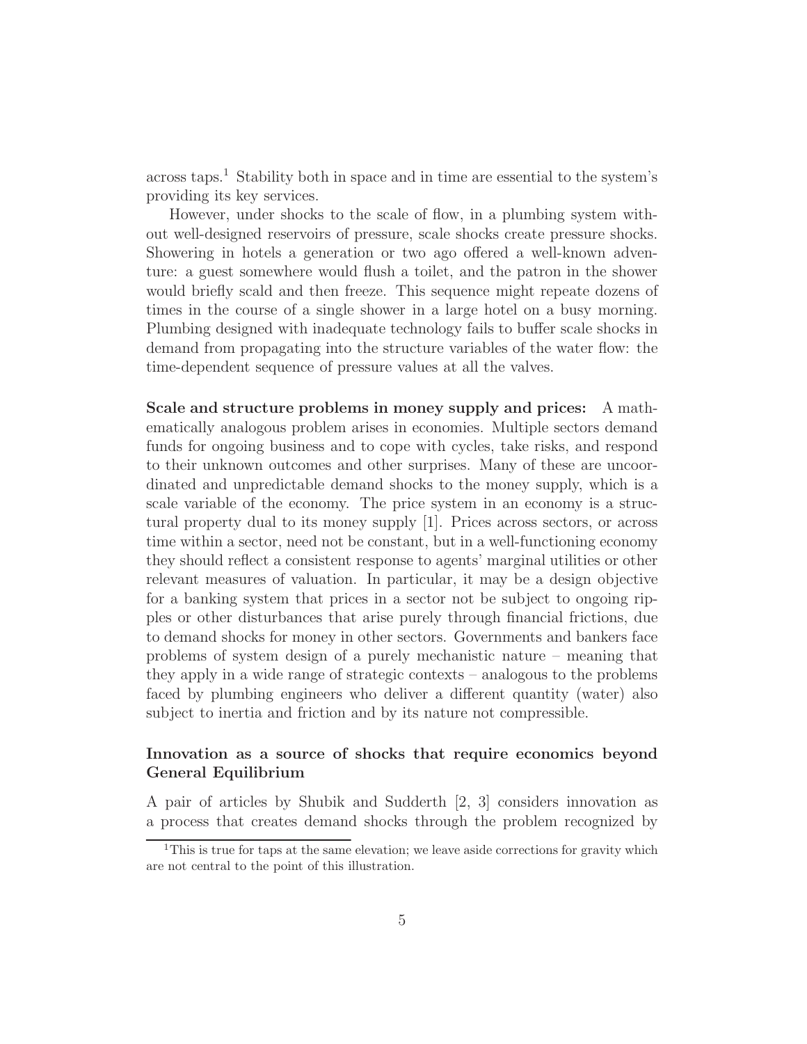across taps.[1] Stability both in space and in time are essential to the system's providing its key services.

However, under shocks to the scale of flow, in a plumbing system without well-designed reservoirs of pressure, scale shocks create pressure shocks. Showering in hotels a generation or two ago offered a well-known adventure: a guest somewhere would flush a toilet, and the patron in the shower would briefly scald and then freeze. This sequence might repeate dozens of times in the course of a single shower in a large hotel on a busy morning. Plumbing designed with inadequate technology fails to buffer scale shocks in demand from propagating into the structure variables of the water flow: the time-dependent sequence of pressure values at all the valves.

**Scale and structure problems in money supply and prices:** A mathematically analogous problem arises in economies. Multiple sectors demand funds for ongoing business and to cope with cycles, take risks, and respond to their unknown outcomes and other surprises. Many of these are uncoordinated and unpredictable demand shocks to the money supply, which is a scale variable of the economy. The price system in an economy is a structural property dual to its money supply [1]. Prices across sectors, or across time within a sector, need not be constant, but in a well-functioning economy they should reflect a consistent response to agents' marginal utilities or other relevant measures of valuation. In particular, it may be a design objective for a banking system that prices in a sector not be subject to ongoing ripples or other disturbances that arise purely through financial frictions, due to demand shocks for money in other sectors. Governments and bankers face problems of system design of a purely mechanistic nature – meaning that they apply in a wide range of strategic contexts – analogous to the problems faced by plumbing engineers who deliver a different quantity (water) also subject to inertia and friction and by its nature not compressible.

### Innovation as a source of shocks that require economics beyond General Equilibrium

A pair of articles by Shubik and Sudderth [2, 3] considers innovation as a process that creates demand shocks through the problem recognized by

[1] This is true for taps at the same elevation; we leave aside corrections for gravity which are not central to the point of this illustration.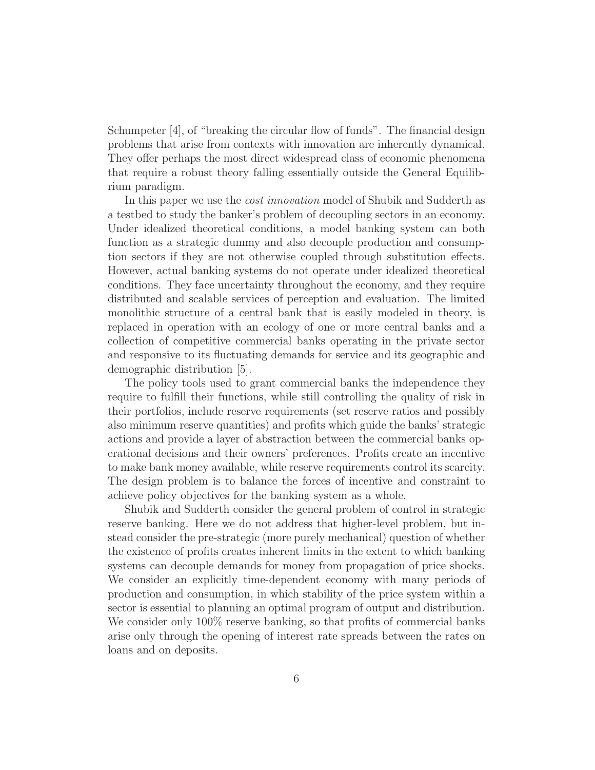Schumpeter [4], of "breaking the circular flow of funds". The financial design problems that arise from contexts with innovation are inherently dynamical. They offer perhaps the most direct widespread class of economic phenomena that require a robust theory falling essentially outside the General Equilibrium paradigm.

In this paper we use the *cost innovation* model of Shubik and Sudderth as a testbed to study the banker's problem of decoupling sectors in an economy. Under idealized theoretical conditions, a model banking system can both function as a strategic dummy and also decouple production and consumption sectors if they are not otherwise coupled through substitution effects. However, actual banking systems do not operate under idealized theoretical conditions. They face uncertainty throughout the economy, and they require distributed and scalable services of perception and evaluation. The limited monolithic structure of a central bank that is easily modeled in theory, is replaced in operation with an ecology of one or more central banks and a collection of competitive commercial banks operating in the private sector and responsive to its fluctuating demands for service and its geographic and demographic distribution [5].

The policy tools used to grant commercial banks the independence they require to fulfill their functions, while still controlling the quality of risk in their portfolios, include reserve requirements (set reserve ratios and possibly also minimum reserve quantities) and profits which guide the banks' strategic actions and provide a layer of abstraction between the commercial banks operational decisions and their owners' preferences. Profits create an incentive to make bank money available, while reserve requirements control its scarcity. The design problem is to balance the forces of incentive and constraint to achieve policy objectives for the banking system as a whole.

Shubik and Sudderth consider the general problem of control in strategic reserve banking. Here we do not address that higher-level problem, but instead consider the pre-strategic (more purely mechanical) question of whether the existence of profits creates inherent limits in the extent to which banking systems can decouple demands for money from propagation of price shocks. We consider an explicitly time-dependent economy with many periods of production and consumption, in which stability of the price system within a sector is essential to planning an optimal program of output and distribution. We consider only 100% reserve banking, so that profits of commercial banks arise only through the opening of interest rate spreads between the rates on loans and on deposits.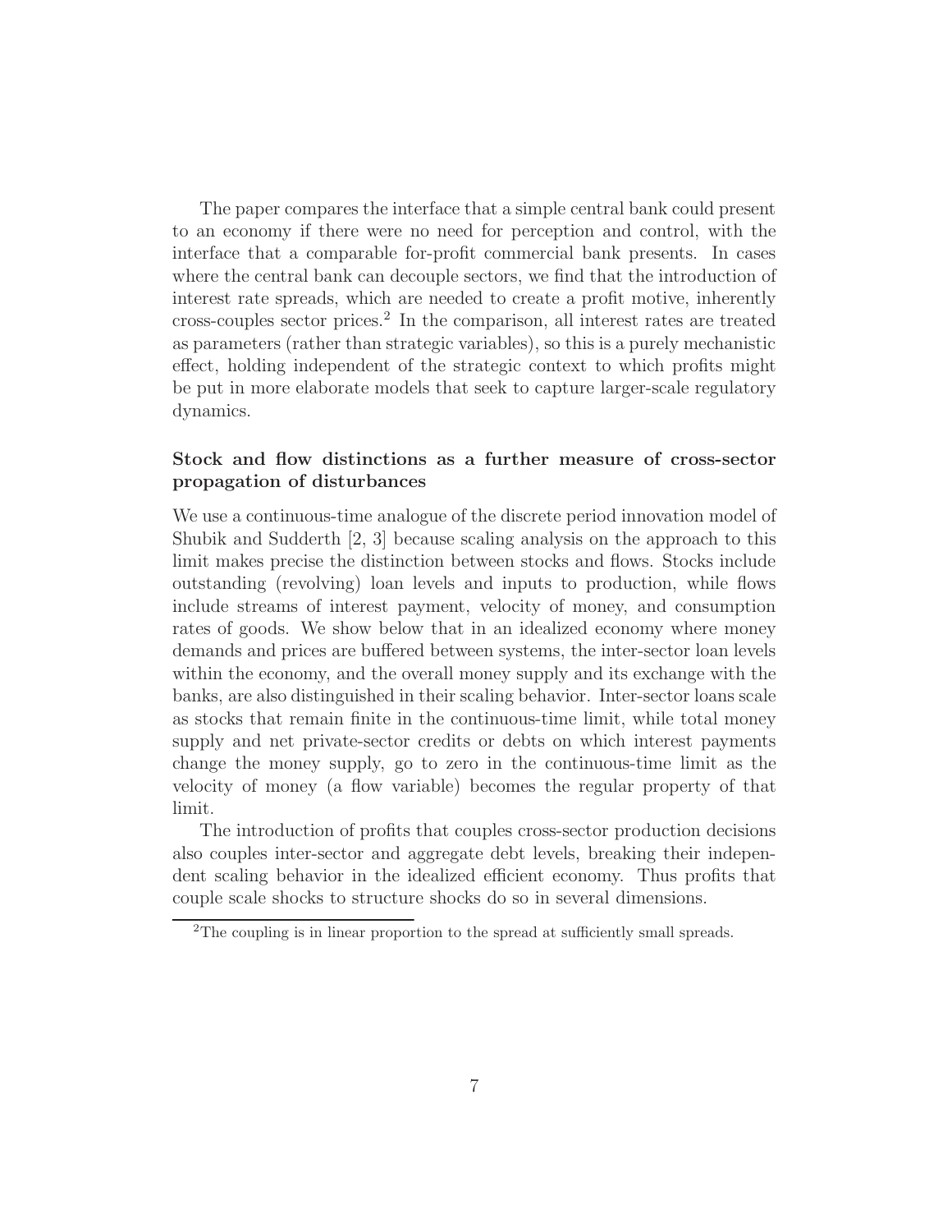The paper compares the interface that a simple central bank could present to an economy if there were no need for perception and control, with the interface that a comparable for-profit commercial bank presents. In cases where the central bank can decouple sectors, we find that the introduction of interest rate spreads, which are needed to create a profit motive, inherently cross-couples sector prices.[2] In the comparison, all interest rates are treated as parameters (rather than strategic variables), so this is a purely mechanistic effect, holding independent of the strategic context to which profits might be put in more elaborate models that seek to capture larger-scale regulatory dynamics.

**Stock and flow distinctions as a further measure of cross-sector propagation of disturbances**

We use a continuous-time analogue of the discrete period innovation model of Shubik and Sudderth [2, 3] because scaling analysis on the approach to this limit makes precise the distinction between stocks and flows. Stocks include outstanding (revolving) loan levels and inputs to production, while flows include streams of interest payment, velocity of money, and consumption rates of goods. We show below that in an idealized economy where money demands and prices are buffered between systems, the inter-sector loan levels within the economy, and the overall money supply and its exchange with the banks, are also distinguished in their scaling behavior. Inter-sector loans scale as stocks that remain finite in the continuous-time limit, while total money supply and net private-sector credits or debts on which interest payments change the money supply, go to zero in the continuous-time limit as the velocity of money (a flow variable) becomes the regular property of that limit.

The introduction of profits that couples cross-sector production decisions also couples inter-sector and aggregate debt levels, breaking their independent scaling behavior in the idealized efficient economy. Thus profits that couple scale shocks to structure shocks do so in several dimensions.

[2] The coupling is in linear proportion to the spread at sufficiently small spreads.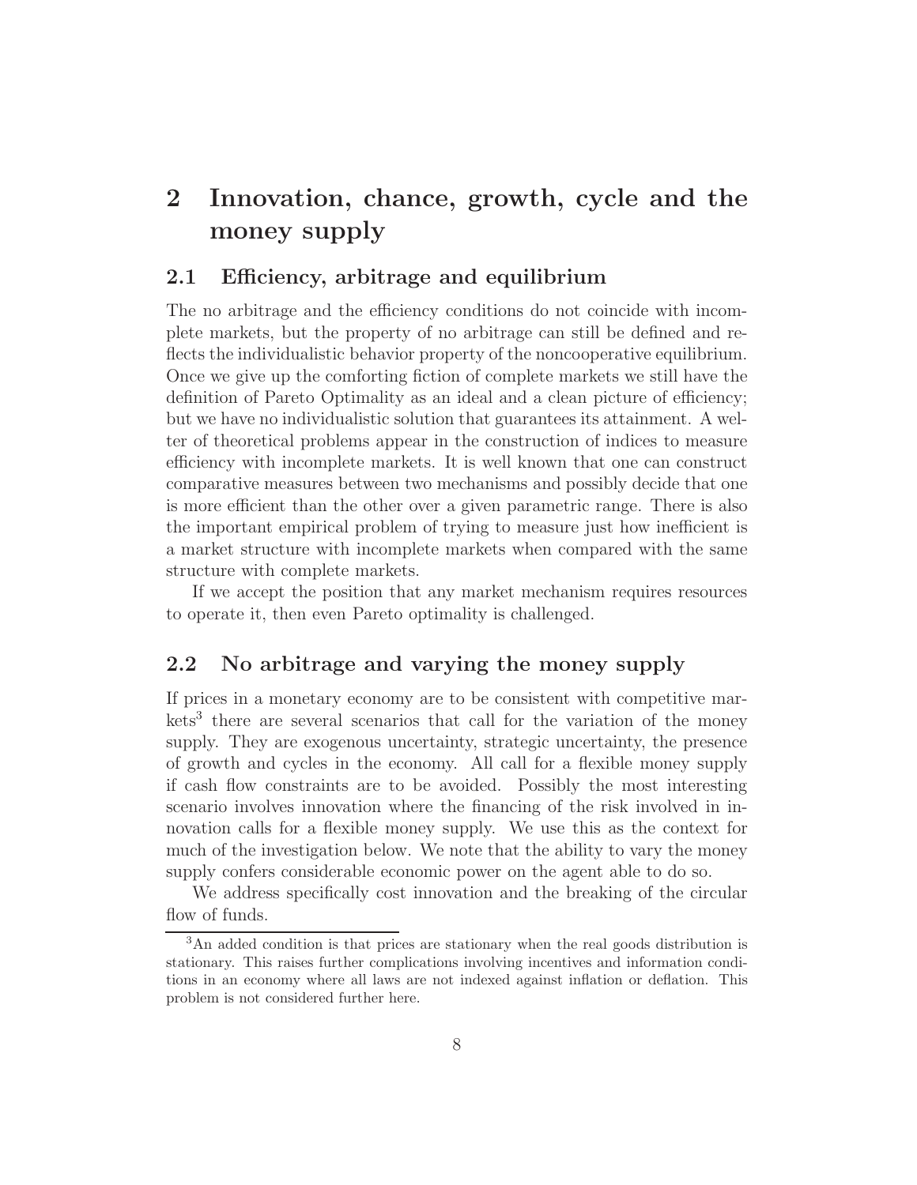# 2 Innovation, chance, growth, cycle and the money supply

## 2.1 Efficiency, arbitrage and equilibrium

The no arbitrage and the efficiency conditions do not coincide with incomplete markets, but the property of no arbitrage can still be defined and reflects the individualistic behavior property of the noncooperative equilibrium. Once we give up the comforting fiction of complete markets we still have the definition of Pareto Optimality as an ideal and a clean picture of efficiency; but we have no individualistic solution that guarantees its attainment. A welter of theoretical problems appear in the construction of indices to measure efficiency with incomplete markets. It is well known that one can construct comparative measures between two mechanisms and possibly decide that one is more efficient than the other over a given parametric range. There is also the important empirical problem of trying to measure just how inefficient is a market structure with incomplete markets when compared with the same structure with complete markets.

If we accept the position that any market mechanism requires resources to operate it, then even Pareto optimality is challenged.

## 2.2 No arbitrage and varying the money supply

If prices in a monetary economy are to be consistent with competitive markets[3] there are several scenarios that call for the variation of the money supply. They are exogenous uncertainty, strategic uncertainty, the presence of growth and cycles in the economy. All call for a flexible money supply if cash flow constraints are to be avoided. Possibly the most interesting scenario involves innovation where the financing of the risk involved in innovation calls for a flexible money supply. We use this as the context for much of the investigation below. We note that the ability to vary the money supply confers considerable economic power on the agent able to do so.

We address specifically cost innovation and the breaking of the circular flow of funds.

[3] An added condition is that prices are stationary when the real goods distribution is stationary. This raises further complications involving incentives and information conditions in an economy where all laws are not indexed against inflation or deflation. This problem is not considered further here.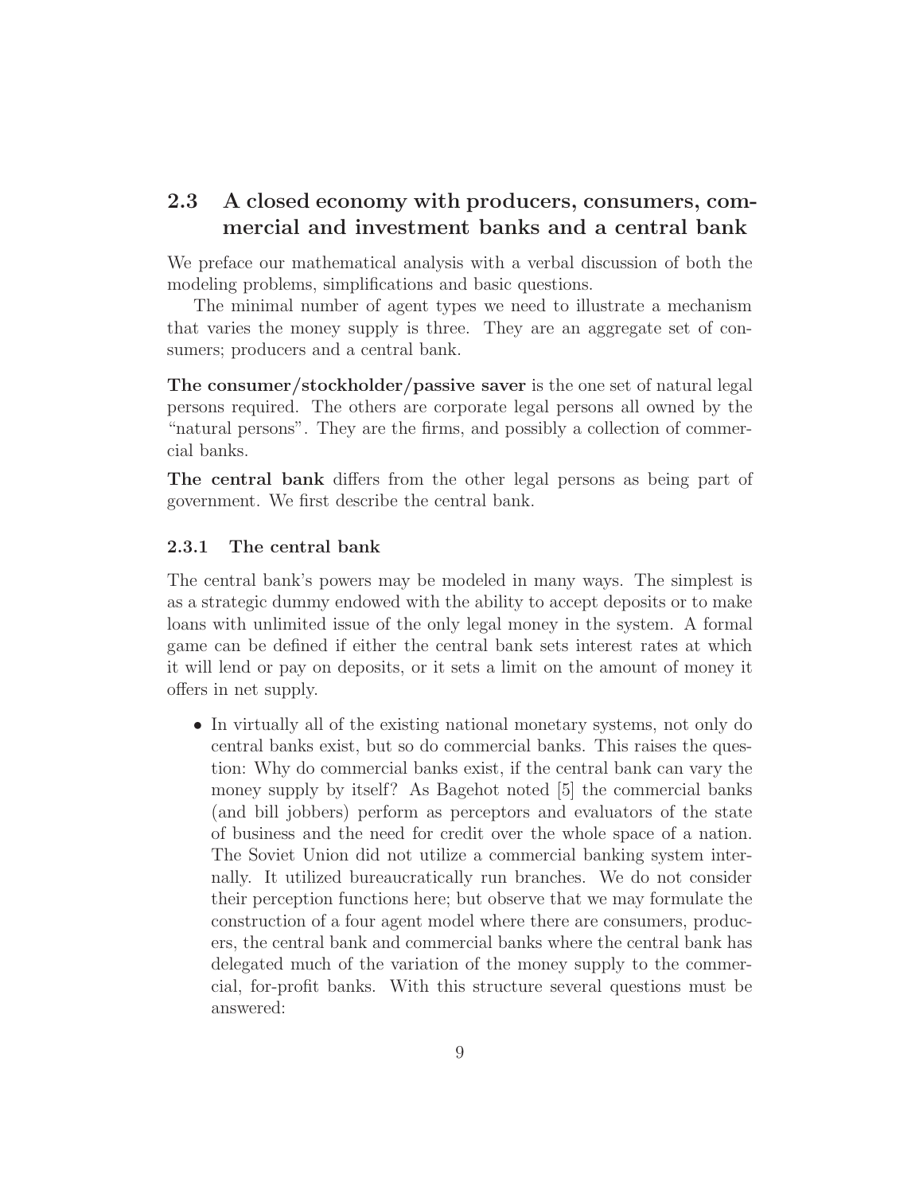## 2.3 A closed economy with producers, consumers, commercial and investment banks and a central bank

We preface our mathematical analysis with a verbal discussion of both the modeling problems, simplifications and basic questions.

The minimal number of agent types we need to illustrate a mechanism that varies the money supply is three. They are an aggregate set of consumers; producers and a central bank.

**The consumer/stockholder/passive saver** is the one set of natural legal persons required. The others are corporate legal persons all owned by the "natural persons". They are the firms, and possibly a collection of commercial banks.

**The central bank** differs from the other legal persons as being part of government. We first describe the central bank.

### 2.3.1 The central bank

The central bank's powers may be modeled in many ways. The simplest is as a strategic dummy endowed with the ability to accept deposits or to make loans with unlimited issue of the only legal money in the system. A formal game can be defined if either the central bank sets interest rates at which it will lend or pay on deposits, or it sets a limit on the amount of money it offers in net supply.

- In virtually all of the existing national monetary systems, not only do central banks exist, but so do commercial banks. This raises the question: Why do commercial banks exist, if the central bank can vary the money supply by itself? As Bagehot noted [5] the commercial banks (and bill jobbers) perform as perceptors and evaluators of the state of business and the need for credit over the whole space of a nation. The Soviet Union did not utilize a commercial banking system internally. It utilized bureaucratically run branches. We do not consider their perception functions here; but observe that we may formulate the construction of a four agent model where there are consumers, producers, the central bank and commercial banks where the central bank has delegated much of the variation of the money supply to the commercial, for-profit banks. With this structure several questions must be answered: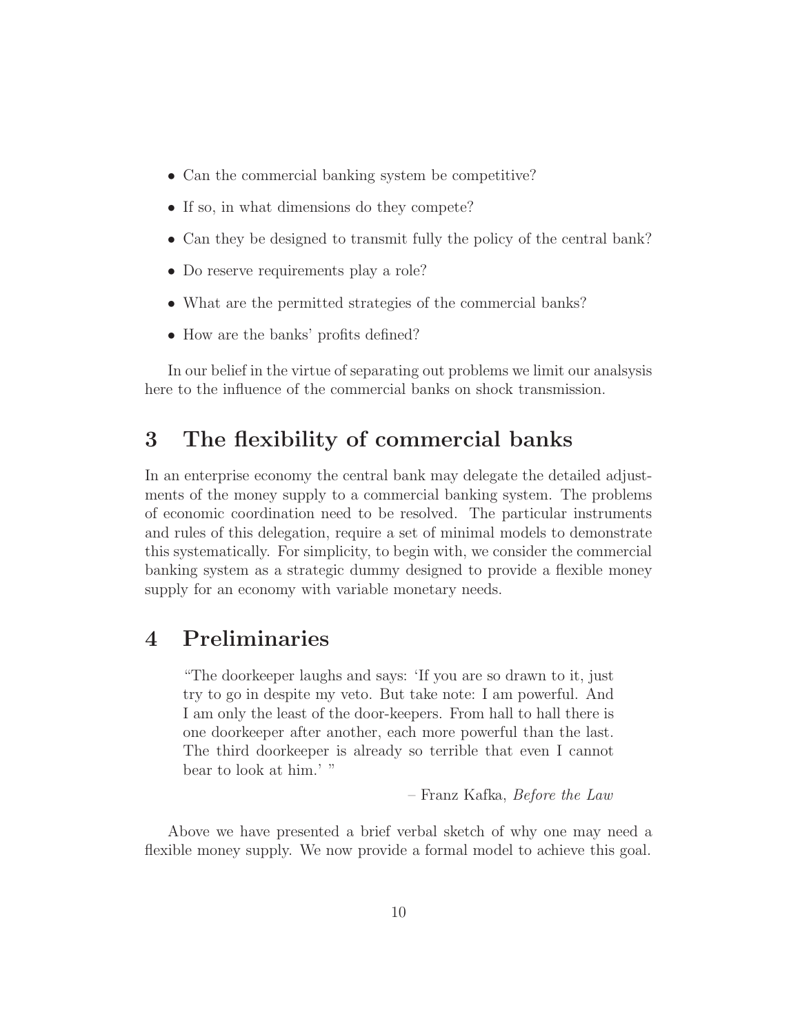- Can the commercial banking system be competitive?
- If so, in what dimensions do they compete?
- Can they be designed to transmit fully the policy of the central bank?
- Do reserve requirements play a role?
- What are the permitted strategies of the commercial banks?
- How are the banks' profits defined?

In our belief in the virtue of separating out problems we limit our analsysis here to the influence of the commercial banks on shock transmission.

# 3 The flexibility of commercial banks

In an enterprise economy the central bank may delegate the detailed adjustments of the money supply to a commercial banking system. The problems of economic coordination need to be resolved. The particular instruments and rules of this delegation, require a set of minimal models to demonstrate this systematically. For simplicity, to begin with, we consider the commercial banking system as a strategic dummy designed to provide a flexible money supply for an economy with variable monetary needs.

# 4 Preliminaries

> "The doorkeeper laughs and says: 'If you are so drawn to it, just try to go in despite my veto. But take note: I am powerful. And I am only the least of the door-keepers. From hall to hall there is one doorkeeper after another, each more powerful than the last. The third doorkeeper is already so terrible that even I cannot bear to look at him.' "
>
> – Franz Kafka, *Before the Law*

Above we have presented a brief verbal sketch of why one may need a flexible money supply. We now provide a formal model to achieve this goal.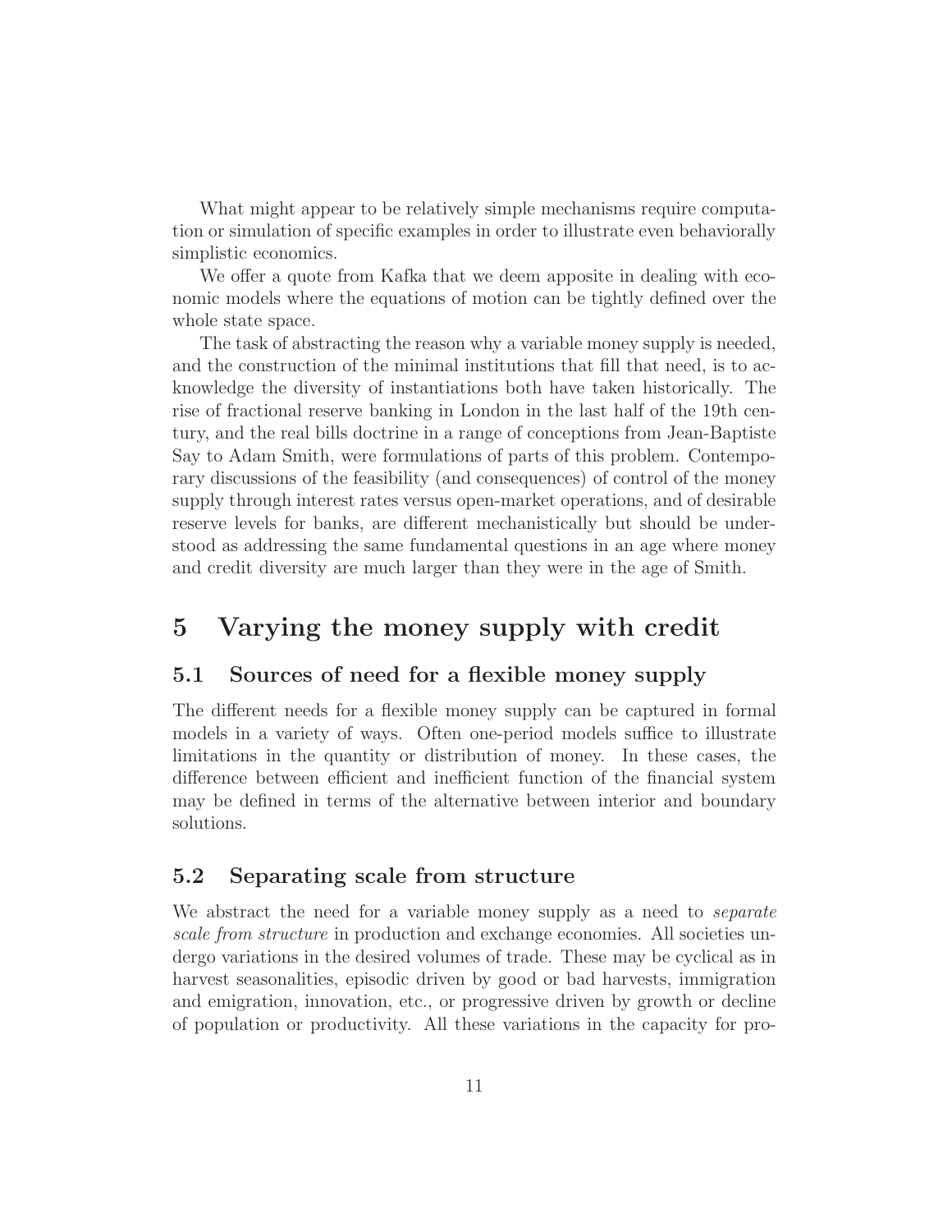What might appear to be relatively simple mechanisms require computation or simulation of specific examples in order to illustrate even behaviorally simplistic economics.

We offer a quote from Kafka that we deem apposite in dealing with economic models where the equations of motion can be tightly defined over the whole state space.

The task of abstracting the reason why a variable money supply is needed, and the construction of the minimal institutions that fill that need, is to acknowledge the diversity of instantiations both have taken historically. The rise of fractional reserve banking in London in the last half of the 19th century, and the real bills doctrine in a range of conceptions from Jean-Baptiste Say to Adam Smith, were formulations of parts of this problem. Contemporary discussions of the feasibility (and consequences) of control of the money supply through interest rates versus open-market operations, and of desirable reserve levels for banks, are different mechanistically but should be understood as addressing the same fundamental questions in an age where money and credit diversity are much larger than they were in the age of Smith.

# 5 Varying the money supply with credit

## 5.1 Sources of need for a flexible money supply

The different needs for a flexible money supply can be captured in formal models in a variety of ways. Often one-period models suffice to illustrate limitations in the quantity or distribution of money. In these cases, the difference between efficient and inefficient function of the financial system may be defined in terms of the alternative between interior and boundary solutions.

## 5.2 Separating scale from structure

We abstract the need for a variable money supply as a need to *separate scale from structure* in production and exchange economies. All societies undergo variations in the desired volumes of trade. These may be cyclical as in harvest seasonalities, episodic driven by good or bad harvests, immigration and emigration, innovation, etc., or progressive driven by growth or decline of population or productivity. All these variations in the capacity for pro-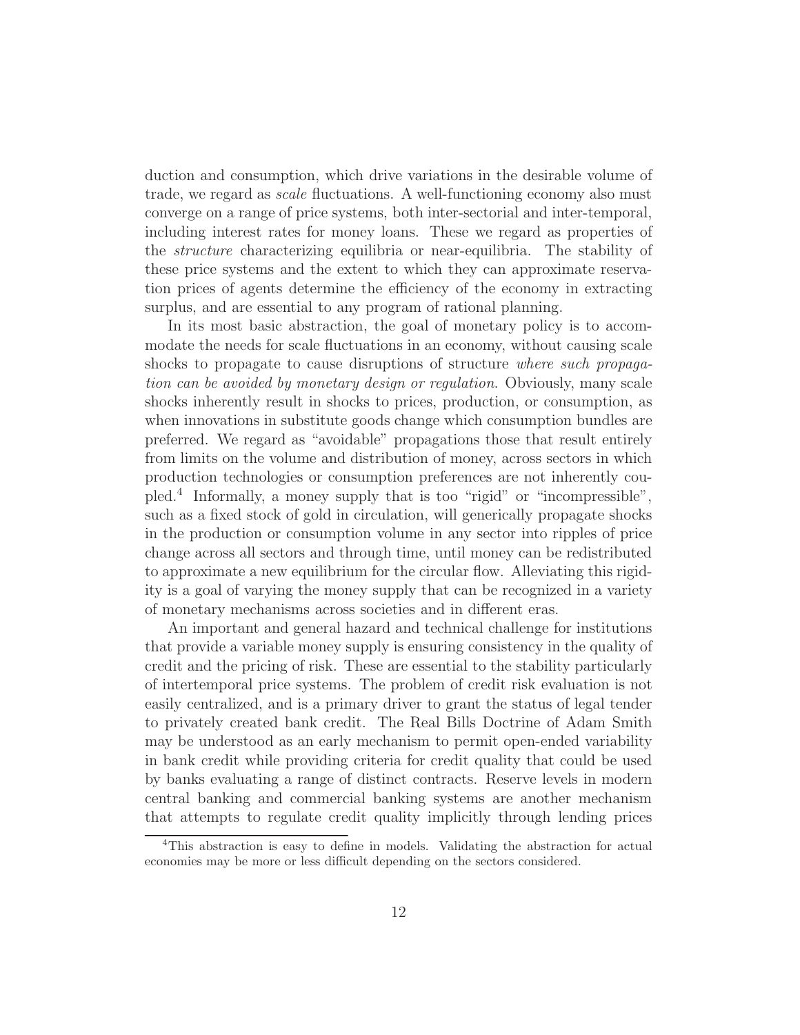duction and consumption, which drive variations in the desirable volume of trade, we regard as *scale* fluctuations. A well-functioning economy also must converge on a range of price systems, both inter-sectorial and inter-temporal, including interest rates for money loans. These we regard as properties of the *structure* characterizing equilibria or near-equilibria. The stability of these price systems and the extent to which they can approximate reservation prices of agents determine the efficiency of the economy in extracting surplus, and are essential to any program of rational planning.

In its most basic abstraction, the goal of monetary policy is to accommodate the needs for scale fluctuations in an economy, without causing scale shocks to propagate to cause disruptions of structure *where such propagation can be avoided by monetary design or regulation*. Obviously, many scale shocks inherently result in shocks to prices, production, or consumption, as when innovations in substitute goods change which consumption bundles are preferred. We regard as "avoidable" propagations those that result entirely from limits on the volume and distribution of money, across sectors in which production technologies or consumption preferences are not inherently coupled.[4] Informally, a money supply that is too "rigid" or "incompressible", such as a fixed stock of gold in circulation, will generically propagate shocks in the production or consumption volume in any sector into ripples of price change across all sectors and through time, until money can be redistributed to approximate a new equilibrium for the circular flow. Alleviating this rigidity is a goal of varying the money supply that can be recognized in a variety of monetary mechanisms across societies and in different eras.

An important and general hazard and technical challenge for institutions that provide a variable money supply is ensuring consistency in the quality of credit and the pricing of risk. These are essential to the stability particularly of intertemporal price systems. The problem of credit risk evaluation is not easily centralized, and is a primary driver to grant the status of legal tender to privately created bank credit. The Real Bills Doctrine of Adam Smith may be understood as an early mechanism to permit open-ended variability in bank credit while providing criteria for credit quality that could be used by banks evaluating a range of distinct contracts. Reserve levels in modern central banking and commercial banking systems are another mechanism that attempts to regulate credit quality implicitly through lending prices

[4]This abstraction is easy to define in models. Validating the abstraction for actual economies may be more or less difficult depending on the sectors considered.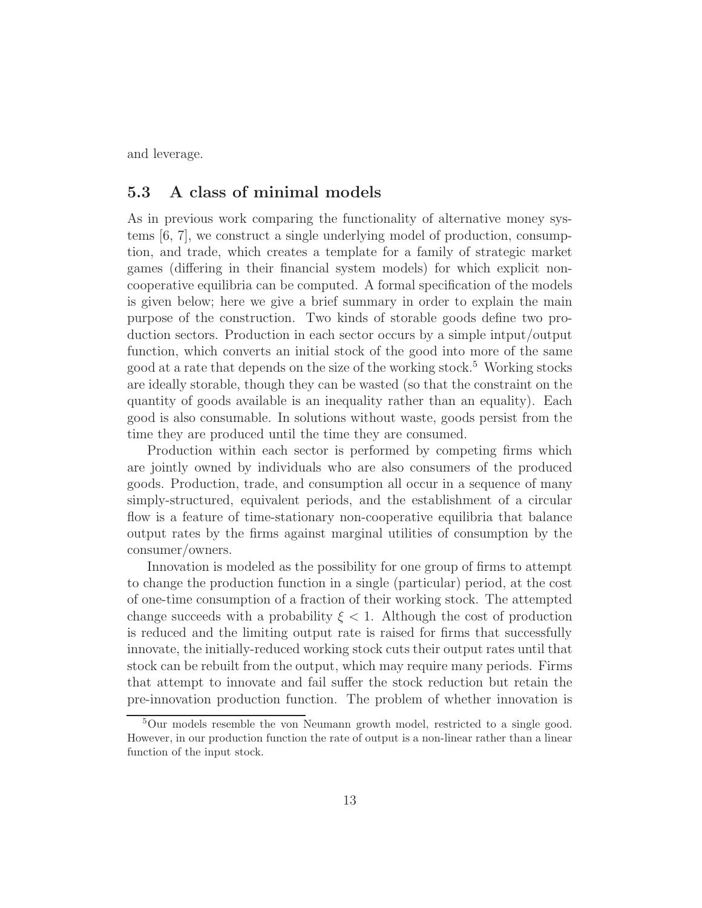and leverage.

### 5.3 A class of minimal models

As in previous work comparing the functionality of alternative money systems [6, 7], we construct a single underlying model of production, consumption, and trade, which creates a template for a family of strategic market games (differing in their financial system models) for which explicit non-cooperative equilibria can be computed. A formal specification of the models is given below; here we give a brief summary in order to explain the main purpose of the construction. Two kinds of storable goods define two production sectors. Production in each sector occurs by a simple intput/output function, which converts an initial stock of the good into more of the same good at a rate that depends on the size of the working stock.[5] Working stocks are ideally storable, though they can be wasted (so that the constraint on the quantity of goods available is an inequality rather than an equality). Each good is also consumable. In solutions without waste, goods persist from the time they are produced until the time they are consumed.

Production within each sector is performed by competing firms which are jointly owned by individuals who are also consumers of the produced goods. Production, trade, and consumption all occur in a sequence of many simply-structured, equivalent periods, and the establishment of a circular flow is a feature of time-stationary non-cooperative equilibria that balance output rates by the firms against marginal utilities of consumption by the consumer/owners.

Innovation is modeled as the possibility for one group of firms to attempt to change the production function in a single (particular) period, at the cost of one-time consumption of a fraction of their working stock. The attempted change succeeds with a probability $\xi < 1$. Although the cost of production is reduced and the limiting output rate is raised for firms that successfully innovate, the initially-reduced working stock cuts their output rates until that stock can be rebuilt from the output, which may require many periods. Firms that attempt to innovate and fail suffer the stock reduction but retain the pre-innovation production function. The problem of whether innovation is

[5] Our models resemble the von Neumann growth model, restricted to a single good. However, in our production function the rate of output is a non-linear rather than a linear function of the input stock.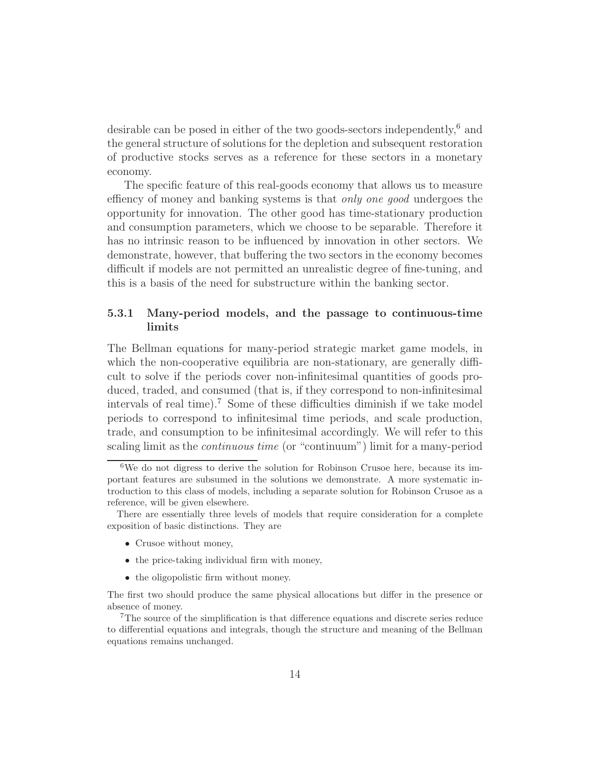desirable can be posed in either of the two goods-sectors independently,[6] and the general structure of solutions for the depletion and subsequent restoration of productive stocks serves as a reference for these sectors in a monetary economy.

The specific feature of this real-goods economy that allows us to measure effiency of money and banking systems is that *only one good* undergoes the opportunity for innovation. The other good has time-stationary production and consumption parameters, which we choose to be separable. Therefore it has no intrinsic reason to be influenced by innovation in other sectors. We demonstrate, however, that buffering the two sectors in the economy becomes difficult if models are not permitted an unrealistic degree of fine-tuning, and this is a basis of the need for substructure within the banking sector.

### 5.3.1 Many-period models, and the passage to continuous-time limits

The Bellman equations for many-period strategic market game models, in which the non-cooperative equilibria are non-stationary, are generally difficult to solve if the periods cover non-infinitesimal quantities of goods produced, traded, and consumed (that is, if they correspond to non-infinitesimal intervals of real time).[7] Some of these difficulties diminish if we take model periods to correspond to infinitesimal time periods, and scale production, trade, and consumption to be infinitesimal accordingly. We will refer to this scaling limit as the *continuous time* (or "continuum") limit for a many-period

---

[6] We do not digress to derive the solution for Robinson Crusoe here, because its important features are subsumed in the solutions we demonstrate. A more systematic introduction to this class of models, including a separate solution for Robinson Crusoe as a reference, will be given elsewhere.

There are essentially three levels of models that require consideration for a complete exposition of basic distinctions. They are

- Crusoe without money,
- the price-taking individual firm with money,
- the oligopolistic firm without money.

The first two should produce the same physical allocations but differ in the presence or absence of money.

[7] The source of the simplification is that difference equations and discrete series reduce to differential equations and integrals, though the structure and meaning of the Bellman equations remains unchanged.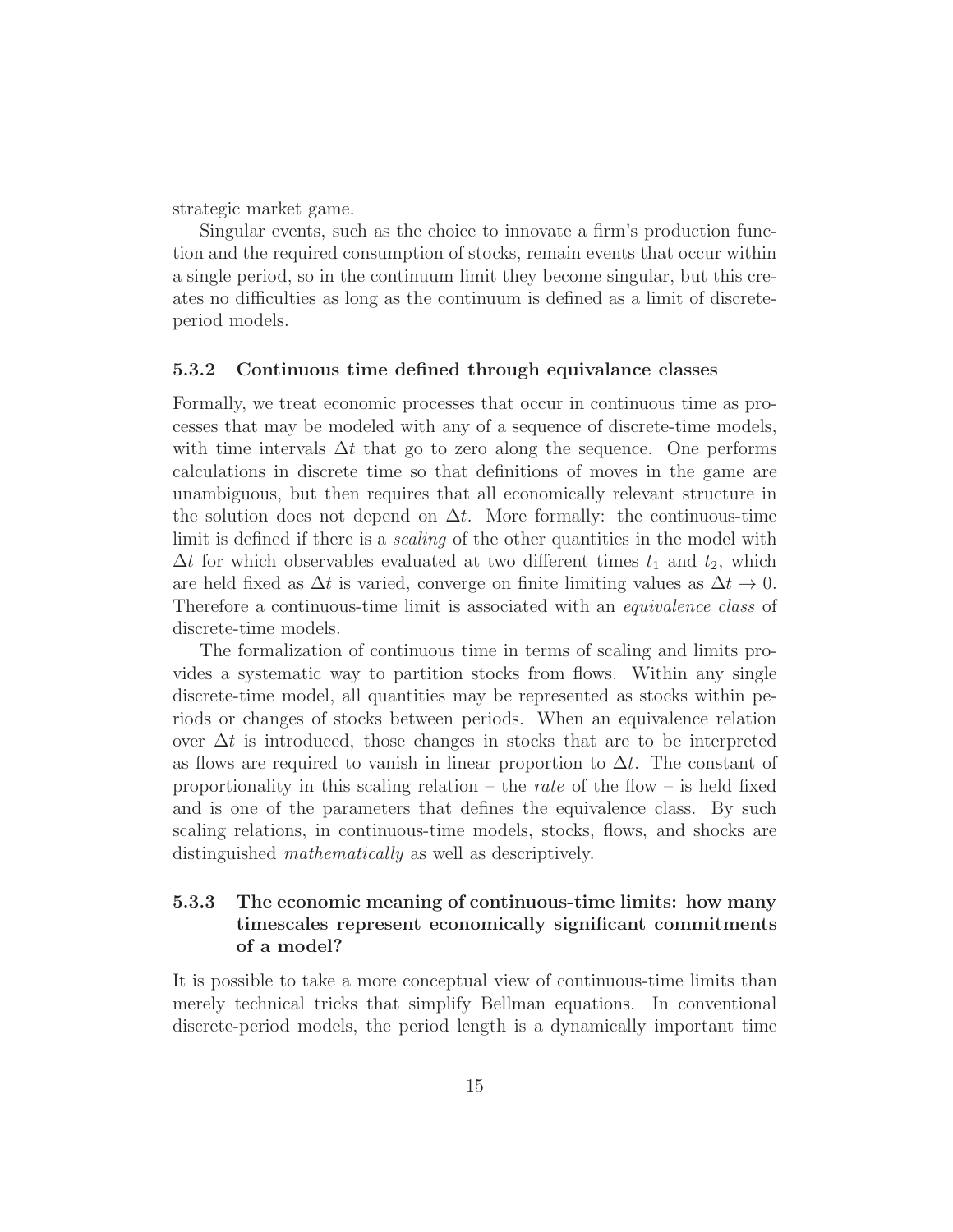strategic market game.

Singular events, such as the choice to innovate a firm's production function and the required consumption of stocks, remain events that occur within a single period, so in the continuum limit they become singular, but this creates no difficulties as long as the continuum is defined as a limit of discrete-period models.

### 5.3.2 Continuous time defined through equivalance classes

Formally, we treat economic processes that occur in continuous time as processes that may be modeled with any of a sequence of discrete-time models, with time intervals $\Delta t$ that go to zero along the sequence. One performs calculations in discrete time so that definitions of moves in the game are unambiguous, but then requires that all economically relevant structure in the solution does not depend on $\Delta t$. More formally: the continuous-time limit is defined if there is a *scaling* of the other quantities in the model with $\Delta t$ for which observables evaluated at two different times $t_1$ and $t_2$, which are held fixed as $\Delta t$ is varied, converge on finite limiting values as $\Delta t \rightarrow 0$. Therefore a continuous-time limit is associated with an *equivalence class* of discrete-time models.

The formalization of continuous time in terms of scaling and limits provides a systematic way to partition stocks from flows. Within any single discrete-time model, all quantities may be represented as stocks within periods or changes of stocks between periods. When an equivalence relation over $\Delta t$ is introduced, those changes in stocks that are to be interpreted as flows are required to vanish in linear proportion to $\Delta t$. The constant of proportionality in this scaling relation – the *rate* of the flow – is held fixed and is one of the parameters that defines the equivalence class. By such scaling relations, in continuous-time models, stocks, flows, and shocks are distinguished *mathematically* as well as descriptively.

### 5.3.3 The economic meaning of continuous-time limits: how many timescales represent economically significant commitments of a model?

It is possible to take a more conceptual view of continuous-time limits than merely technical tricks that simplify Bellman equations. In conventional discrete-period models, the period length is a dynamically important time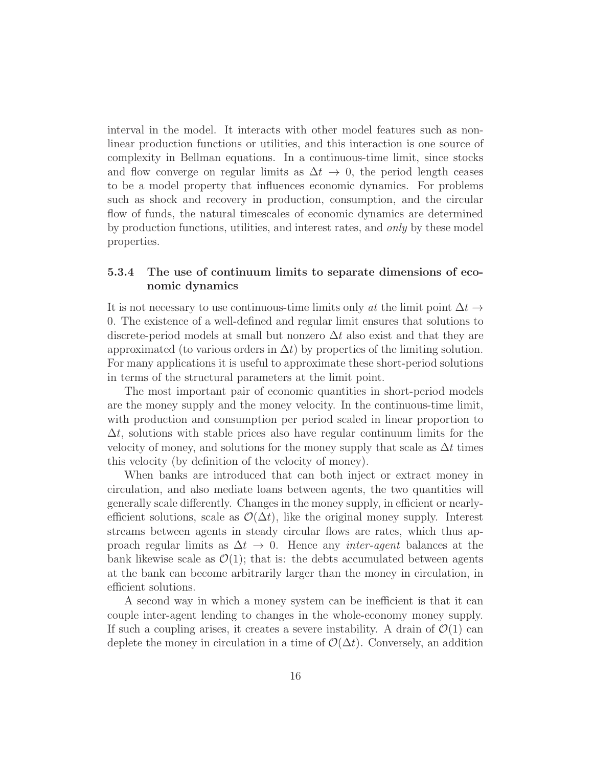interval in the model. It interacts with other model features such as nonlinear production functions or utilities, and this interaction is one source of complexity in Bellman equations. In a continuous-time limit, since stocks and flow converge on regular limits as $\Delta t \to 0$, the period length ceases to be a model property that influences economic dynamics. For problems such as shock and recovery in production, consumption, and the circular flow of funds, the natural timescales of economic dynamics are determined by production functions, utilities, and interest rates, and *only* by these model properties.

### 5.3.4 The use of continuum limits to separate dimensions of economic dynamics

It is not necessary to use continuous-time limits only *at* the limit point $\Delta t \to 0$. The existence of a well-defined and regular limit ensures that solutions to discrete-period models at small but nonzero $\Delta t$ also exist and that they are approximated (to various orders in $\Delta t$) by properties of the limiting solution. For many applications it is useful to approximate these short-period solutions in terms of the structural parameters at the limit point.

The most important pair of economic quantities in short-period models are the money supply and the money velocity. In the continuous-time limit, with production and consumption per period scaled in linear proportion to $\Delta t$, solutions with stable prices also have regular continuum limits for the velocity of money, and solutions for the money supply that scale as $\Delta t$ times this velocity (by definition of the velocity of money).

When banks are introduced that can both inject or extract money in circulation, and also mediate loans between agents, the two quantities will generally scale differently. Changes in the money supply, in efficient or nearly-efficient solutions, scale as $\mathcal{O}(\Delta t)$, like the original money supply. Interest streams between agents in steady circular flows are rates, which thus approach regular limits as $\Delta t \to 0$. Hence any *inter-agent* balances at the bank likewise scale as $\mathcal{O}(1)$; that is: the debts accumulated between agents at the bank can become arbitrarily larger than the money in circulation, in efficient solutions.

A second way in which a money system can be inefficient is that it can couple inter-agent lending to changes in the whole-economy money supply. If such a coupling arises, it creates a severe instability. A drain of $\mathcal{O}(1)$ can deplete the money in circulation in a time of $\mathcal{O}(\Delta t)$. Conversely, an addition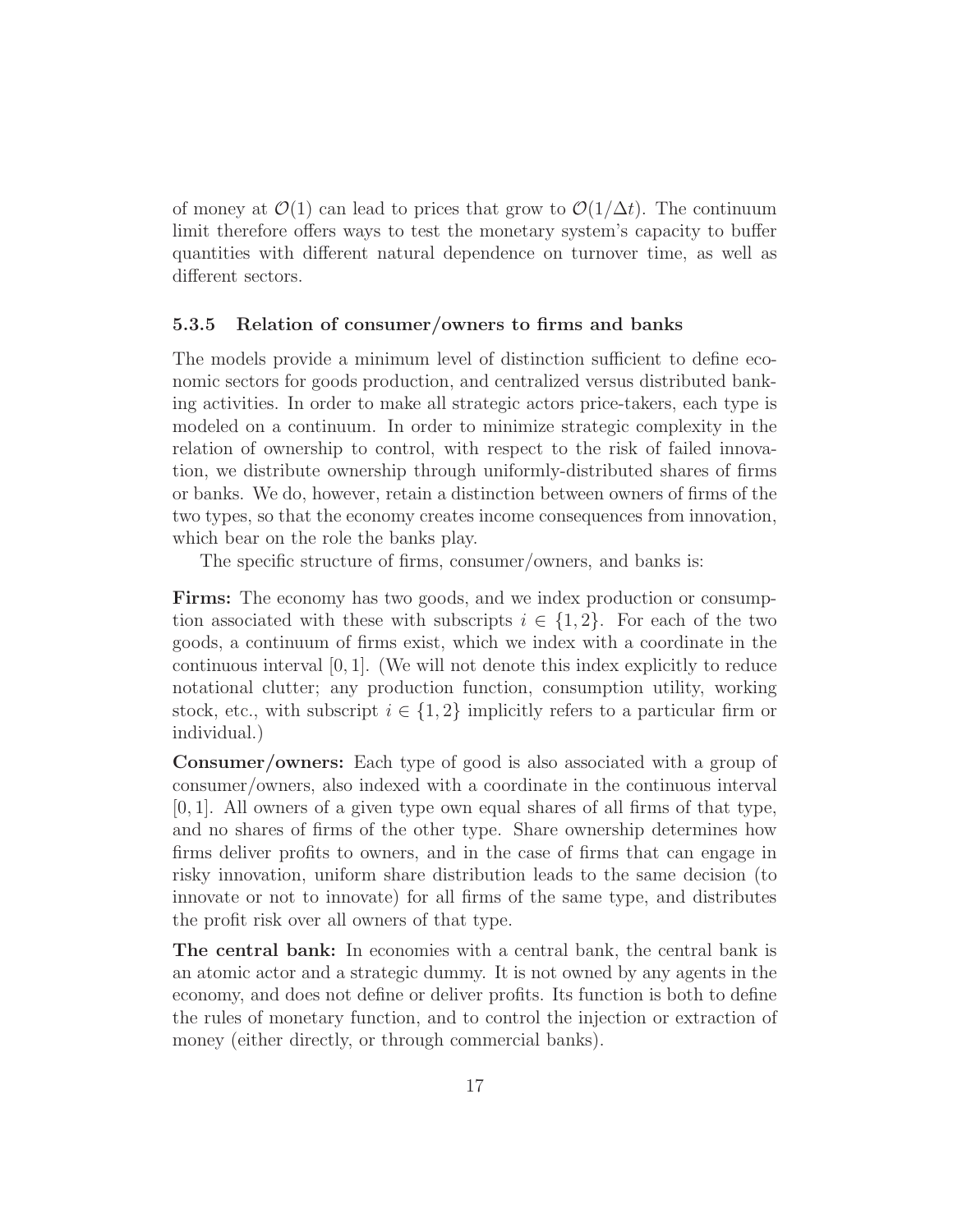of money at $\mathcal{O}(1)$ can lead to prices that grow to $\mathcal{O}(1/\Delta t)$. The continuum limit therefore offers ways to test the monetary system's capacity to buffer quantities with different natural dependence on turnover time, as well as different sectors.

### 5.3.5 Relation of consumer/owners to firms and banks

The models provide a minimum level of distinction sufficient to define economic sectors for goods production, and centralized versus distributed banking activities. In order to make all strategic actors price-takers, each type is modeled on a continuum. In order to minimize strategic complexity in the relation of ownership to control, with respect to the risk of failed innovation, we distribute ownership through uniformly-distributed shares of firms or banks. We do, however, retain a distinction between owners of firms of the two types, so that the economy creates income consequences from innovation, which bear on the role the banks play.

The specific structure of firms, consumer/owners, and banks is:

**Firms:** The economy has two goods, and we index production or consumption associated with these with subscripts $i \in \{1, 2\}$. For each of the two goods, a continuum of firms exist, which we index with a coordinate in the continuous interval $[0, 1]$. (We will not denote this index explicitly to reduce notational clutter; any production function, consumption utility, working stock, etc., with subscript $i \in \{1, 2\}$ implicitly refers to a particular firm or individual.)

**Consumer/owners:** Each type of good is also associated with a group of consumer/owners, also indexed with a coordinate in the continuous interval $[0, 1]$. All owners of a given type own equal shares of all firms of that type, and no shares of firms of the other type. Share ownership determines how firms deliver profits to owners, and in the case of firms that can engage in risky innovation, uniform share distribution leads to the same decision (to innovate or not to innovate) for all firms of the same type, and distributes the profit risk over all owners of that type.

**The central bank:** In economies with a central bank, the central bank is an atomic actor and a strategic dummy. It is not owned by any agents in the economy, and does not define or deliver profits. Its function is both to define the rules of monetary function, and to control the injection or extraction of money (either directly, or through commercial banks).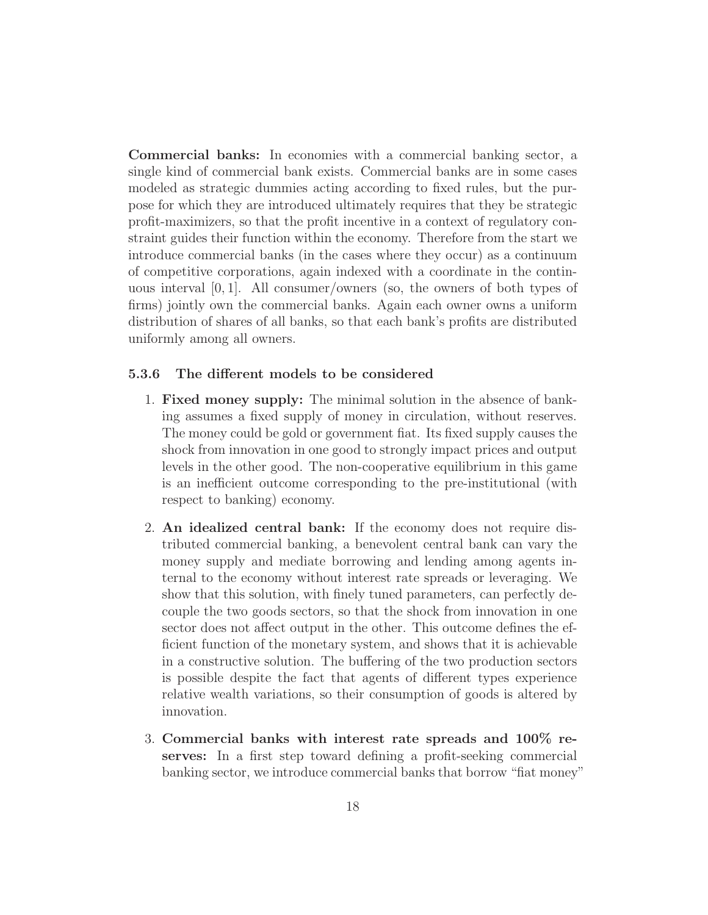**Commercial banks:** In economies with a commercial banking sector, a single kind of commercial bank exists. Commercial banks are in some cases modeled as strategic dummies acting according to fixed rules, but the purpose for which they are introduced ultimately requires that they be strategic profit-maximizers, so that the profit incentive in a context of regulatory constraint guides their function within the economy. Therefore from the start we introduce commercial banks (in the cases where they occur) as a continuum of competitive corporations, again indexed with a coordinate in the continuous interval $[0, 1]$. All consumer/owners (so, the owners of both types of firms) jointly own the commercial banks. Again each owner owns a uniform distribution of shares of all banks, so that each bank's profits are distributed uniformly among all owners.

### 5.3.6 The different models to be considered

1. **Fixed money supply:** The minimal solution in the absence of banking assumes a fixed supply of money in circulation, without reserves. The money could be gold or government fiat. Its fixed supply causes the shock from innovation in one good to strongly impact prices and output levels in the other good. The non-cooperative equilibrium in this game is an inefficient outcome corresponding to the pre-institutional (with respect to banking) economy.

2. **An idealized central bank:** If the economy does not require distributed commercial banking, a benevolent central bank can vary the money supply and mediate borrowing and lending among agents internal to the economy without interest rate spreads or leveraging. We show that this solution, with finely tuned parameters, can perfectly decouple the two goods sectors, so that the shock from innovation in one sector does not affect output in the other. This outcome defines the efficient function of the monetary system, and shows that it is achievable in a constructive solution. The buffering of the two production sectors is possible despite the fact that agents of different types experience relative wealth variations, so their consumption of goods is altered by innovation.

3. **Commercial banks with interest rate spreads and 100% reserves:** In a first step toward defining a profit-seeking commercial banking sector, we introduce commercial banks that borrow "fiat money"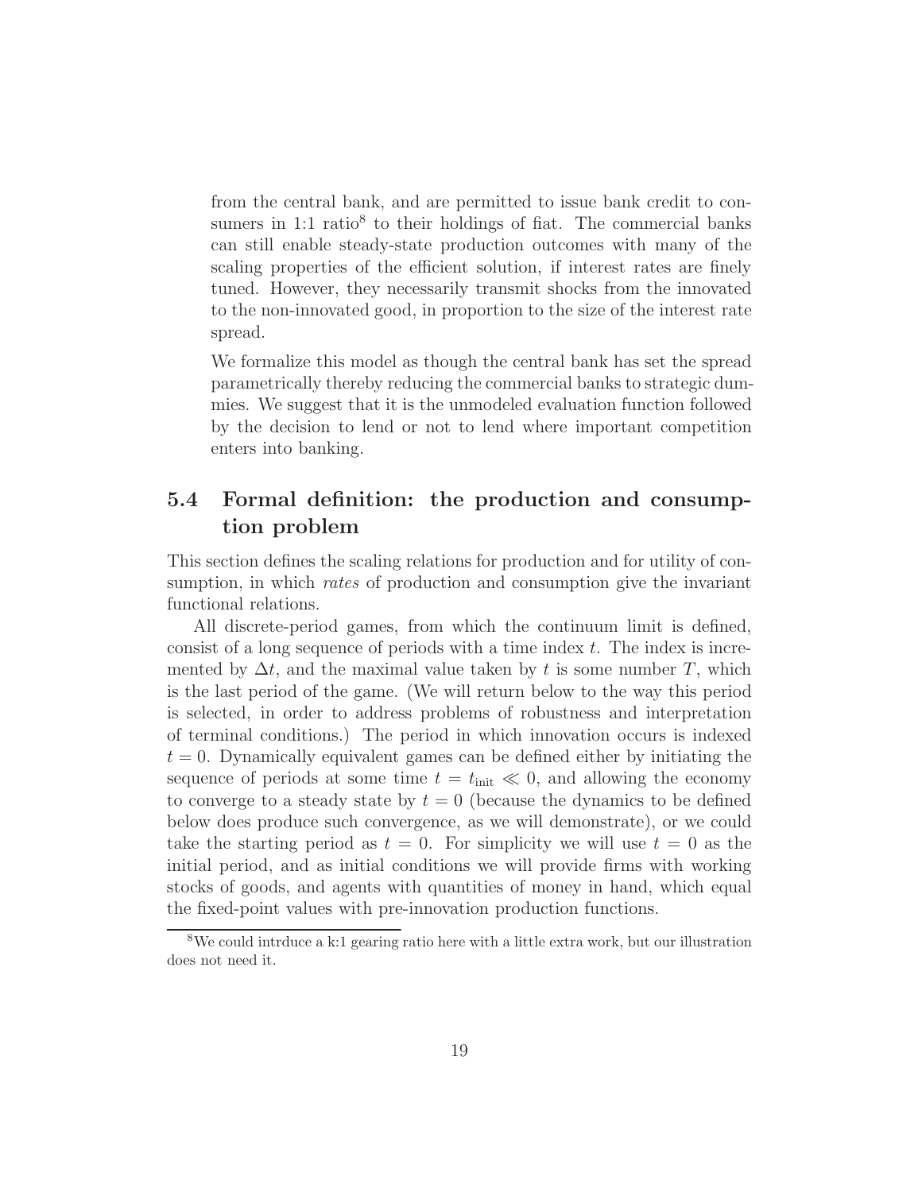from the central bank, and are permitted to issue bank credit to consumers in 1:1 ratio[8] to their holdings of fiat. The commercial banks can still enable steady-state production outcomes with many of the scaling properties of the efficient solution, if interest rates are finely tuned. However, they necessarily transmit shocks from the innovated to the non-innovated good, in proportion to the size of the interest rate spread.

We formalize this model as though the central bank has set the spread parametrically thereby reducing the commercial banks to strategic dummies. We suggest that it is the unmodeled evaluation function followed by the decision to lend or not to lend where important competition enters into banking.

## 5.4 Formal definition: the production and consumption problem

This section defines the scaling relations for production and for utility of consumption, in which *rates* of production and consumption give the invariant functional relations.

All discrete-period games, from which the continuum limit is defined, consist of a long sequence of periods with a time index $t$. The index is incremented by $\Delta t$, and the maximal value taken by $t$ is some number $T$, which is the last period of the game. (We will return below to the way this period is selected, in order to address problems of robustness and interpretation of terminal conditions.) The period in which innovation occurs is indexed $t = 0$. Dynamically equivalent games can be defined either by initiating the sequence of periods at some time $t = t_{\text{init}} \ll 0$, and allowing the economy to converge to a steady state by $t = 0$ (because the dynamics to be defined below does produce such convergence, as we will demonstrate), or we could take the starting period as $t = 0$. For simplicity we will use $t = 0$ as the initial period, and as initial conditions we will provide firms with working stocks of goods, and agents with quantities of money in hand, which equal the fixed-point values with pre-innovation production functions.

[8] We could intrduce a k:1 gearing ratio here with a little extra work, but our illustration does not need it.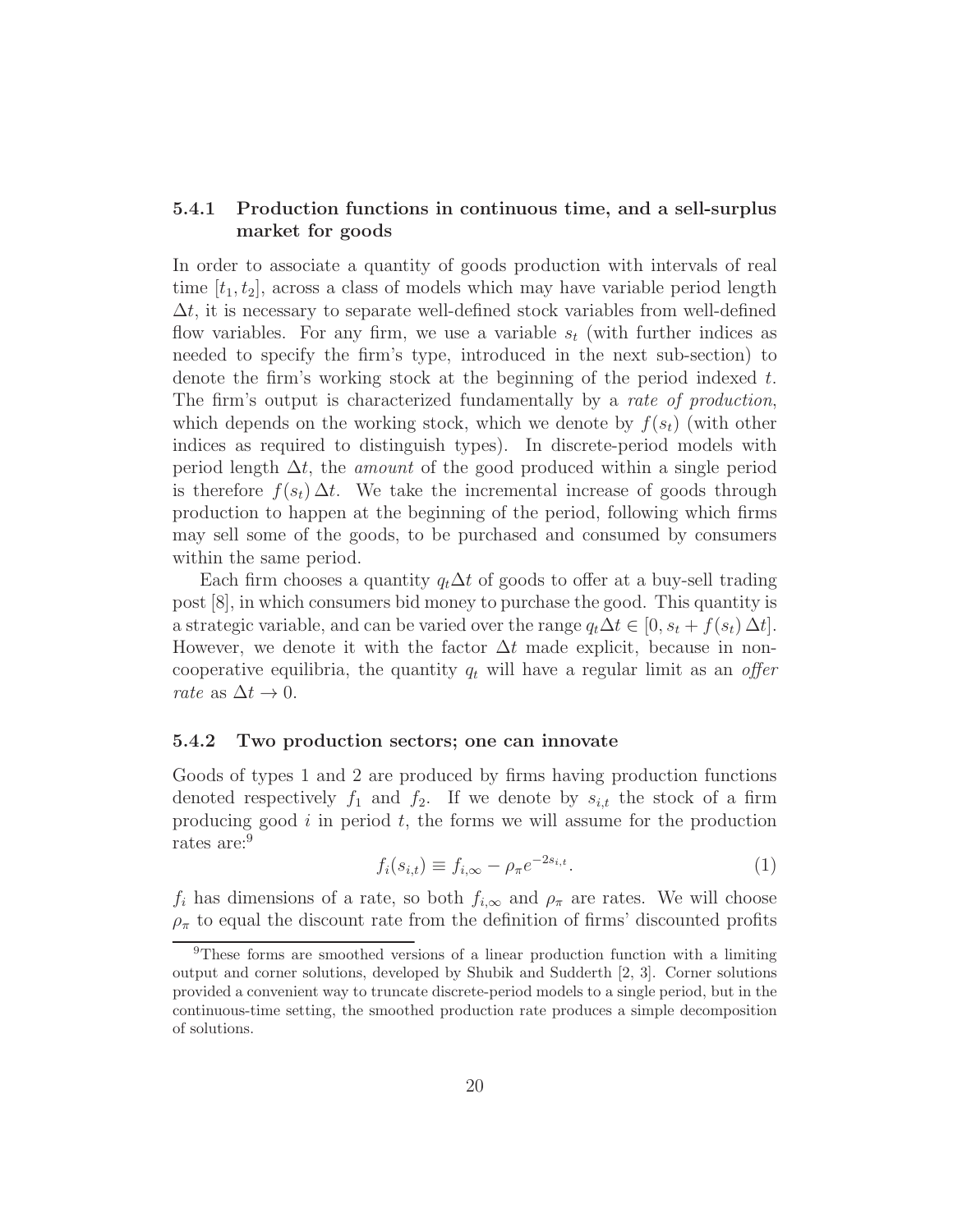### 5.4.1 Production functions in continuous time, and a sell-surplus market for goods

In order to associate a quantity of goods production with intervals of real time $[t_1, t_2]$, across a class of models which may have variable period length $\Delta t$, it is necessary to separate well-defined stock variables from well-defined flow variables. For any firm, we use a variable $s_t$ (with further indices as needed to specify the firm's type, introduced in the next sub-section) to denote the firm's working stock at the beginning of the period indexed $t$. The firm's output is characterized fundamentally by a *rate of production*, which depends on the working stock, which we denote by $f(s_t)$ (with other indices as required to distinguish types). In discrete-period models with period length $\Delta t$, the *amount* of the good produced within a single period is therefore $f(s_t)\,\Delta t$. We take the incremental increase of goods through production to happen at the beginning of the period, following which firms may sell some of the goods, to be purchased and consumed by consumers within the same period.

Each firm chooses a quantity $q_t\Delta t$ of goods to offer at a buy-sell trading post [8], in which consumers bid money to purchase the good. This quantity is a strategic variable, and can be varied over the range $q_t\Delta t \in [0, s_t + f(s_t)\,\Delta t]$. However, we denote it with the factor $\Delta t$ made explicit, because in non-cooperative equilibria, the quantity $q_t$ will have a regular limit as an *offer rate* as $\Delta t \to 0$.

### 5.4.2 Two production sectors; one can innovate

Goods of types 1 and 2 are produced by firms having production functions denoted respectively $f_1$ and $f_2$. If we denote by $s_{i,t}$ the stock of a firm producing good $i$ in period $t$, the forms we will assume for the production rates are:[9]

$$f_i(s_{i,t}) \equiv f_{i,\infty} - \rho_\pi e^{-2s_{i,t}}. \tag{1}$$

$f_i$ has dimensions of a rate, so both $f_{i,\infty}$ and $\rho_\pi$ are rates. We will choose $\rho_\pi$ to equal the discount rate from the definition of firms' discounted profits

[9] These forms are smoothed versions of a linear production function with a limiting output and corner solutions, developed by Shubik and Sudderth [2, 3]. Corner solutions provided a convenient way to truncate discrete-period models to a single period, but in the continuous-time setting, the smoothed production rate produces a simple decomposition of solutions.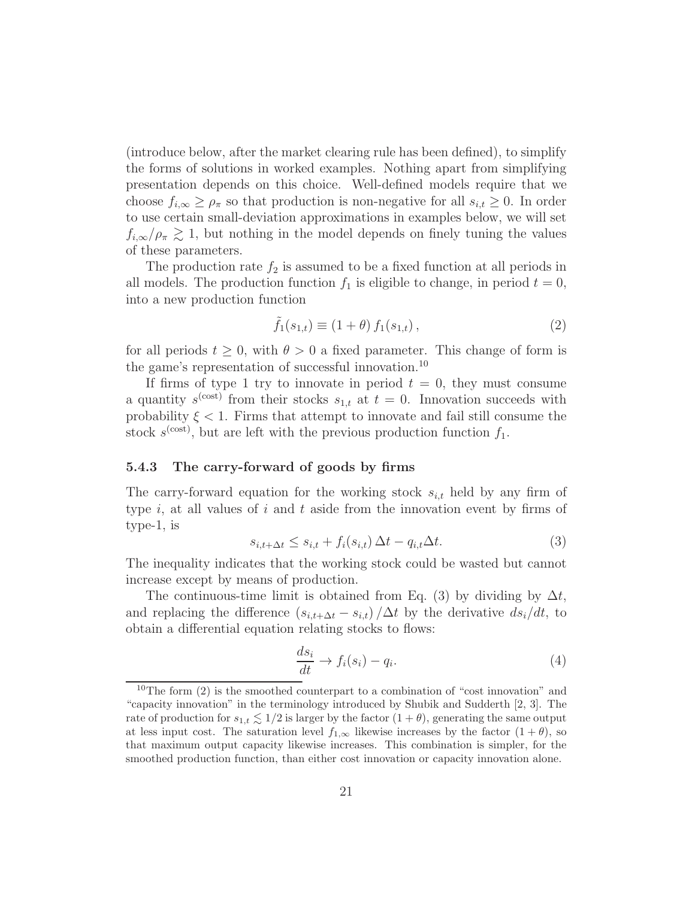(introduce below, after the market clearing rule has been defined), to simplify the forms of solutions in worked examples. Nothing apart from simplifying presentation depends on this choice. Well-defined models require that we choose $f_{i,\infty} \geq \rho_\pi$ so that production is non-negative for all $s_{i,t} \geq 0$. In order to use certain small-deviation approximations in examples below, we will set $f_{i,\infty}/\rho_\pi \gtrsim 1$, but nothing in the model depends on finely tuning the values of these parameters.

The production rate $f_2$ is assumed to be a fixed function at all periods in all models. The production function $f_1$ is eligible to change, in period $t = 0$, into a new production function

$$\tilde{f}_1(s_{1,t}) \equiv (1+\theta)\, f_1(s_{1,t}), \tag{2}$$

for all periods $t \geq 0$, with $\theta > 0$ a fixed parameter. This change of form is the game's representation of successful innovation.[10]

If firms of type 1 try to innovate in period $t = 0$, they must consume a quantity $s^{(\mathrm{cost})}$ from their stocks $s_{1,t}$ at $t = 0$. Innovation succeeds with probability $\xi < 1$. Firms that attempt to innovate and fail still consume the stock $s^{(\mathrm{cost})}$, but are left with the previous production function $f_1$.

### 5.4.3 The carry-forward of goods by firms

The carry-forward equation for the working stock $s_{i,t}$ held by any firm of type $i$, at all values of $i$ and $t$ aside from the innovation event by firms of type-1, is

$$s_{i,t+\Delta t} \leq s_{i,t} + f_i(s_{i,t})\, \Delta t - q_{i,t} \Delta t. \tag{3}$$

The inequality indicates that the working stock could be wasted but cannot increase except by means of production.

The continuous-time limit is obtained from Eq. (3) by dividing by $\Delta t$, and replacing the difference $(s_{i,t+\Delta t} - s_{i,t})/\Delta t$ by the derivative $ds_i/dt$, to obtain a differential equation relating stocks to flows:

$$\frac{ds_i}{dt} \to f_i(s_i) - q_i. \tag{4}$$

[10] The form (2) is the smoothed counterpart to a combination of "cost innovation" and "capacity innovation" in the terminology introduced by Shubik and Sudderth [2, 3]. The rate of production for $s_{1,t} \lesssim 1/2$ is larger by the factor $(1+\theta)$, generating the same output at less input cost. The saturation level $f_{1,\infty}$ likewise increases by the factor $(1+\theta)$, so that maximum output capacity likewise increases. This combination is simpler, for the smoothed production function, than either cost innovation or capacity innovation alone.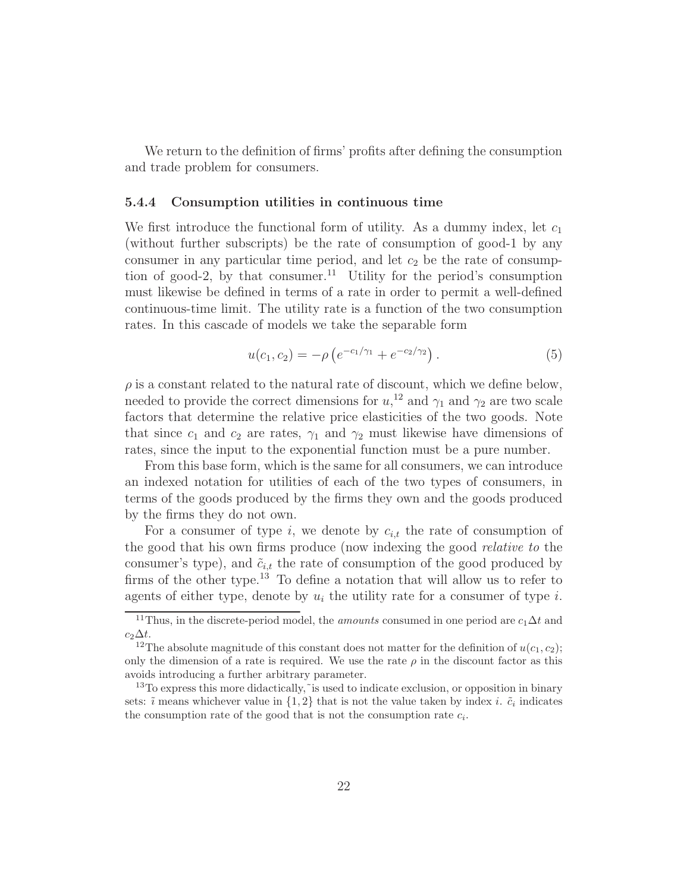We return to the definition of firms' profits after defining the consumption and trade problem for consumers.

### 5.4.4 Consumption utilities in continuous time

We first introduce the functional form of utility. As a dummy index, let $c_1$ (without further subscripts) be the rate of consumption of good-1 by any consumer in any particular time period, and let $c_2$ be the rate of consumption of good-2, by that consumer.[11] Utility for the period's consumption must likewise be defined in terms of a rate in order to permit a well-defined continuous-time limit. The utility rate is a function of the two consumption rates. In this cascade of models we take the separable form

$$u(c_1, c_2) = -\rho \left( e^{-c_1/\gamma_1} + e^{-c_2/\gamma_2} \right). \tag{5}$$

$\rho$ is a constant related to the natural rate of discount, which we define below, needed to provide the correct dimensions for $u$,[12] and $\gamma_1$ and $\gamma_2$ are two scale factors that determine the relative price elasticities of the two goods. Note that since $c_1$ and $c_2$ are rates, $\gamma_1$ and $\gamma_2$ must likewise have dimensions of rates, since the input to the exponential function must be a pure number.

From this base form, which is the same for all consumers, we can introduce an indexed notation for utilities of each of the two types of consumers, in terms of the goods produced by the firms they own and the goods produced by the firms they do not own.

For a consumer of type $i$, we denote by $c_{i,t}$ the rate of consumption of the good that his own firms produce (now indexing the good *relative to* the consumer's type), and $\tilde{c}_{i,t}$ the rate of consumption of the good produced by firms of the other type.[13] To define a notation that will allow us to refer to agents of either type, denote by $u_i$ the utility rate for a consumer of type $i$.

---

[11] Thus, in the discrete-period model, the *amounts* consumed in one period are $c_1 \Delta t$ and $c_2 \Delta t$.

[12] The absolute magnitude of this constant does not matter for the definition of $u(c_1, c_2)$; only the dimension of a rate is required. We use the rate $\rho$ in the discount factor as this avoids introducing a further arbitrary parameter.

[13] To express this more didactically, ~ is used to indicate exclusion, or opposition in binary sets: $\tilde{\imath}$ means whichever value in $\{1, 2\}$ that is not the value taken by index $i$. $\tilde{c}_i$ indicates the consumption rate of the good that is not the consumption rate $c_i$.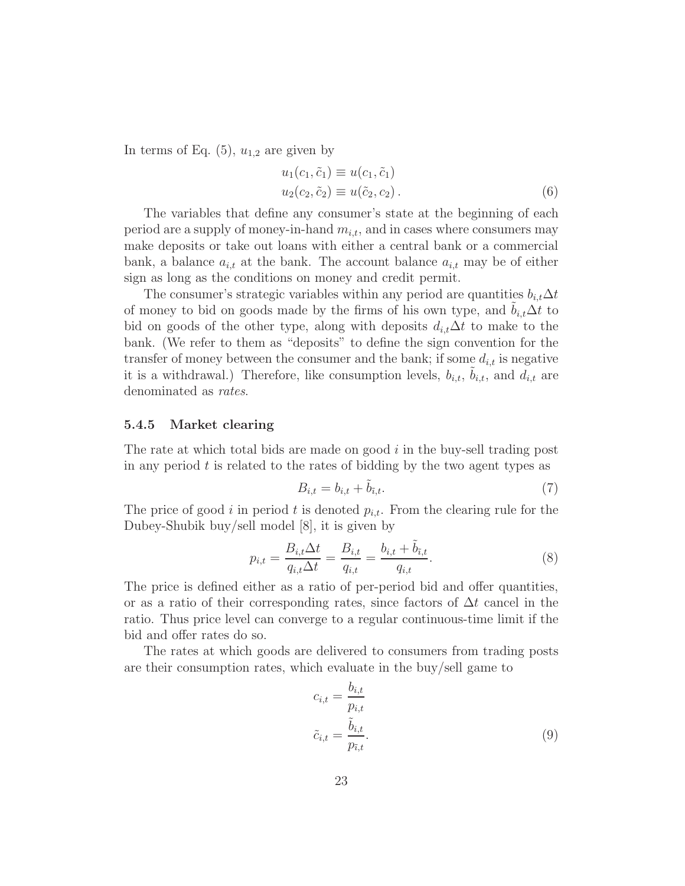In terms of Eq. (5), $u_{1,2}$ are given by

$$
\begin{aligned}
u_1(c_1, \tilde{c}_1) &\equiv u(c_1, \tilde{c}_1) \\
u_2(c_2, \tilde{c}_2) &\equiv u(\tilde{c}_2, c_2)\,.
\end{aligned}
\tag{6}
$$

The variables that define any consumer's state at the beginning of each period are a supply of money-in-hand $m_{i,t}$, and in cases where consumers may make deposits or take out loans with either a central bank or a commercial bank, a balance $a_{i,t}$ at the bank. The account balance $a_{i,t}$ may be of either sign as long as the conditions on money and credit permit.

The consumer's strategic variables within any period are quantities $b_{i,t}\Delta t$ of money to bid on goods made by the firms of his own type, and $\tilde{b}_{i,t}\Delta t$ to bid on goods of the other type, along with deposits $d_{i,t}\Delta t$ to make to the bank. (We refer to them as "deposits" to define the sign convention for the transfer of money between the consumer and the bank; if some $d_{i,t}$ is negative it is a withdrawal.) Therefore, like consumption levels, $b_{i,t}$, $\tilde{b}_{i,t}$, and $d_{i,t}$ are denominated as *rates*.

### 5.4.5 Market clearing

The rate at which total bids are made on good $i$ in the buy-sell trading post in any period $t$ is related to the rates of bidding by the two agent types as

$$
B_{i,t} = b_{i,t} + \tilde{b}_{\bar{\imath},t}. \tag{7}
$$

The price of good $i$ in period $t$ is denoted $p_{i,t}$. From the clearing rule for the Dubey-Shubik buy/sell model [8], it is given by

$$
p_{i,t} = \frac{B_{i,t}\Delta t}{q_{i,t}\Delta t} = \frac{B_{i,t}}{q_{i,t}} = \frac{b_{i,t} + \tilde{b}_{\bar{\imath},t}}{q_{i,t}}. \tag{8}
$$

The price is defined either as a ratio of per-period bid and offer quantities, or as a ratio of their corresponding rates, since factors of $\Delta t$ cancel in the ratio. Thus price level can converge to a regular continuous-time limit if the bid and offer rates do so.

The rates at which goods are delivered to consumers from trading posts are their consumption rates, which evaluate in the buy/sell game to

$$
\begin{aligned}
c_{i,t} &= \frac{b_{i,t}}{p_{i,t}} \\
\tilde{c}_{i,t} &= \frac{\tilde{b}_{i,t}}{p_{\bar{\imath},t}}.
\end{aligned}
\tag{9}
$$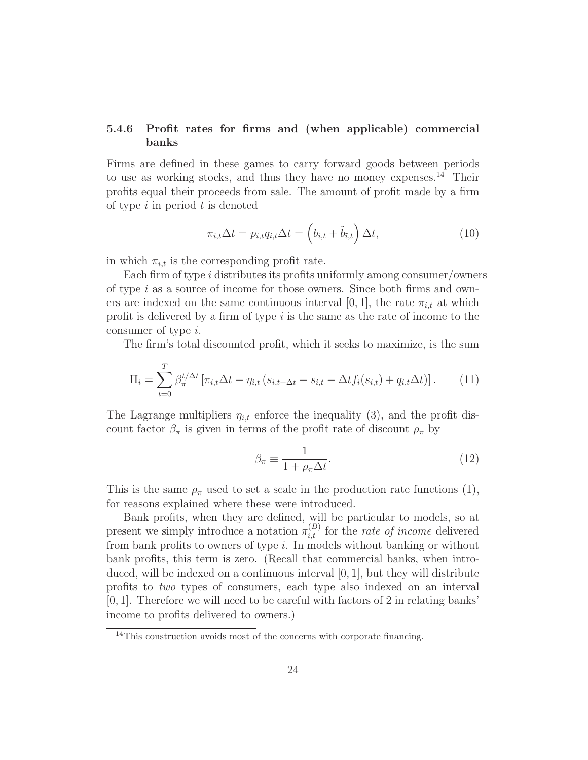### 5.4.6 Profit rates for firms and (when applicable) commercial banks

Firms are defined in these games to carry forward goods between periods to use as working stocks, and thus they have no money expenses.[14] Their profits equal their proceeds from sale. The amount of profit made by a firm of type $i$ in period $t$ is denoted

$$\pi_{i,t}\Delta t = p_{i,t}q_{i,t}\Delta t = \left( b_{i,t} + \tilde{b}_{\bar{\imath},t} \right) \Delta t, \tag{10}$$

in which $\pi_{i,t}$ is the corresponding profit rate.

Each firm of type $i$ distributes its profits uniformly among consumer/owners of type $i$ as a source of income for those owners. Since both firms and owners are indexed on the same continuous interval $[0, 1]$, the rate $\pi_{i,t}$ at which profit is delivered by a firm of type $i$ is the same as the rate of income to the consumer of type $i$.

The firm's total discounted profit, which it seeks to maximize, is the sum

$$\Pi_i = \sum_{t=0}^{T} \beta_\pi^{t/\Delta t} \left[ \pi_{i,t}\Delta t - \eta_{i,t} \left( s_{i,t+\Delta t} - s_{i,t} - \Delta t f_i(s_{i,t}) + q_{i,t}\Delta t \right) \right]. \tag{11}$$

The Lagrange multipliers $\eta_{i,t}$ enforce the inequality (3), and the profit discount factor $\beta_\pi$ is given in terms of the profit rate of discount $\rho_\pi$ by

$$\beta_\pi \equiv \frac{1}{1 + \rho_\pi \Delta t}. \tag{12}$$

This is the same $\rho_\pi$ used to set a scale in the production rate functions (1), for reasons explained where these were introduced.

Bank profits, when they are defined, will be particular to models, so at present we simply introduce a notation $\pi_{i,t}^{(B)}$ for the *rate of income* delivered from bank profits to owners of type $i$. In models without banking or without bank profits, this term is zero. (Recall that commercial banks, when introduced, will be indexed on a continuous interval $[0, 1]$, but they will distribute profits to *two* types of consumers, each type also indexed on an interval $[0, 1]$. Therefore we will need to be careful with factors of 2 in relating banks' income to profits delivered to owners.)

[14] This construction avoids most of the concerns with corporate financing.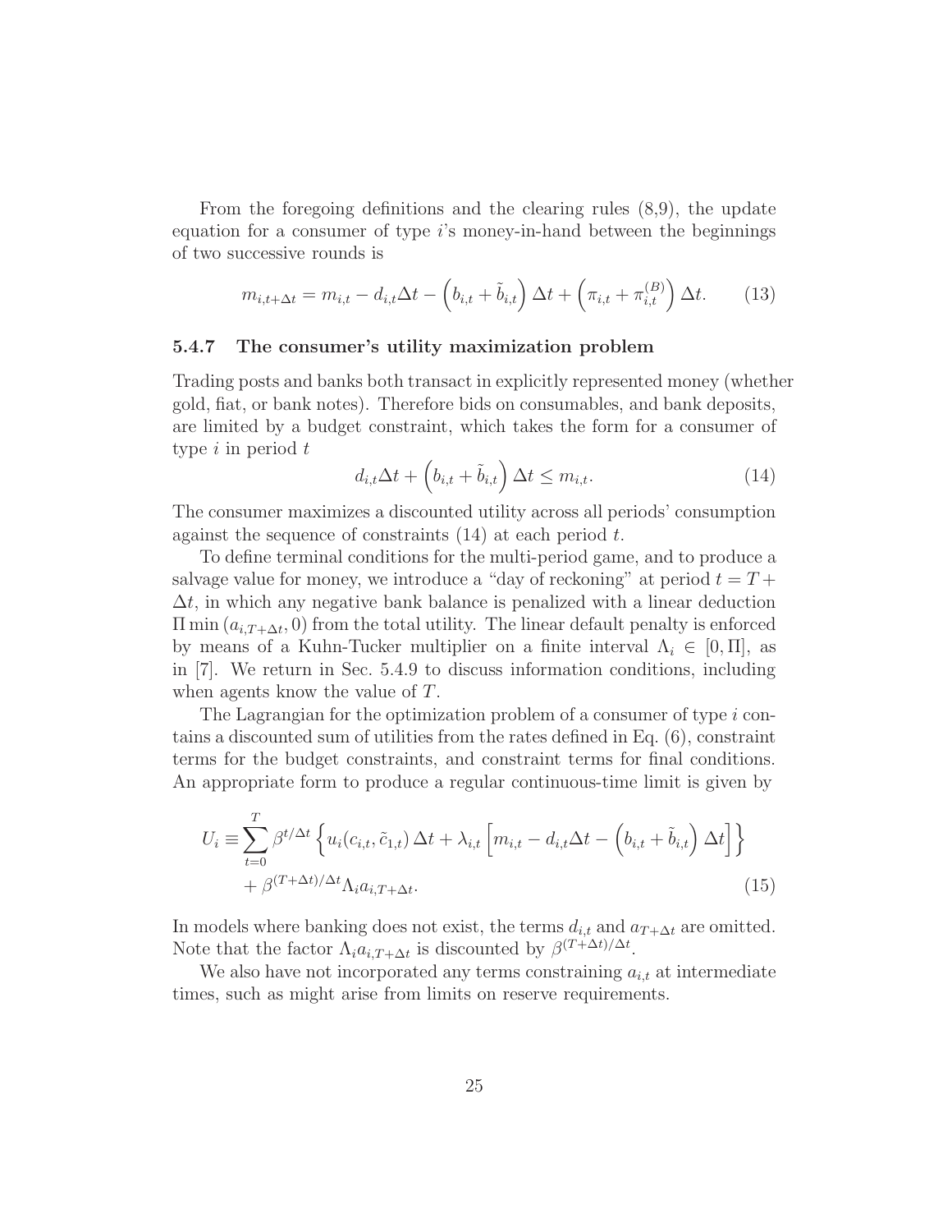From the foregoing definitions and the clearing rules (8,9), the update equation for a consumer of type $i$'s money-in-hand between the beginnings of two successive rounds is

$$m_{i,t+\Delta t} = m_{i,t} - d_{i,t}\Delta t - \left(b_{i,t} + \tilde{b}_{i,t}\right)\Delta t + \left(\pi_{i,t} + \pi_{i,t}^{(B)}\right)\Delta t. \tag{13}$$

#### 5.4.7 The consumer's utility maximization problem

Trading posts and banks both transact in explicitly represented money (whether gold, fiat, or bank notes). Therefore bids on consumables, and bank deposits, are limited by a budget constraint, which takes the form for a consumer of type $i$ in period $t$

$$d_{i,t}\Delta t + \left(b_{i,t} + \tilde{b}_{i,t}\right)\Delta t \leq m_{i,t}. \tag{14}$$

The consumer maximizes a discounted utility across all periods' consumption against the sequence of constraints (14) at each period $t$.

To define terminal conditions for the multi-period game, and to produce a salvage value for money, we introduce a "day of reckoning" at period $t = T + \Delta t$, in which any negative bank balance is penalized with a linear deduction $\Pi \min\left(a_{i,T+\Delta t}, 0\right)$ from the total utility. The linear default penalty is enforced by means of a Kuhn-Tucker multiplier on a finite interval $\Lambda_i \in [0, \Pi]$, as in [7]. We return in Sec. 5.4.9 to discuss information conditions, including when agents know the value of $T$.

The Lagrangian for the optimization problem of a consumer of type $i$ contains a discounted sum of utilities from the rates defined in Eq. (6), constraint terms for the budget constraints, and constraint terms for final conditions. An appropriate form to produce a regular continuous-time limit is given by

$$\begin{aligned} U_i \equiv & \sum_{t=0}^{T} \beta^{t/\Delta t} \left\{ u_i(c_{i,t}, \tilde{c}_{1,t})\,\Delta t + \lambda_{i,t}\left[m_{i,t} - d_{i,t}\Delta t - \left(b_{i,t} + \tilde{b}_{i,t}\right)\Delta t\right]\right\} \\ & + \beta^{(T+\Delta t)/\Delta t}\Lambda_i a_{i,T+\Delta t}. \end{aligned} \tag{15}$$

In models where banking does not exist, the terms $d_{i,t}$ and $a_{T+\Delta t}$ are omitted. Note that the factor $\Lambda_i a_{i,T+\Delta t}$ is discounted by $\beta^{(T+\Delta t)/\Delta t}$.

We also have not incorporated any terms constraining $a_{i,t}$ at intermediate times, such as might arise from limits on reserve requirements.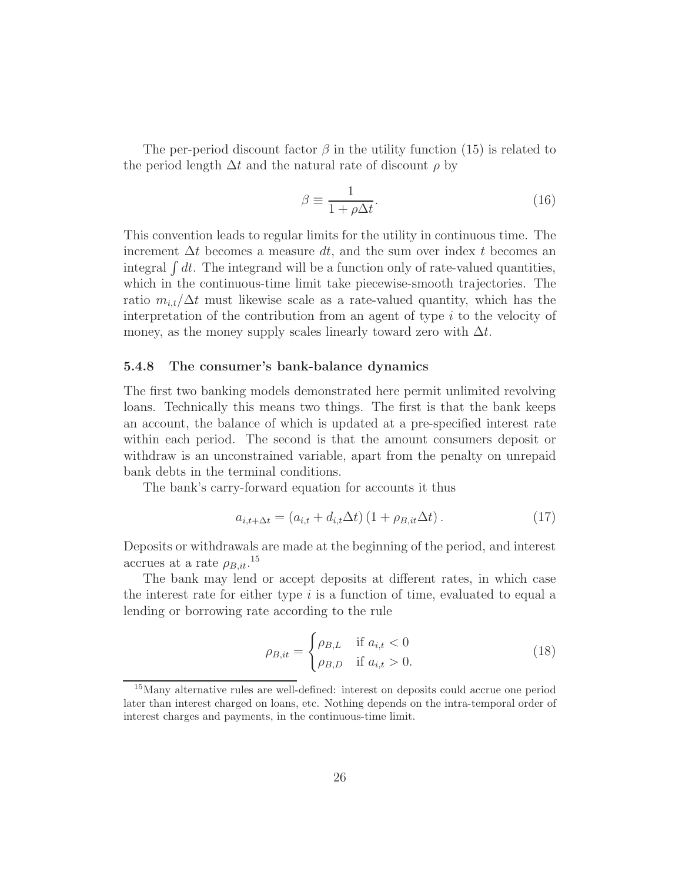The per-period discount factor $\beta$ in the utility function (15) is related to the period length $\Delta t$ and the natural rate of discount $\rho$ by

$$\beta \equiv \frac{1}{1 + \rho \Delta t}. \tag{16}$$

This convention leads to regular limits for the utility in continuous time. The increment $\Delta t$ becomes a measure $dt$, and the sum over index $t$ becomes an integral $\int dt$. The integrand will be a function only of rate-valued quantities, which in the continuous-time limit take piecewise-smooth trajectories. The ratio $m_{i,t}/\Delta t$ must likewise scale as a rate-valued quantity, which has the interpretation of the contribution from an agent of type $i$ to the velocity of money, as the money supply scales linearly toward zero with $\Delta t$.

#### 5.4.8 The consumer's bank-balance dynamics

The first two banking models demonstrated here permit unlimited revolving loans. Technically this means two things. The first is that the bank keeps an account, the balance of which is updated at a pre-specified interest rate within each period. The second is that the amount consumers deposit or withdraw is an unconstrained variable, apart from the penalty on unrepaid bank debts in the terminal conditions.

The bank's carry-forward equation for accounts it thus

$$a_{i,t+\Delta t} = \left( a_{i,t} + d_{i,t} \Delta t \right) \left( 1 + \rho_{B,it} \Delta t \right). \tag{17}$$

Deposits or withdrawals are made at the beginning of the period, and interest accrues at a rate $\rho_{B,it}$.[15]

The bank may lend or accept deposits at different rates, in which case the interest rate for either type $i$ is a function of time, evaluated to equal a lending or borrowing rate according to the rule

$$\rho_{B,it} = \begin{cases} \rho_{B,L} & \text{if } a_{i,t} < 0 \\ \rho_{B,D} & \text{if } a_{i,t} > 0. \end{cases} \tag{18}$$

[15] Many alternative rules are well-defined: interest on deposits could accrue one period later than interest charged on loans, etc. Nothing depends on the intra-temporal order of interest charges and payments, in the continuous-time limit.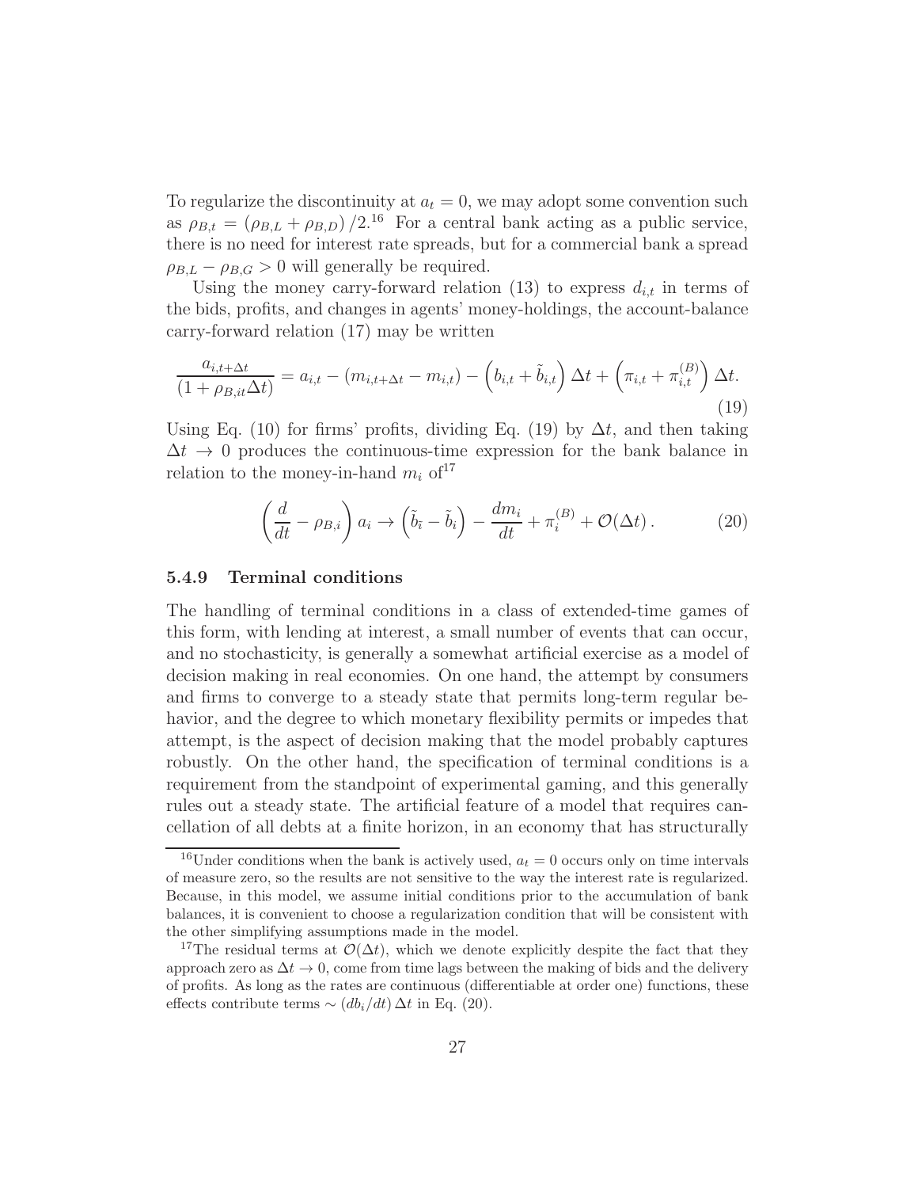To regularize the discontinuity at $a_t = 0$, we may adopt some convention such as $\rho_{B,t} = (\rho_{B,L} + \rho_{B,D})/2$.[16] For a central bank acting as a public service, there is no need for interest rate spreads, but for a commercial bank a spread $\rho_{B,L} - \rho_{B,G} > 0$ will generally be required.

Using the money carry-forward relation (13) to express $d_{i,t}$ in terms of the bids, profits, and changes in agents' money-holdings, the account-balance carry-forward relation (17) may be written

$$\frac{a_{i,t+\Delta t}}{(1+\rho_{B,it}\Delta t)} = a_{i,t} - (m_{i,t+\Delta t} - m_{i,t}) - \left(b_{i,t} + \tilde{b}_{i,t}\right)\Delta t + \left(\pi_{i,t} + \pi_{i,t}^{(B)}\right)\Delta t. \tag{19}$$

Using Eq. (10) for firms' profits, dividing Eq. (19) by $\Delta t$, and then taking $\Delta t \to 0$ produces the continuous-time expression for the bank balance in relation to the money-in-hand $m_i$ of[17]

$$\left(\frac{d}{dt} - \rho_{B,i}\right) a_i \to \left(\tilde{b}_{\bar{i}} - \tilde{b}_i\right) - \frac{dm_i}{dt} + \pi_i^{(B)} + \mathcal{O}(\Delta t). \tag{20}$$

#### 5.4.9 Terminal conditions

The handling of terminal conditions in a class of extended-time games of this form, with lending at interest, a small number of events that can occur, and no stochasticity, is generally a somewhat artificial exercise as a model of decision making in real economies. On one hand, the attempt by consumers and firms to converge to a steady state that permits long-term regular behavior, and the degree to which monetary flexibility permits or impedes that attempt, is the aspect of decision making that the model probably captures robustly. On the other hand, the specification of terminal conditions is a requirement from the standpoint of experimental gaming, and this generally rules out a steady state. The artificial feature of a model that requires cancellation of all debts at a finite horizon, in an economy that has structurally

[16] Under conditions when the bank is actively used, $a_t = 0$ occurs only on time intervals of measure zero, so the results are not sensitive to the way the interest rate is regularized. Because, in this model, we assume initial conditions prior to the accumulation of bank balances, it is convenient to choose a regularization condition that will be consistent with the other simplifying assumptions made in the model.

[17] The residual terms at $\mathcal{O}(\Delta t)$, which we denote explicitly despite the fact that they approach zero as $\Delta t \to 0$, come from time lags between the making of bids and the delivery of profits. As long as the rates are continuous (differentiable at order one) functions, these effects contribute terms $\sim (db_i/dt)\,\Delta t$ in Eq. (20).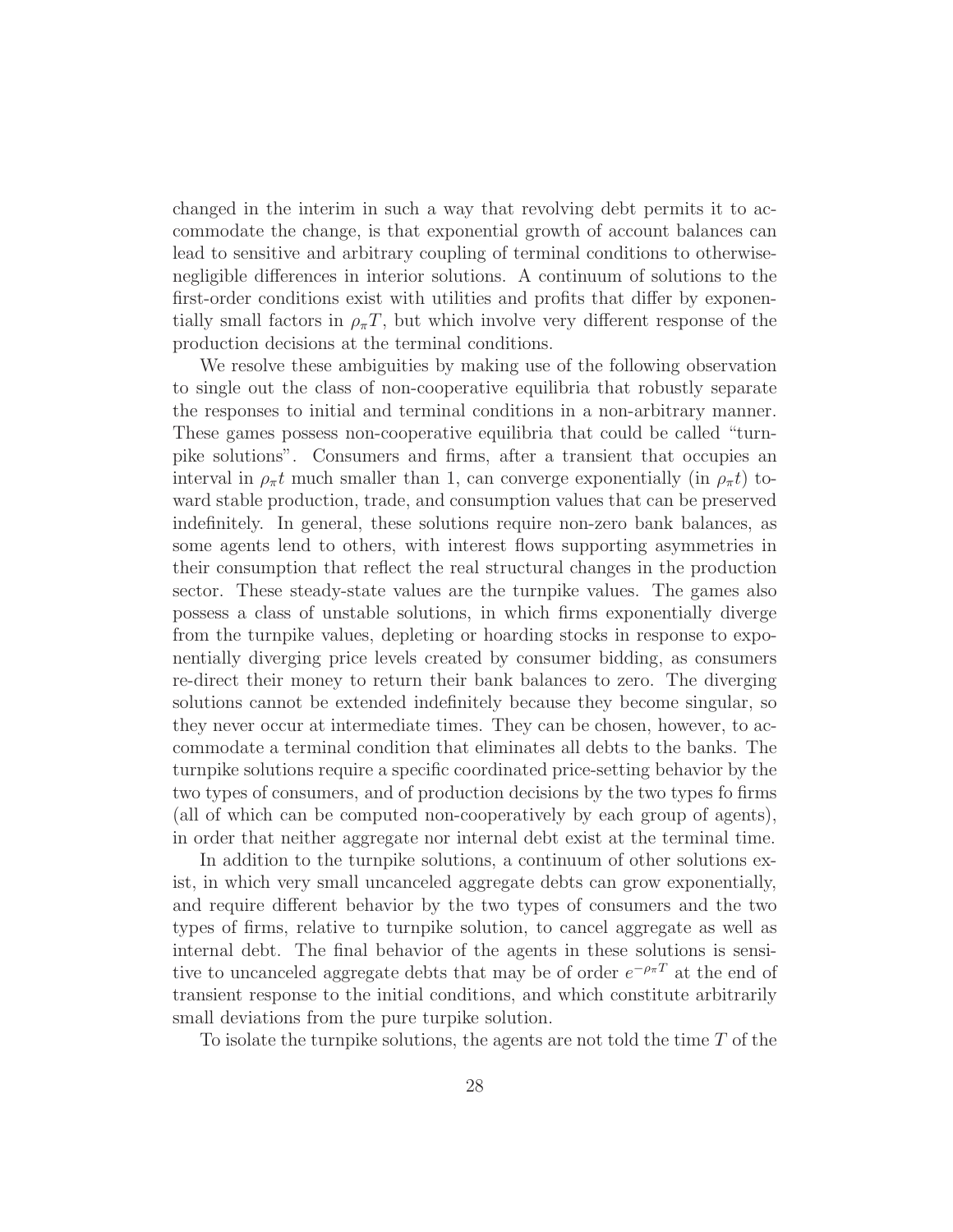changed in the interim in such a way that revolving debt permits it to accommodate the change, is that exponential growth of account balances can lead to sensitive and arbitrary coupling of terminal conditions to otherwise-negligible differences in interior solutions. A continuum of solutions to the first-order conditions exist with utilities and profits that differ by exponentially small factors in $\rho_\pi T$, but which involve very different response of the production decisions at the terminal conditions.

We resolve these ambiguities by making use of the following observation to single out the class of non-cooperative equilibria that robustly separate the responses to initial and terminal conditions in a non-arbitrary manner. These games possess non-cooperative equilibria that could be called "turnpike solutions". Consumers and firms, after a transient that occupies an interval in $\rho_\pi t$ much smaller than 1, can converge exponentially (in $\rho_\pi t$) toward stable production, trade, and consumption values that can be preserved indefinitely. In general, these solutions require non-zero bank balances, as some agents lend to others, with interest flows supporting asymmetries in their consumption that reflect the real structural changes in the production sector. These steady-state values are the turnpike values. The games also possess a class of unstable solutions, in which firms exponentially diverge from the turnpike values, depleting or hoarding stocks in response to exponentially diverging price levels created by consumer bidding, as consumers re-direct their money to return their bank balances to zero. The diverging solutions cannot be extended indefinitely because they become singular, so they never occur at intermediate times. They can be chosen, however, to accommodate a terminal condition that eliminates all debts to the banks. The turnpike solutions require a specific coordinated price-setting behavior by the two types of consumers, and of production decisions by the two types fo firms (all of which can be computed non-cooperatively by each group of agents), in order that neither aggregate nor internal debt exist at the terminal time.

In addition to the turnpike solutions, a continuum of other solutions exist, in which very small uncanceled aggregate debts can grow exponentially, and require different behavior by the two types of consumers and the two types of firms, relative to turnpike solution, to cancel aggregate as well as internal debt. The final behavior of the agents in these solutions is sensitive to uncanceled aggregate debts that may be of order $e^{-\rho_\pi T}$ at the end of transient response to the initial conditions, and which constitute arbitrarily small deviations from the pure turpike solution.

To isolate the turnpike solutions, the agents are not told the time $T$ of the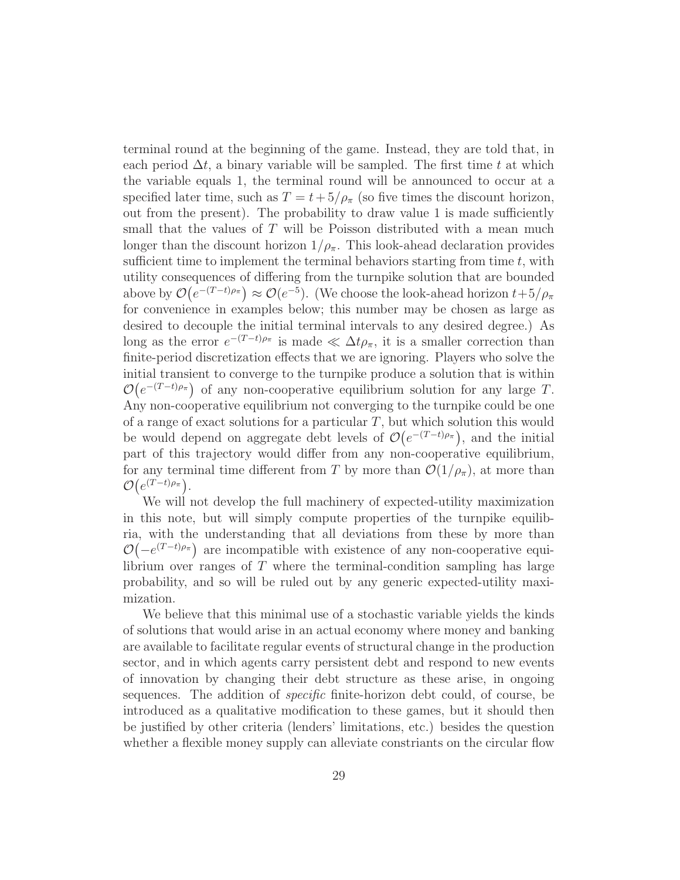terminal round at the beginning of the game. Instead, they are told that, in each period $\Delta t$, a binary variable will be sampled. The first time $t$ at which the variable equals 1, the terminal round will be announced to occur at a specified later time, such as $T = t + 5/\rho_\pi$ (so five times the discount horizon, out from the present). The probability to draw value 1 is made sufficiently small that the values of $T$ will be Poisson distributed with a mean much longer than the discount horizon $1/\rho_\pi$. This look-ahead declaration provides sufficient time to implement the terminal behaviors starting from time $t$, with utility consequences of differing from the turnpike solution that are bounded above by $\mathcal{O}\left(e^{-(T-t)\rho_\pi}\right) \approx \mathcal{O}(e^{-5})$. (We choose the look-ahead horizon $t+5/\rho_\pi$ for convenience in examples below; this number may be chosen as large as desired to decouple the initial terminal intervals to any desired degree.) As long as the error $e^{-(T-t)\rho_\pi}$ is made $\ll \Delta t \rho_\pi$, it is a smaller correction than finite-period discretization effects that we are ignoring. Players who solve the initial transient to converge to the turnpike produce a solution that is within $\mathcal{O}\left(e^{-(T-t)\rho_\pi}\right)$ of any non-cooperative equilibrium solution for any large $T$. Any non-cooperative equilibrium not converging to the turnpike could be one of a range of exact solutions for a particular $T$, but which solution this would be would depend on aggregate debt levels of $\mathcal{O}\left(e^{-(T-t)\rho_\pi}\right)$, and the initial part of this trajectory would differ from any non-cooperative equilibrium, for any terminal time different from $T$ by more than $\mathcal{O}(1/\rho_\pi)$, at more than $\mathcal{O}\left(e^{(T-t)\rho_\pi}\right)$.

We will not develop the full machinery of expected-utility maximization in this note, but will simply compute properties of the turnpike equilibria, with the understanding that all deviations from these by more than $\mathcal{O}\left(-e^{(T-t)\rho_\pi}\right)$ are incompatible with existence of any non-cooperative equilibrium over ranges of $T$ where the terminal-condition sampling has large probability, and so will be ruled out by any generic expected-utility maximization.

We believe that this minimal use of a stochastic variable yields the kinds of solutions that would arise in an actual economy where money and banking are available to facilitate regular events of structural change in the production sector, and in which agents carry persistent debt and respond to new events of innovation by changing their debt structure as these arise, in ongoing sequences. The addition of *specific* finite-horizon debt could, of course, be introduced as a qualitative modification to these games, but it should then be justified by other criteria (lenders' limitations, etc.) besides the question whether a flexible money supply can alleviate constriants on the circular flow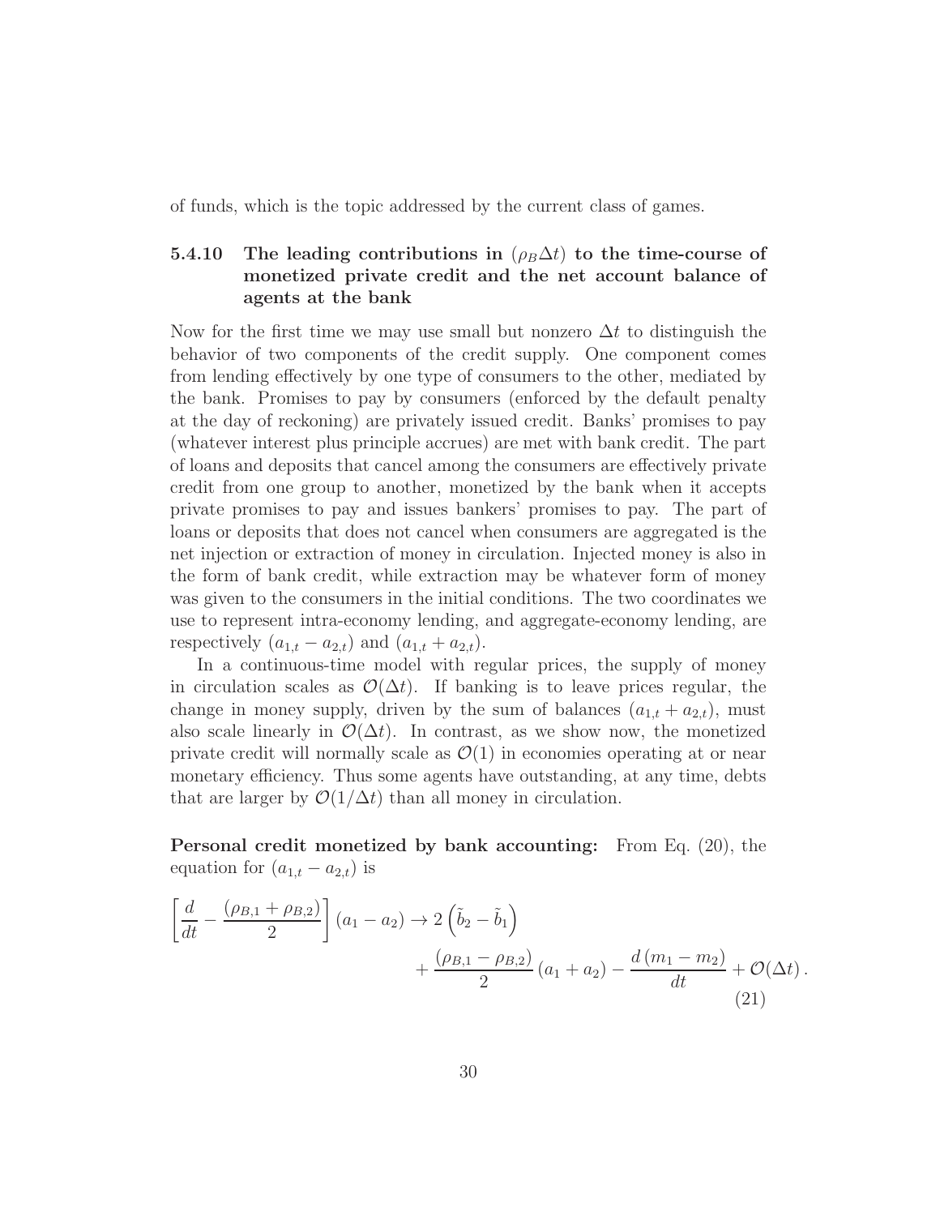of funds, which is the topic addressed by the current class of games.

### 5.4.10 The leading contributions in $(\rho_B \Delta t)$ to the time-course of monetized private credit and the net account balance of agents at the bank

Now for the first time we may use small but nonzero $\Delta t$ to distinguish the behavior of two components of the credit supply. One component comes from lending effectively by one type of consumers to the other, mediated by the bank. Promises to pay by consumers (enforced by the default penalty at the day of reckoning) are privately issued credit. Banks' promises to pay (whatever interest plus principle accrues) are met with bank credit. The part of loans and deposits that cancel among the consumers are effectively private credit from one group to another, monetized by the bank when it accepts private promises to pay and issues bankers' promises to pay. The part of loans or deposits that does not cancel when consumers are aggregated is the net injection or extraction of money in circulation. Injected money is also in the form of bank credit, while extraction may be whatever form of money was given to the consumers in the initial conditions. The two coordinates we use to represent intra-economy lending, and aggregate-economy lending, are respectively $(a_{1,t} - a_{2,t})$ and $(a_{1,t} + a_{2,t})$.

In a continuous-time model with regular prices, the supply of money in circulation scales as $\mathcal{O}(\Delta t)$. If banking is to leave prices regular, the change in money supply, driven by the sum of balances $(a_{1,t} + a_{2,t})$, must also scale linearly in $\mathcal{O}(\Delta t)$. In contrast, as we show now, the monetized private credit will normally scale as $\mathcal{O}(1)$ in economies operating at or near monetary efficiency. Thus some agents have outstanding, at any time, debts that are larger by $\mathcal{O}(1/\Delta t)$ than all money in circulation.

**Personal credit monetized by bank accounting:** From Eq. (20), the equation for $(a_{1,t} - a_{2,t})$ is

$$
\left[ \frac{d}{dt} - \frac{(\rho_{B,1} + \rho_{B,2})}{2} \right] (a_1 - a_2) \rightarrow 2 \left( \tilde{b}_2 - \tilde{b}_1 \right) + \frac{(\rho_{B,1} - \rho_{B,2})}{2} (a_1 + a_2) - \frac{d\,(m_1 - m_2)}{dt} + \mathcal{O}(\Delta t)\,. \tag{21}
$$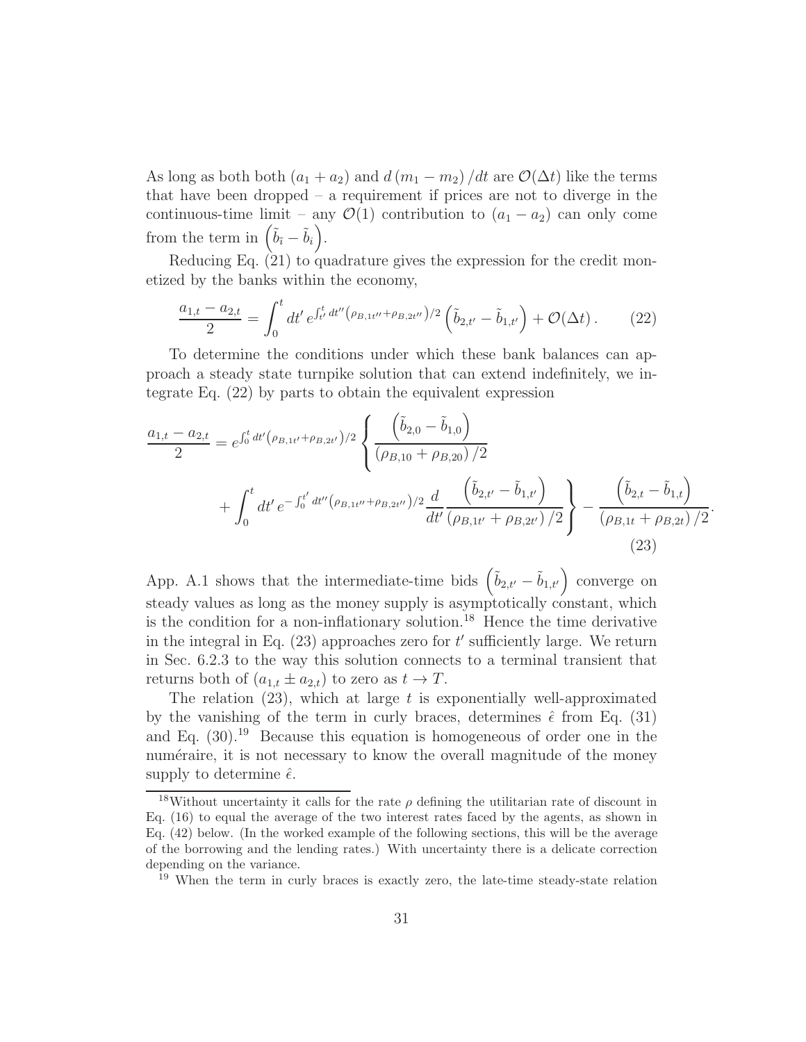As long as both both $(a_1 + a_2)$ and $d(m_1 - m_2)/dt$ are $\mathcal{O}(\Delta t)$ like the terms that have been dropped – a requirement if prices are not to diverge in the continuous-time limit – any $\mathcal{O}(1)$ contribution to $(a_1 - a_2)$ can only come from the term in $\left(\tilde{b}_{\bar{i}} - \tilde{b}_i\right)$.

Reducing Eq. (21) to quadrature gives the expression for the credit monetized by the banks within the economy,

$$
\frac{a_{1,t} - a_{2,t}}{2} = \int_0^t dt' \, e^{\int_{t'}^t dt'' \left(\rho_{B,1t''} + \rho_{B,2t''}\right)/2} \left(\tilde{b}_{2,t'} - \tilde{b}_{1,t'}\right) + \mathcal{O}(\Delta t) \,. \tag{22}
$$

To determine the conditions under which these bank balances can approach a steady state turnpike solution that can extend indefinitely, we integrate Eq. (22) by parts to obtain the equivalent expression

$$
\begin{aligned}
\frac{a_{1,t} - a_{2,t}}{2} = e^{\int_0^t dt' \left(\rho_{B,1t'} + \rho_{B,2t'}\right)/2} \Bigg\{ & \frac{\left(\tilde{b}_{2,0} - \tilde{b}_{1,0}\right)}{\left(\rho_{B,10} + \rho_{B,20}\right)/2} \\
& + \int_0^t dt' \, e^{-\int_0^{t'} dt'' \left(\rho_{B,1t''} + \rho_{B,2t''}\right)/2} \frac{d}{dt'} \frac{\left(\tilde{b}_{2,t'} - \tilde{b}_{1,t'}\right)}{\left(\rho_{B,1t'} + \rho_{B,2t'}\right)/2} \Bigg\} - \frac{\left(\tilde{b}_{2,t} - \tilde{b}_{1,t}\right)}{\left(\rho_{B,1t} + \rho_{B,2t}\right)/2} .
\end{aligned} \tag{23}
$$

App. A.1 shows that the intermediate-time bids $\left(\tilde{b}_{2,t'} - \tilde{b}_{1,t'}\right)$ converge on steady values as long as the money supply is asymptotically constant, which is the condition for a non-inflationary solution.[18] Hence the time derivative in the integral in Eq. (23) approaches zero for $t'$ sufficiently large. We return in Sec. 6.2.3 to the way this solution connects to a terminal transient that returns both of $(a_{1,t} \pm a_{2,t})$ to zero as $t \to T$.

The relation (23), which at large $t$ is exponentially well-approximated by the vanishing of the term in curly braces, determines $\hat{\epsilon}$ from Eq. (31) and Eq. (30).[19] Because this equation is homogeneous of order one in the numéraire, it is not necessary to know the overall magnitude of the money supply to determine $\hat{\epsilon}$.

[18] Without uncertainty it calls for the rate $\rho$ defining the utilitarian rate of discount in Eq. (16) to equal the average of the two interest rates faced by the agents, as shown in Eq. (42) below. (In the worked example of the following sections, this will be the average of the borrowing and the lending rates.) With uncertainty there is a delicate correction depending on the variance.

[19] When the term in curly braces is exactly zero, the late-time steady-state relation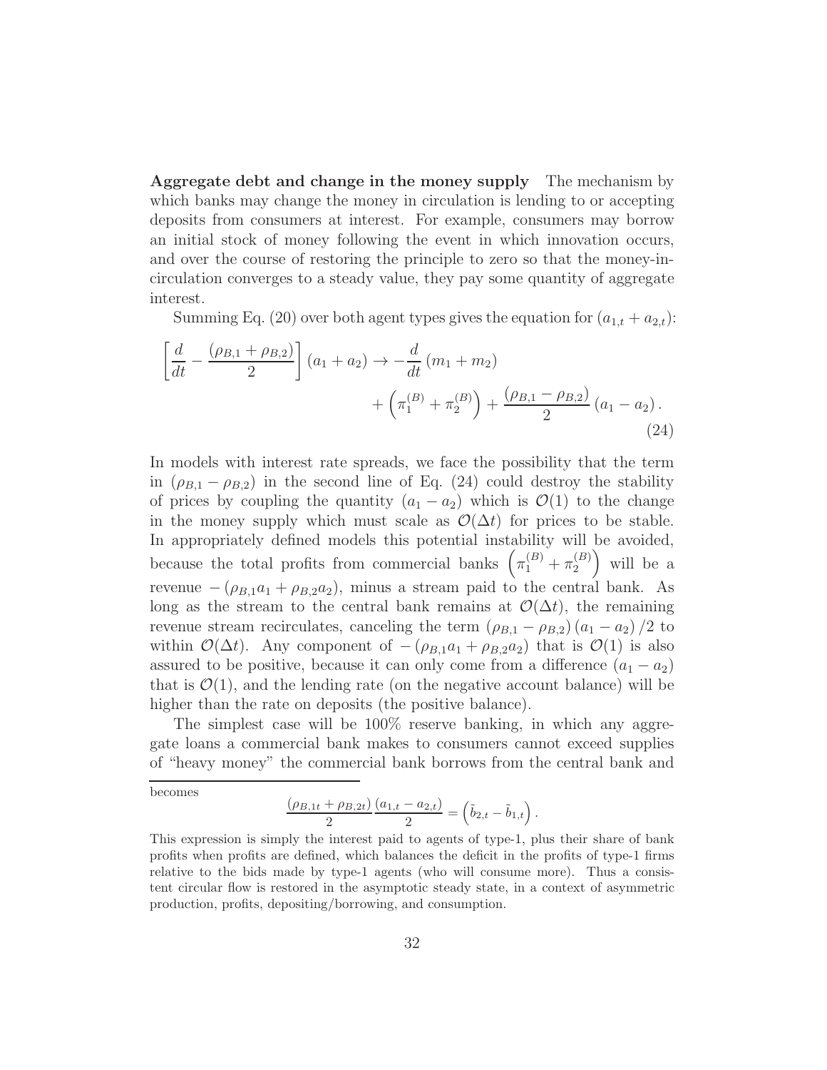**Aggregate debt and change in the money supply** The mechanism by which banks may change the money in circulation is lending to or accepting deposits from consumers at interest. For example, consumers may borrow an initial stock of money following the event in which innovation occurs, and over the course of restoring the principle to zero so that the money-in-circulation converges to a steady value, they pay some quantity of aggregate interest.

Summing Eq. (20) over both agent types gives the equation for $(a_{1,t} + a_{2,t})$:

$$\left[ \frac{d}{dt} - \frac{(\rho_{B,1} + \rho_{B,2})}{2} \right] (a_1 + a_2) \rightarrow -\frac{d}{dt} (m_1 + m_2) + \left( \pi_1^{(B)} + \pi_2^{(B)} \right) + \frac{(\rho_{B,1} - \rho_{B,2})}{2} (a_1 - a_2) . \tag{24}$$

In models with interest rate spreads, we face the possibility that the term in $(\rho_{B,1} - \rho_{B,2})$ in the second line of Eq. (24) could destroy the stability of prices by coupling the quantity $(a_1 - a_2)$ which is $\mathcal{O}(1)$ to the change in the money supply which must scale as $\mathcal{O}(\Delta t)$ for prices to be stable. In appropriately defined models this potential instability will be avoided, because the total profits from commercial banks $\left( \pi_1^{(B)} + \pi_2^{(B)} \right)$ will be a revenue $-(\rho_{B,1} a_1 + \rho_{B,2} a_2)$, minus a stream paid to the central bank. As long as the stream to the central bank remains at $\mathcal{O}(\Delta t)$, the remaining revenue stream recirculates, canceling the term $(\rho_{B,1} - \rho_{B,2})(a_1 - a_2)/2$ to within $\mathcal{O}(\Delta t)$. Any component of $-(\rho_{B,1} a_1 + \rho_{B,2} a_2)$ that is $\mathcal{O}(1)$ is also assured to be positive, because it can only come from a difference $(a_1 - a_2)$ that is $\mathcal{O}(1)$, and the lending rate (on the negative account balance) will be higher than the rate on deposits (the positive balance).

The simplest case will be 100% reserve banking, in which any aggregate loans a commercial bank makes to consumers cannot exceed supplies of "heavy money" the commercial bank borrows from the central bank and

---

becomes

$$\frac{(\rho_{B,1t} + \rho_{B,2t})}{2} \frac{(a_{1,t} - a_{2,t})}{2} = \left( \tilde{b}_{2,t} - \tilde{b}_{1,t} \right).$$

This expression is simply the interest paid to agents of type-1, plus their share of bank profits when profits are defined, which balances the deficit in the profits of type-1 firms relative to the bids made by type-1 agents (who will consume more). Thus a consistent circular flow is restored in the asymptotic steady state, in a context of asymmetric production, profits, depositing/borrowing, and consumption.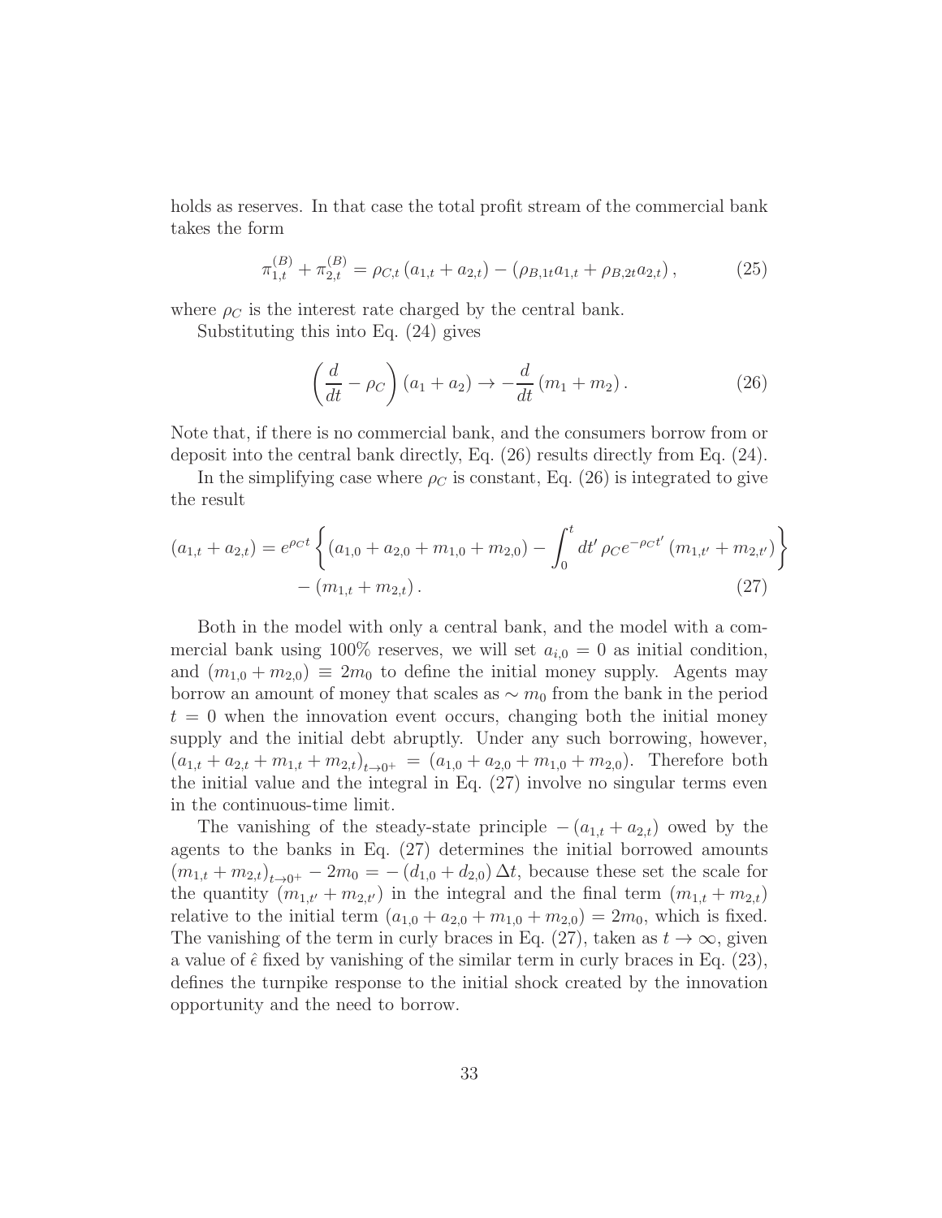holds as reserves. In that case the total profit stream of the commercial bank takes the form

$$\pi_{1,t}^{(B)} + \pi_{2,t}^{(B)} = \rho_{C,t} \left( a_{1,t} + a_{2,t} \right) - \left( \rho_{B,1t} a_{1,t} + \rho_{B,2t} a_{2,t} \right), \tag{25}$$

where $\rho_C$ is the interest rate charged by the central bank.

Substituting this into Eq. (24) gives

$$\left( \frac{d}{dt} - \rho_C \right) (a_1 + a_2) \rightarrow -\frac{d}{dt} (m_1 + m_2). \tag{26}$$

Note that, if there is no commercial bank, and the consumers borrow from or deposit into the central bank directly, Eq. (26) results directly from Eq. (24).

In the simplifying case where $\rho_C$ is constant, Eq. (26) is integrated to give the result

$$\begin{aligned}(a_{1,t} + a_{2,t}) = e^{\rho_C t} \left\{ (a_{1,0} + a_{2,0} + m_{1,0} + m_{2,0}) - \int_0^t dt' \, \rho_C e^{-\rho_C t'} \left( m_{1,t'} + m_{2,t'} \right) \right\} \\ - \left( m_{1,t} + m_{2,t} \right). \end{aligned} \tag{27}$$

Both in the model with only a central bank, and the model with a commercial bank using 100% reserves, we will set $a_{i,0} = 0$ as initial condition, and $(m_{1,0} + m_{2,0}) \equiv 2m_0$ to define the initial money supply. Agents may borrow an amount of money that scales as $\sim m_0$ from the bank in the period $t = 0$ when the innovation event occurs, changing both the initial money supply and the initial debt abruptly. Under any such borrowing, however, $(a_{1,t} + a_{2,t} + m_{1,t} + m_{2,t})_{t \rightarrow 0^+} = (a_{1,0} + a_{2,0} + m_{1,0} + m_{2,0})$. Therefore both the initial value and the integral in Eq. (27) involve no singular terms even in the continuous-time limit.

The vanishing of the steady-state principle $-(a_{1,t} + a_{2,t})$ owed by the agents to the banks in Eq. (27) determines the initial borrowed amounts $(m_{1,t} + m_{2,t})_{t \rightarrow 0^+} - 2m_0 = -(d_{1,0} + d_{2,0}) \Delta t$, because these set the scale for the quantity $(m_{1,t'} + m_{2,t'})$ in the integral and the final term $(m_{1,t} + m_{2,t})$ relative to the initial term $(a_{1,0} + a_{2,0} + m_{1,0} + m_{2,0}) = 2m_0$, which is fixed. The vanishing of the term in curly braces in Eq. (27), taken as $t \rightarrow \infty$, given a value of $\hat{\epsilon}$ fixed by vanishing of the similar term in curly braces in Eq. (23), defines the turnpike response to the initial shock created by the innovation opportunity and the need to borrow.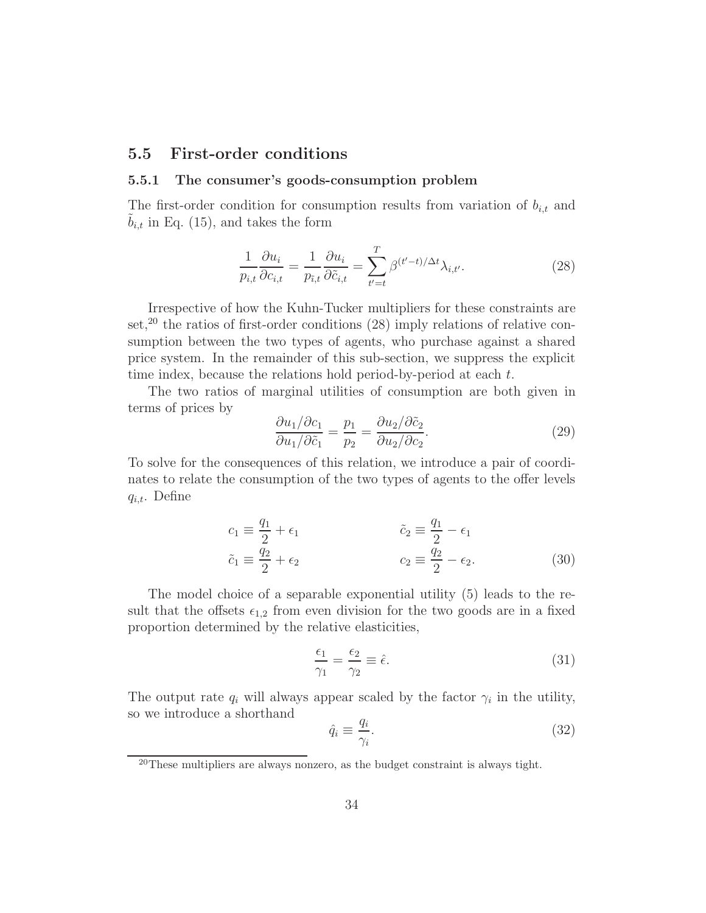## 5.5 First-order conditions

### 5.5.1 The consumer's goods-consumption problem

The first-order condition for consumption results from variation of $b_{i,t}$ and $\tilde{b}_{i,t}$ in Eq. (15), and takes the form

$$\frac{1}{p_{i,t}} \frac{\partial u_i}{\partial c_{i,t}} = \frac{1}{p_{\bar{\imath},t}} \frac{\partial u_i}{\partial \tilde{c}_{i,t}} = \sum_{t'=t}^{T} \beta^{(t'-t)/\Delta t} \lambda_{i,t'}. \tag{28}$$

Irrespective of how the Kuhn-Tucker multipliers for these constraints are set,[20] the ratios of first-order conditions (28) imply relations of relative consumption between the two types of agents, who purchase against a shared price system. In the remainder of this sub-section, we suppress the explicit time index, because the relations hold period-by-period at each $t$.

The two ratios of marginal utilities of consumption are both given in terms of prices by

$$\frac{\partial u_1 / \partial c_1}{\partial u_1 / \partial \tilde{c}_1} = \frac{p_1}{p_2} = \frac{\partial u_2 / \partial \tilde{c}_2}{\partial u_2 / \partial c_2}. \tag{29}$$

To solve for the consequences of this relation, we introduce a pair of coordinates to relate the consumption of the two types of agents to the offer levels $q_{i,t}$. Define

$$\begin{aligned} c_1 &\equiv \frac{q_1}{2} + \epsilon_1 & \qquad \tilde{c}_2 &\equiv \frac{q_1}{2} - \epsilon_1 \\ \tilde{c}_1 &\equiv \frac{q_2}{2} + \epsilon_2 & \qquad c_2 &\equiv \frac{q_2}{2} - \epsilon_2. \end{aligned} \tag{30}$$

The model choice of a separable exponential utility (5) leads to the result that the offsets $\epsilon_{1,2}$ from even division for the two goods are in a fixed proportion determined by the relative elasticities,

$$\frac{\epsilon_1}{\gamma_1} = \frac{\epsilon_2}{\gamma_2} \equiv \hat{\epsilon}. \tag{31}$$

The output rate $q_i$ will always appear scaled by the factor $\gamma_i$ in the utility, so we introduce a shorthand

$$\hat{q}_i \equiv \frac{q_i}{\gamma_i}. \tag{32}$$

[20] These multipliers are always nonzero, as the budget constraint is always tight.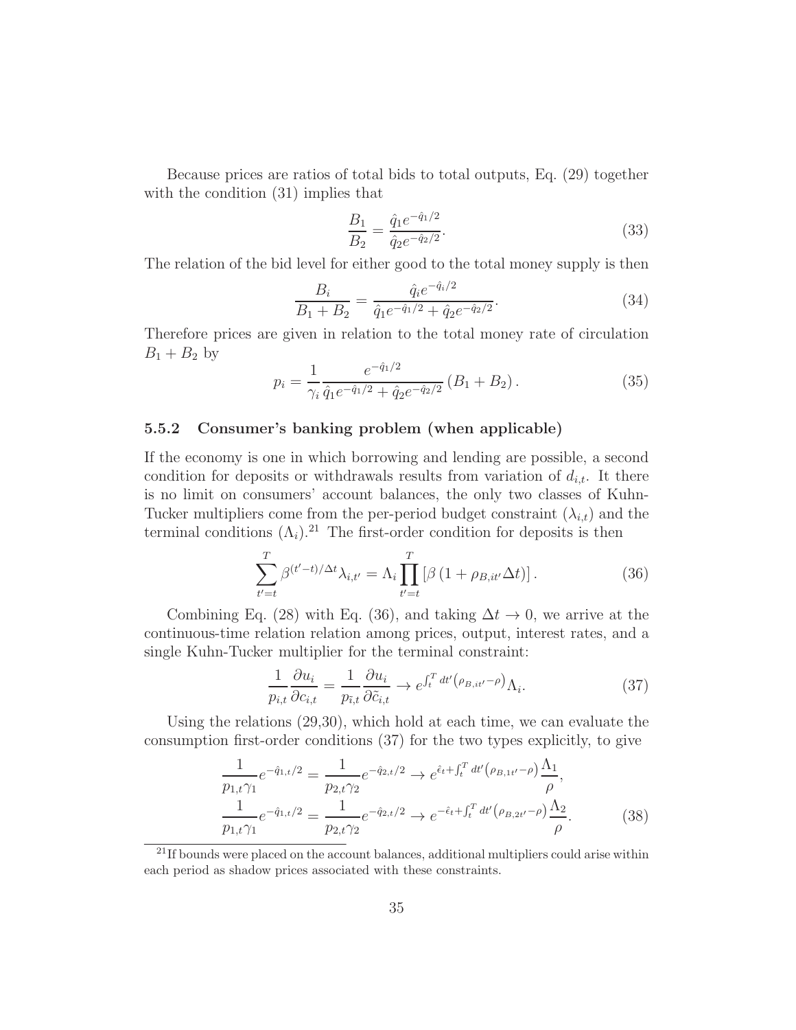Because prices are ratios of total bids to total outputs, Eq. (29) together with the condition (31) implies that

$$\frac{B_1}{B_2} = \frac{\hat{q}_1 e^{-\hat{q}_1/2}}{\hat{q}_2 e^{-\hat{q}_2/2}}. \tag{33}$$

The relation of the bid level for either good to the total money supply is then

$$\frac{B_i}{B_1 + B_2} = \frac{\hat{q}_i e^{-\hat{q}_i/2}}{\hat{q}_1 e^{-\hat{q}_1/2} + \hat{q}_2 e^{-\hat{q}_2/2}}. \tag{34}$$

Therefore prices are given in relation to the total money rate of circulation $B_1 + B_2$ by

$$p_i = \frac{1}{\gamma_i} \frac{e^{-\hat{q}_1/2}}{\hat{q}_1 e^{-\hat{q}_1/2} + \hat{q}_2 e^{-\hat{q}_2/2}} \left(B_1 + B_2\right). \tag{35}$$

### 5.5.2 Consumer's banking problem (when applicable)

If the economy is one in which borrowing and lending are possible, a second condition for deposits or withdrawals results from variation of $d_{i,t}$. It there is no limit on consumers' account balances, the only two classes of Kuhn-Tucker multipliers come from the per-period budget constraint ($\lambda_{i,t}$) and the terminal conditions ($\Lambda_i$).[21] The first-order condition for deposits is then

$$\sum_{t'=t}^{T} \beta^{(t'-t)/\Delta t} \lambda_{i,t'} = \Lambda_i \prod_{t'=t}^{T} \left[\beta \left(1 + \rho_{B,it'} \Delta t\right)\right]. \tag{36}$$

Combining Eq. (28) with Eq. (36), and taking $\Delta t \to 0$, we arrive at the continuous-time relation relation among prices, output, interest rates, and a single Kuhn-Tucker multiplier for the terminal constraint:

$$\frac{1}{p_{i,t}} \frac{\partial u_i}{\partial c_{i,t}} = \frac{1}{p_{\bar{\imath},t}} \frac{\partial u_i}{\partial \tilde{c}_{i,t}} \to e^{\int_t^T dt' \left(\rho_{B,it'} - \rho\right)} \Lambda_i. \tag{37}$$

Using the relations (29,30), which hold at each time, we can evaluate the consumption first-order conditions (37) for the two types explicitly, to give

$$\begin{aligned}
\frac{1}{p_{1,t}\gamma_1} e^{-\hat{q}_{1,t}/2} &= \frac{1}{p_{2,t}\gamma_2} e^{-\hat{q}_{2,t}/2} \to e^{\hat{\epsilon}_t + \int_t^T dt' \left(\rho_{B,1t'} - \rho\right)} \frac{\Lambda_1}{\rho}, \\
\frac{1}{p_{1,t}\gamma_1} e^{-\hat{q}_{1,t}/2} &= \frac{1}{p_{2,t}\gamma_2} e^{-\hat{q}_{2,t}/2} \to e^{-\hat{\epsilon}_t + \int_t^T dt' \left(\rho_{B,2t'} - \rho\right)} \frac{\Lambda_2}{\rho}.
\end{aligned} \tag{38}$$

[21] If bounds were placed on the account balances, additional multipliers could arise within each period as shadow prices associated with these constraints.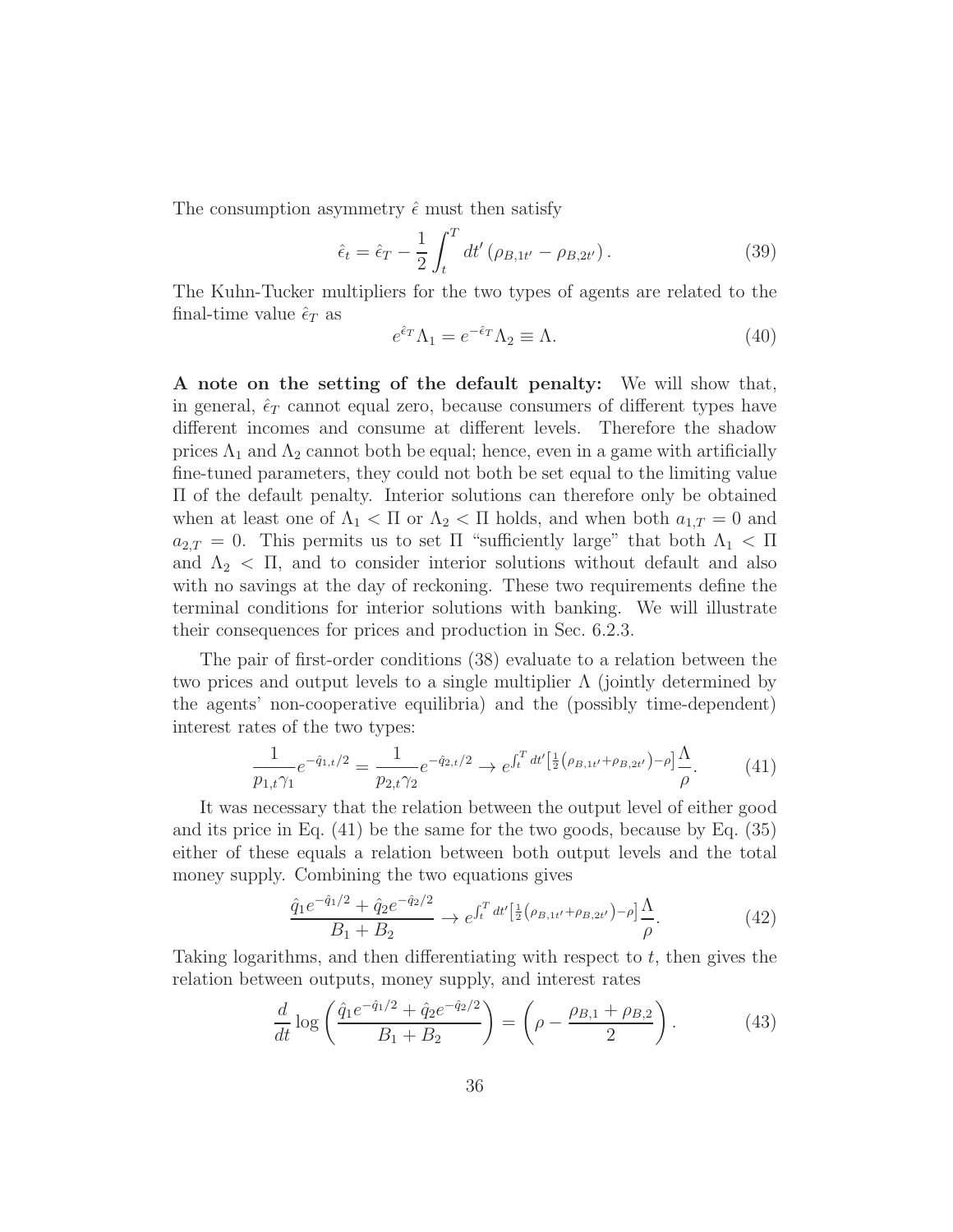The consumption asymmetry $\hat{\epsilon}$ must then satisfy

$$\hat{\epsilon}_t = \hat{\epsilon}_T - \frac{1}{2} \int_t^T dt' \left( \rho_{B,1t'} - \rho_{B,2t'} \right). \tag{39}$$

The Kuhn-Tucker multipliers for the two types of agents are related to the final-time value $\hat{\epsilon}_T$ as

$$e^{\hat{\epsilon}_T} \Lambda_1 = e^{-\hat{\epsilon}_T} \Lambda_2 \equiv \Lambda. \tag{40}$$

**A note on the setting of the default penalty:** We will show that, in general, $\hat{\epsilon}_T$ cannot equal zero, because consumers of different types have different incomes and consume at different levels. Therefore the shadow prices $\Lambda_1$ and $\Lambda_2$ cannot both be equal; hence, even in a game with artificially fine-tuned parameters, they could not both be set equal to the limiting value $\Pi$ of the default penalty. Interior solutions can therefore only be obtained when at least one of $\Lambda_1 < \Pi$ or $\Lambda_2 < \Pi$ holds, and when both $a_{1,T} = 0$ and $a_{2,T} = 0$. This permits us to set $\Pi$ "sufficiently large" that both $\Lambda_1 < \Pi$ and $\Lambda_2 < \Pi$, and to consider interior solutions without default and also with no savings at the day of reckoning. These two requirements define the terminal conditions for interior solutions with banking. We will illustrate their consequences for prices and production in Sec. 6.2.3.

The pair of first-order conditions (38) evaluate to a relation between the two prices and output levels to a single multiplier $\Lambda$ (jointly determined by the agents' non-cooperative equilibria) and the (possibly time-dependent) interest rates of the two types:

$$\frac{1}{p_{1,t}\gamma_1} e^{-\hat{q}_{1,t}/2} = \frac{1}{p_{2,t}\gamma_2} e^{-\hat{q}_{2,t}/2} \to e^{\int_t^T dt' \left[ \frac{1}{2} \left( \rho_{B,1t'} + \rho_{B,2t'} \right) - \rho \right]} \frac{\Lambda}{\rho}. \tag{41}$$

It was necessary that the relation between the output level of either good and its price in Eq. (41) be the same for the two goods, because by Eq. (35) either of these equals a relation between both output levels and the total money supply. Combining the two equations gives

$$\frac{\hat{q}_1 e^{-\hat{q}_1/2} + \hat{q}_2 e^{-\hat{q}_2/2}}{B_1 + B_2} \to e^{\int_t^T dt' \left[ \frac{1}{2} \left( \rho_{B,1t'} + \rho_{B,2t'} \right) - \rho \right]} \frac{\Lambda}{\rho}. \tag{42}$$

Taking logarithms, and then differentiating with respect to $t$, then gives the relation between outputs, money supply, and interest rates

$$\frac{d}{dt} \log \left( \frac{\hat{q}_1 e^{-\hat{q}_1/2} + \hat{q}_2 e^{-\hat{q}_2/2}}{B_1 + B_2} \right) = \left( \rho - \frac{\rho_{B,1} + \rho_{B,2}}{2} \right). \tag{43}$$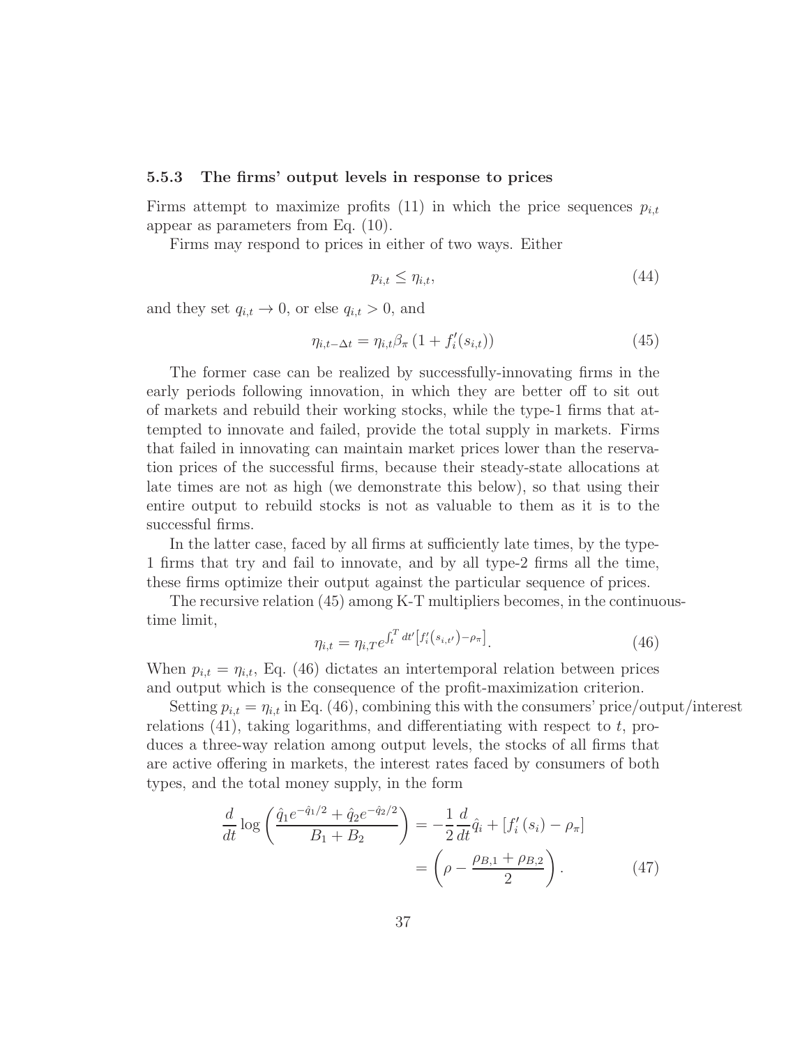### 5.5.3 The firms' output levels in response to prices

Firms attempt to maximize profits (11) in which the price sequences $p_{i,t}$ appear as parameters from Eq. (10).

Firms may respond to prices in either of two ways. Either

$$p_{i,t} \leq \eta_{i,t}, \tag{44}$$

and they set $q_{i,t} \to 0$, or else $q_{i,t} > 0$, and

$$\eta_{i,t-\Delta t} = \eta_{i,t}\beta_\pi \left(1 + f_i'(s_{i,t})\right) \tag{45}$$

The former case can be realized by successfully-innovating firms in the early periods following innovation, in which they are better off to sit out of markets and rebuild their working stocks, while the type-1 firms that attempted to innovate and failed, provide the total supply in markets. Firms that failed in innovating can maintain market prices lower than the reservation prices of the successful firms, because their steady-state allocations at late times are not as high (we demonstrate this below), so that using their entire output to rebuild stocks is not as valuable to them as it is to the successful firms.

In the latter case, faced by all firms at sufficiently late times, by the type-1 firms that try and fail to innovate, and by all type-2 firms all the time, these firms optimize their output against the particular sequence of prices.

The recursive relation (45) among K-T multipliers becomes, in the continuous-time limit,

$$\eta_{i,t} = \eta_{i,T} e^{\int_t^T dt' \left[f_i'(s_{i,t'}) - \rho_\pi\right]}. \tag{46}$$

When $p_{i,t} = \eta_{i,t}$, Eq. (46) dictates an intertemporal relation between prices and output which is the consequence of the profit-maximization criterion.

Setting $p_{i,t} = \eta_{i,t}$ in Eq. (46), combining this with the consumers' price/output/interest relations (41), taking logarithms, and differentiating with respect to $t$, produces a three-way relation among output levels, the stocks of all firms that are active offering in markets, the interest rates faced by consumers of both types, and the total money supply, in the form

$$\begin{aligned}
\frac{d}{dt} \log \left( \frac{\hat{q}_1 e^{-\hat{q}_1/2} + \hat{q}_2 e^{-\hat{q}_2/2}}{B_1 + B_2} \right) &= -\frac{1}{2}\frac{d}{dt}\hat{q}_i + \left[f_i'\left(s_i\right) - \rho_\pi\right] \\
&= \left( \rho - \frac{\rho_{B,1} + \rho_{B,2}}{2} \right).
\end{aligned} \tag{47}$$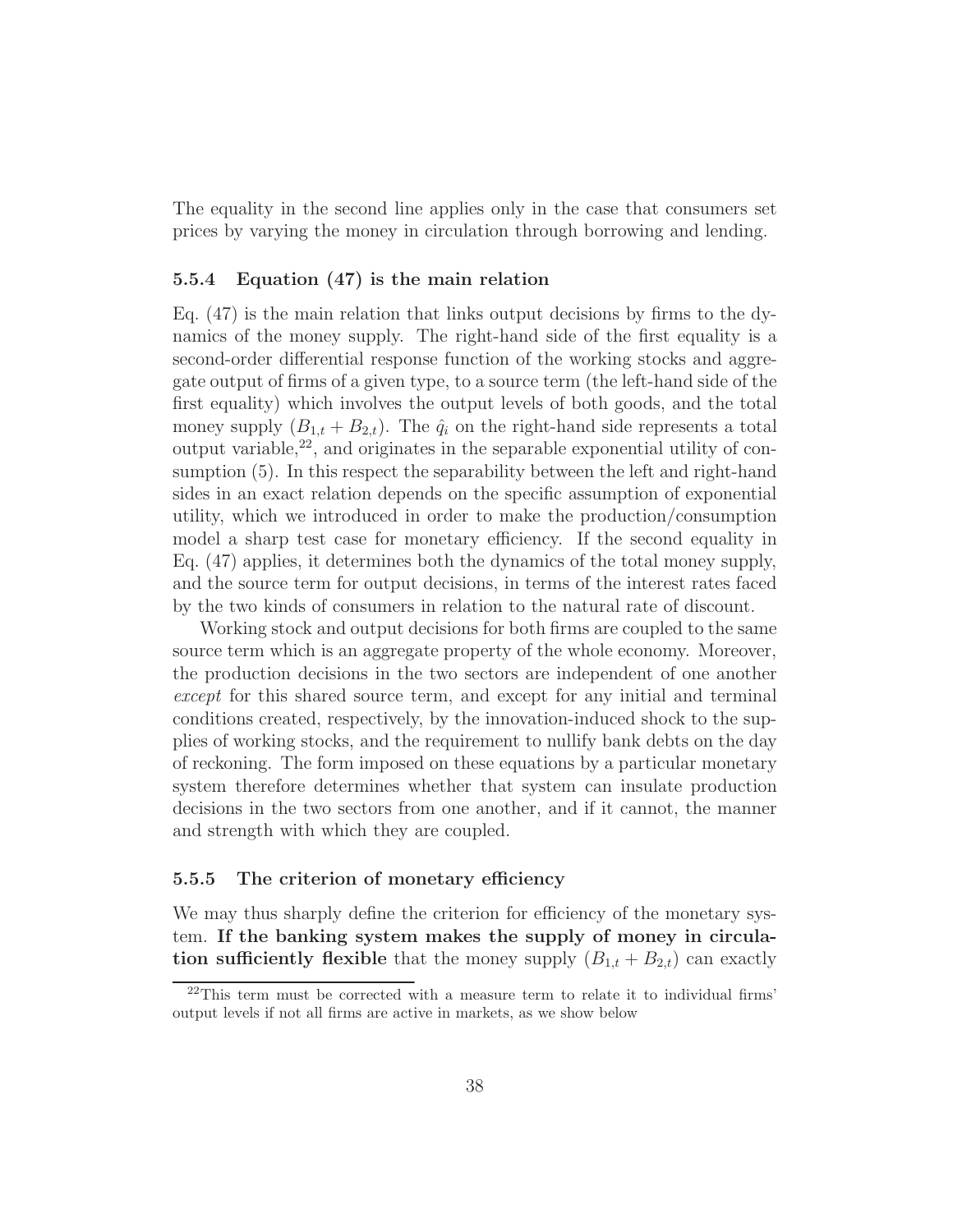The equality in the second line applies only in the case that consumers set prices by varying the money in circulation through borrowing and lending.

### 5.5.4 Equation (47) is the main relation

Eq. (47) is the main relation that links output decisions by firms to the dynamics of the money supply. The right-hand side of the first equality is a second-order differential response function of the working stocks and aggregate output of firms of a given type, to a source term (the left-hand side of the first equality) which involves the output levels of both goods, and the total money supply $(B_{1,t} + B_{2,t})$. The $\hat{q}_i$ on the right-hand side represents a total output variable,[22], and originates in the separable exponential utility of consumption (5). In this respect the separability between the left and right-hand sides in an exact relation depends on the specific assumption of exponential utility, which we introduced in order to make the production/consumption model a sharp test case for monetary efficiency. If the second equality in Eq. (47) applies, it determines both the dynamics of the total money supply, and the source term for output decisions, in terms of the interest rates faced by the two kinds of consumers in relation to the natural rate of discount.

Working stock and output decisions for both firms are coupled to the same source term which is an aggregate property of the whole economy. Moreover, the production decisions in the two sectors are independent of one another *except* for this shared source term, and except for any initial and terminal conditions created, respectively, by the innovation-induced shock to the supplies of working stocks, and the requirement to nullify bank debts on the day of reckoning. The form imposed on these equations by a particular monetary system therefore determines whether that system can insulate production decisions in the two sectors from one another, and if it cannot, the manner and strength with which they are coupled.

### 5.5.5 The criterion of monetary efficiency

We may thus sharply define the criterion for efficiency of the monetary system. **If the banking system makes the supply of money in circulation sufficiently flexible** that the money supply $(B_{1,t} + B_{2,t})$ can exactly

[22] This term must be corrected with a measure term to relate it to individual firms' output levels if not all firms are active in markets, as we show below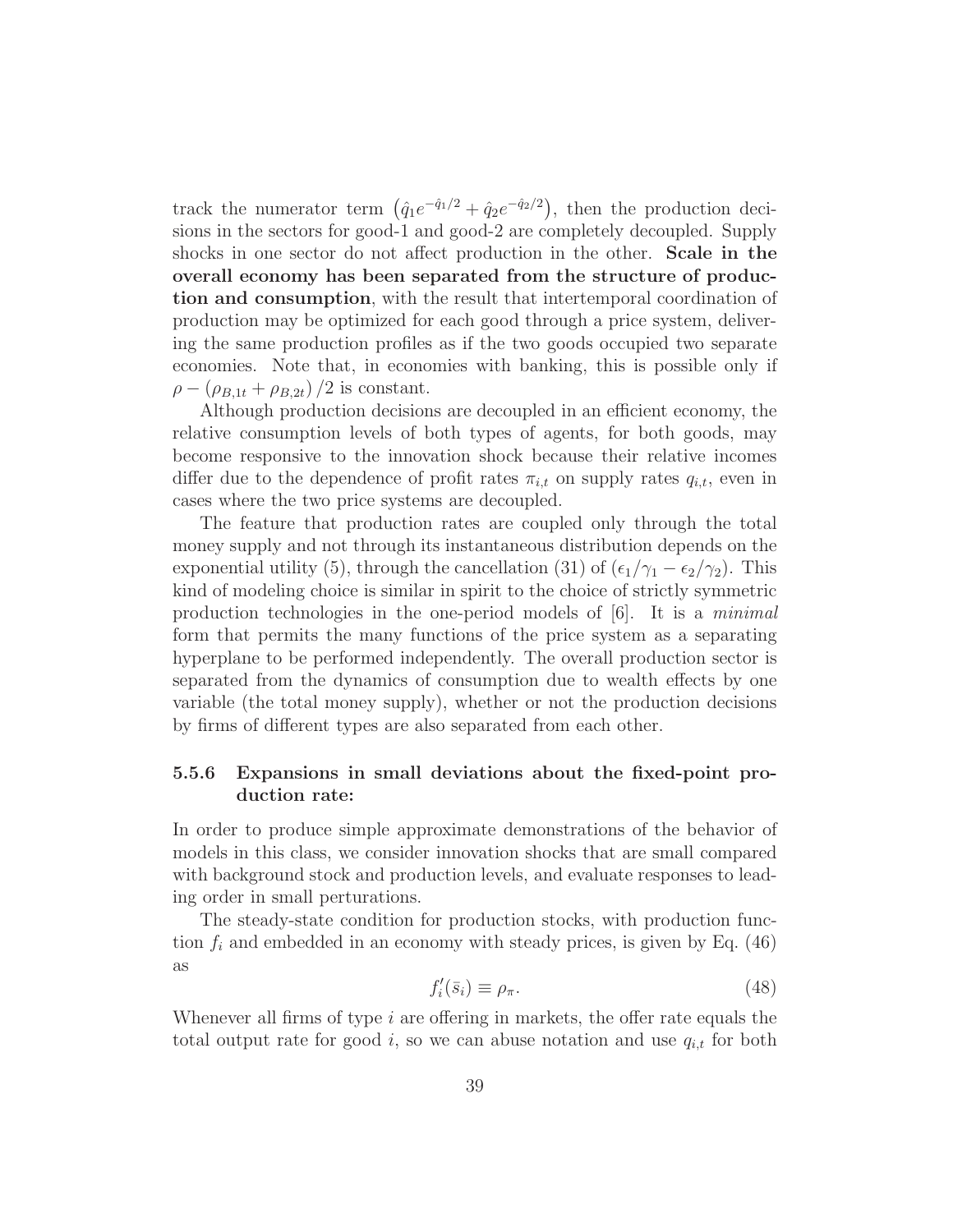track the numerator term $\left(\hat{q}_1 e^{-\hat{q}_1/2} + \hat{q}_2 e^{-\hat{q}_2/2}\right)$, then the production decisions in the sectors for good-1 and good-2 are completely decoupled. Supply shocks in one sector do not affect production in the other. **Scale in the overall economy has been separated from the structure of production and consumption**, with the result that intertemporal coordination of production may be optimized for each good through a price system, delivering the same production profiles as if the two goods occupied two separate economies. Note that, in economies with banking, this is possible only if $\rho - \left(\rho_{B,1t} + \rho_{B,2t}\right)/2$ is constant.

Although production decisions are decoupled in an efficient economy, the relative consumption levels of both types of agents, for both goods, may become responsive to the innovation shock because their relative incomes differ due to the dependence of profit rates $\pi_{i,t}$ on supply rates $q_{i,t}$, even in cases where the two price systems are decoupled.

The feature that production rates are coupled only through the total money supply and not through its instantaneous distribution depends on the exponential utility (5), through the cancellation (31) of $(\epsilon_1/\gamma_1 - \epsilon_2/\gamma_2)$. This kind of modeling choice is similar in spirit to the choice of strictly symmetric production technologies in the one-period models of [6]. It is a *minimal* form that permits the many functions of the price system as a separating hyperplane to be performed independently. The overall production sector is separated from the dynamics of consumption due to wealth effects by one variable (the total money supply), whether or not the production decisions by firms of different types are also separated from each other.

### 5.5.6 Expansions in small deviations about the fixed-point production rate:

In order to produce simple approximate demonstrations of the behavior of models in this class, we consider innovation shocks that are small compared with background stock and production levels, and evaluate responses to leading order in small perturations.

The steady-state condition for production stocks, with production function $f_i$ and embedded in an economy with steady prices, is given by Eq. (46) as

$$f_i'(\bar{s}_i) \equiv \rho_\pi. \tag{48}$$

Whenever all firms of type $i$ are offering in markets, the offer rate equals the total output rate for good $i$, so we can abuse notation and use $q_{i,t}$ for both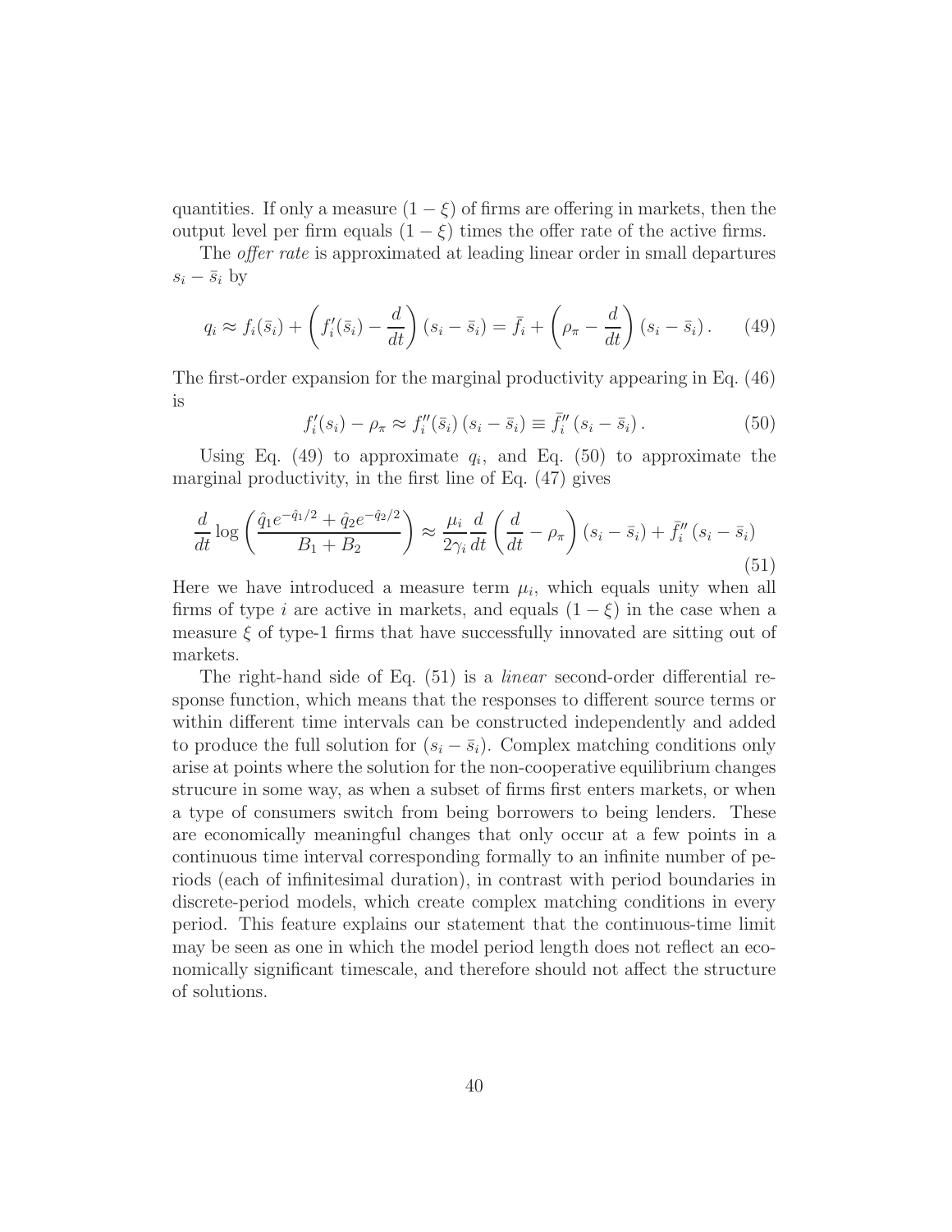quantities. If only a measure $(1 - \xi)$ of firms are offering in markets, then the output level per firm equals $(1 - \xi)$ times the offer rate of the active firms.

The *offer rate* is approximated at leading linear order in small departures $s_i - \bar{s}_i$ by

$$q_i \approx f_i(\bar{s}_i) + \left( f_i'(\bar{s}_i) - \frac{d}{dt} \right) (s_i - \bar{s}_i) = \bar{f}_i + \left( \rho_\pi - \frac{d}{dt} \right) (s_i - \bar{s}_i) \,. \tag{49}$$

The first-order expansion for the marginal productivity appearing in Eq. (46) is

$$f_i'(s_i) - \rho_\pi \approx f_i''(\bar{s}_i) \, (s_i - \bar{s}_i) \equiv \bar{f}_i'' \, (s_i - \bar{s}_i) \,. \tag{50}$$

Using Eq. (49) to approximate $q_i$, and Eq. (50) to approximate the marginal productivity, in the first line of Eq. (47) gives

$$\frac{d}{dt} \log \left( \frac{\hat{q}_1 e^{-\hat{q}_1/2} + \hat{q}_2 e^{-\hat{q}_2/2}}{B_1 + B_2} \right) \approx \frac{\mu_i}{2\gamma_i} \frac{d}{dt} \left( \frac{d}{dt} - \rho_\pi \right) (s_i - \bar{s}_i) + \bar{f}_i'' \, (s_i - \bar{s}_i) \tag{51}$$

Here we have introduced a measure term $\mu_i$, which equals unity when all firms of type $i$ are active in markets, and equals $(1 - \xi)$ in the case when a measure $\xi$ of type-1 firms that have successfully innovated are sitting out of markets.

The right-hand side of Eq. (51) is a *linear* second-order differential response function, which means that the responses to different source terms or within different time intervals can be constructed independently and added to produce the full solution for $(s_i - \bar{s}_i)$. Complex matching conditions only arise at points where the solution for the non-cooperative equilibrium changes strucure in some way, as when a subset of firms first enters markets, or when a type of consumers switch from being borrowers to being lenders. These are economically meaningful changes that only occur at a few points in a continuous time interval corresponding formally to an infinite number of periods (each of infinitesimal duration), in contrast with period boundaries in discrete-period models, which create complex matching conditions in every period. This feature explains our statement that the continuous-time limit may be seen as one in which the model period length does not reflect an economically significant timescale, and therefore should not affect the structure of solutions.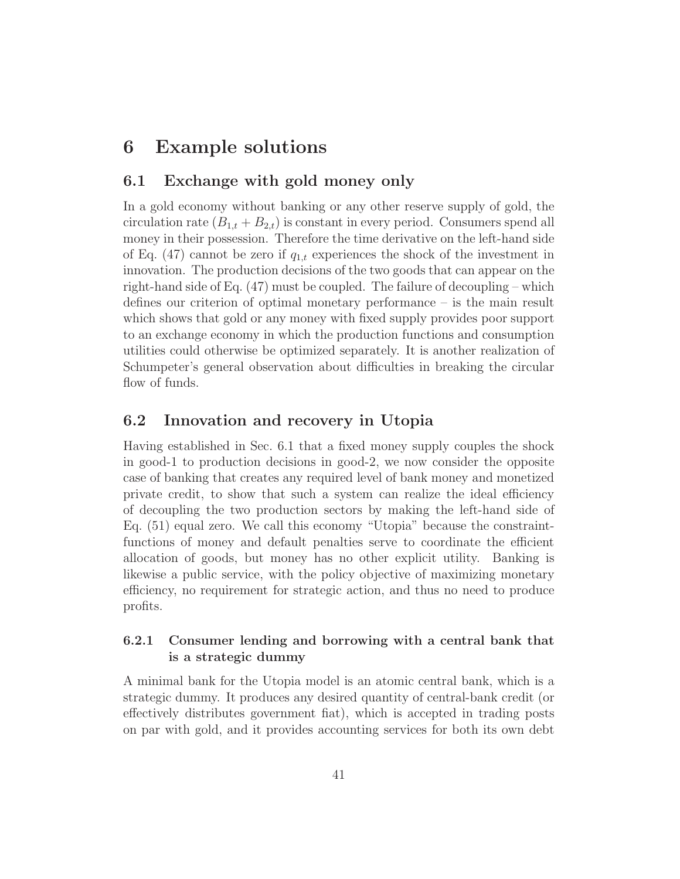# 6 Example solutions

## 6.1 Exchange with gold money only

In a gold economy without banking or any other reserve supply of gold, the circulation rate $(B_{1,t} + B_{2,t})$ is constant in every period. Consumers spend all money in their possession. Therefore the time derivative on the left-hand side of Eq. (47) cannot be zero if $q_{1,t}$ experiences the shock of the investment in innovation. The production decisions of the two goods that can appear on the right-hand side of Eq. (47) must be coupled. The failure of decoupling – which defines our criterion of optimal monetary performance – is the main result which shows that gold or any money with fixed supply provides poor support to an exchange economy in which the production functions and consumption utilities could otherwise be optimized separately. It is another realization of Schumpeter's general observation about difficulties in breaking the circular flow of funds.

## 6.2 Innovation and recovery in Utopia

Having established in Sec. 6.1 that a fixed money supply couples the shock in good-1 to production decisions in good-2, we now consider the opposite case of banking that creates any required level of bank money and monetized private credit, to show that such a system can realize the ideal efficiency of decoupling the two production sectors by making the left-hand side of Eq. (51) equal zero. We call this economy "Utopia" because the constraint-functions of money and default penalties serve to coordinate the efficient allocation of goods, but money has no other explicit utility. Banking is likewise a public service, with the policy objective of maximizing monetary efficiency, no requirement for strategic action, and thus no need to produce profits.

### 6.2.1 Consumer lending and borrowing with a central bank that is a strategic dummy

A minimal bank for the Utopia model is an atomic central bank, which is a strategic dummy. It produces any desired quantity of central-bank credit (or effectively distributes government fiat), which is accepted in trading posts on par with gold, and it provides accounting services for both its own debt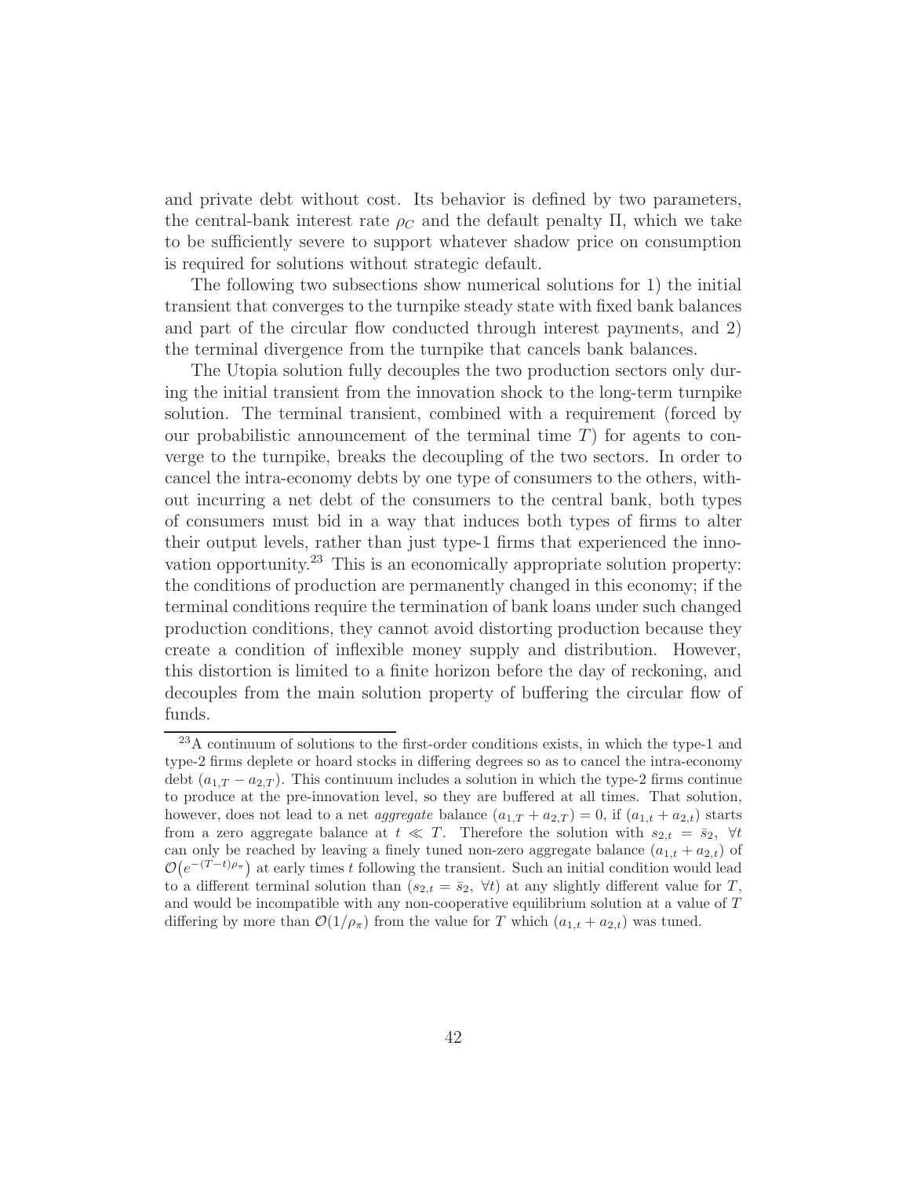and private debt without cost. Its behavior is defined by two parameters, the central-bank interest rate $\rho_C$ and the default penalty $\Pi$, which we take to be sufficiently severe to support whatever shadow price on consumption is required for solutions without strategic default.

The following two subsections show numerical solutions for 1) the initial transient that converges to the turnpike steady state with fixed bank balances and part of the circular flow conducted through interest payments, and 2) the terminal divergence from the turnpike that cancels bank balances.

The Utopia solution fully decouples the two production sectors only during the initial transient from the innovation shock to the long-term turnpike solution. The terminal transient, combined with a requirement (forced by our probabilistic announcement of the terminal time $T$) for agents to converge to the turnpike, breaks the decoupling of the two sectors. In order to cancel the intra-economy debts by one type of consumers to the others, without incurring a net debt of the consumers to the central bank, both types of consumers must bid in a way that induces both types of firms to alter their output levels, rather than just type-1 firms that experienced the innovation opportunity.[23] This is an economically appropriate solution property: the conditions of production are permanently changed in this economy; if the terminal conditions require the termination of bank loans under such changed production conditions, they cannot avoid distorting production because they create a condition of inflexible money supply and distribution. However, this distortion is limited to a finite horizon before the day of reckoning, and decouples from the main solution property of buffering the circular flow of funds.

---

[23] A continuum of solutions to the first-order conditions exists, in which the type-1 and type-2 firms deplete or hoard stocks in differing degrees so as to cancel the intra-economy debt $(a_{1,T} - a_{2,T})$. This continuum includes a solution in which the type-2 firms continue to produce at the pre-innovation level, so they are buffered at all times. That solution, however, does not lead to a net *aggregate* balance $(a_{1,T} + a_{2,T}) = 0$, if $(a_{1,t} + a_{2,t})$ starts from a zero aggregate balance at $t \ll T$. Therefore the solution with $s_{2,t} = \bar{s}_2, \ \forall t$ can only be reached by leaving a finely tuned non-zero aggregate balance $(a_{1,t} + a_{2,t})$ of $\mathcal{O}\left(e^{-(T-t)\rho_\pi}\right)$ at early times $t$ following the transient. Such an initial condition would lead to a different terminal solution than $(s_{2,t} = \bar{s}_2, \ \forall t)$ at any slightly different value for $T$, and would be incompatible with any non-cooperative equilibrium solution at a value of $T$ differing by more than $\mathcal{O}(1/\rho_\pi)$ from the value for $T$ which $(a_{1,t} + a_{2,t})$ was tuned.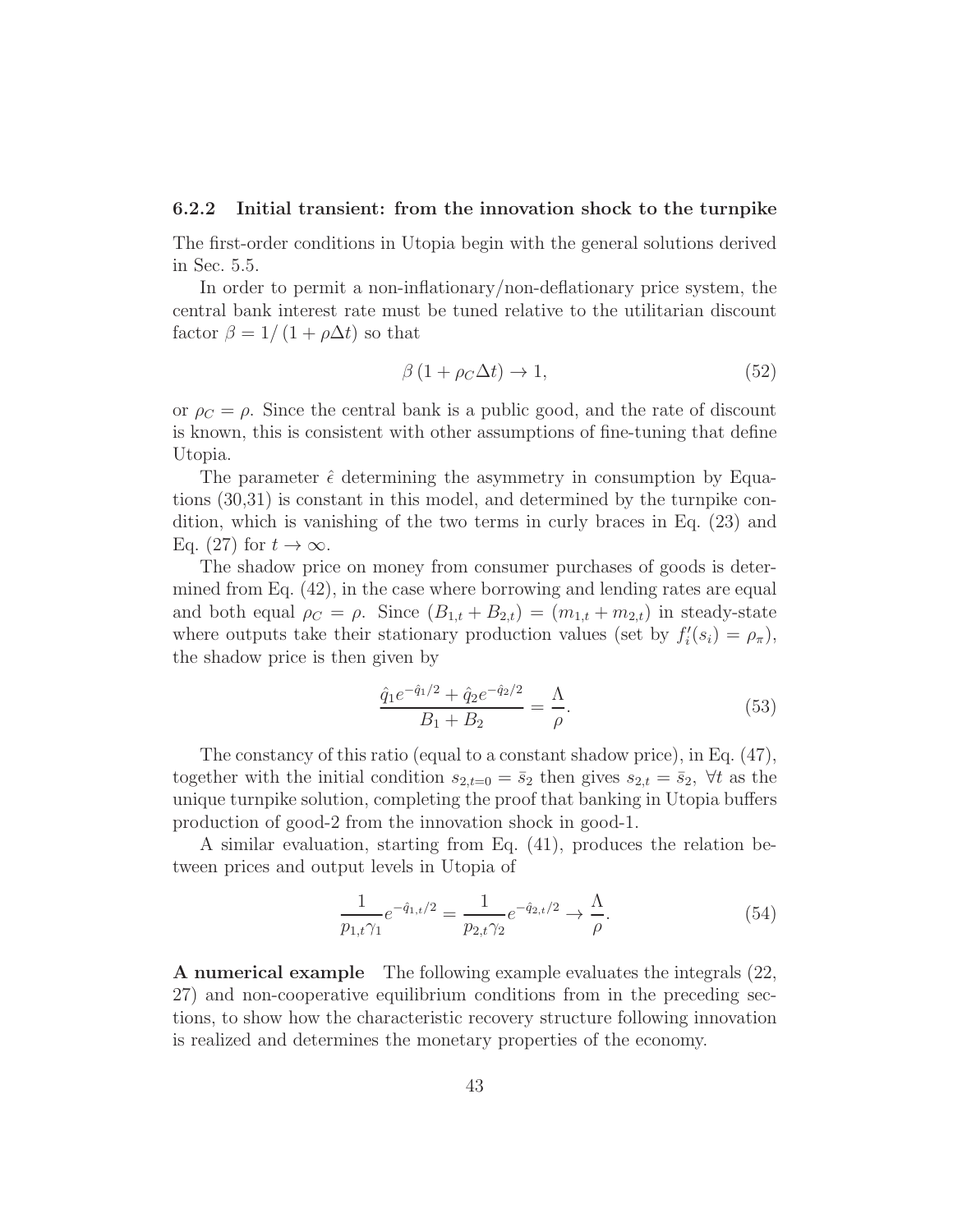### 6.2.2 Initial transient: from the innovation shock to the turnpike

The first-order conditions in Utopia begin with the general solutions derived in Sec. 5.5.

In order to permit a non-inflationary/non-deflationary price system, the central bank interest rate must be tuned relative to the utilitarian discount factor $\beta = 1/\left(1+\rho\Delta t\right)$ so that

$$\beta\left(1+\rho_C\Delta t\right) \to 1, \tag{52}$$

or $\rho_C = \rho$. Since the central bank is a public good, and the rate of discount is known, this is consistent with other assumptions of fine-tuning that define Utopia.

The parameter $\hat{\epsilon}$ determining the asymmetry in consumption by Equations (30,31) is constant in this model, and determined by the turnpike condition, which is vanishing of the two terms in curly braces in Eq. (23) and Eq. (27) for $t \to \infty$.

The shadow price on money from consumer purchases of goods is determined from Eq. (42), in the case where borrowing and lending rates are equal and both equal $\rho_C = \rho$. Since $(B_{1,t} + B_{2,t}) = (m_{1,t} + m_{2,t})$ in steady-state where outputs take their stationary production values (set by $f_i'(s_i) = \rho_\pi$), the shadow price is then given by

$$\frac{\hat{q}_1 e^{-\hat{q}_1/2} + \hat{q}_2 e^{-\hat{q}_2/2}}{B_1 + B_2} = \frac{\Lambda}{\rho}. \tag{53}$$

The constancy of this ratio (equal to a constant shadow price), in Eq. (47), together with the initial condition $s_{2,t=0} = \bar{s}_2$ then gives $s_{2,t} = \bar{s}_2,\ \forall t$ as the unique turnpike solution, completing the proof that banking in Utopia buffers production of good-2 from the innovation shock in good-1.

A similar evaluation, starting from Eq. (41), produces the relation between prices and output levels in Utopia of

$$\frac{1}{p_{1,t}\gamma_1} e^{-\hat{q}_{1,t}/2} = \frac{1}{p_{2,t}\gamma_2} e^{-\hat{q}_{2,t}/2} \to \frac{\Lambda}{\rho}. \tag{54}$$

**A numerical example** The following example evaluates the integrals (22, 27) and non-cooperative equilibrium conditions from in the preceding sections, to show how the characteristic recovery structure following innovation is realized and determines the monetary properties of the economy.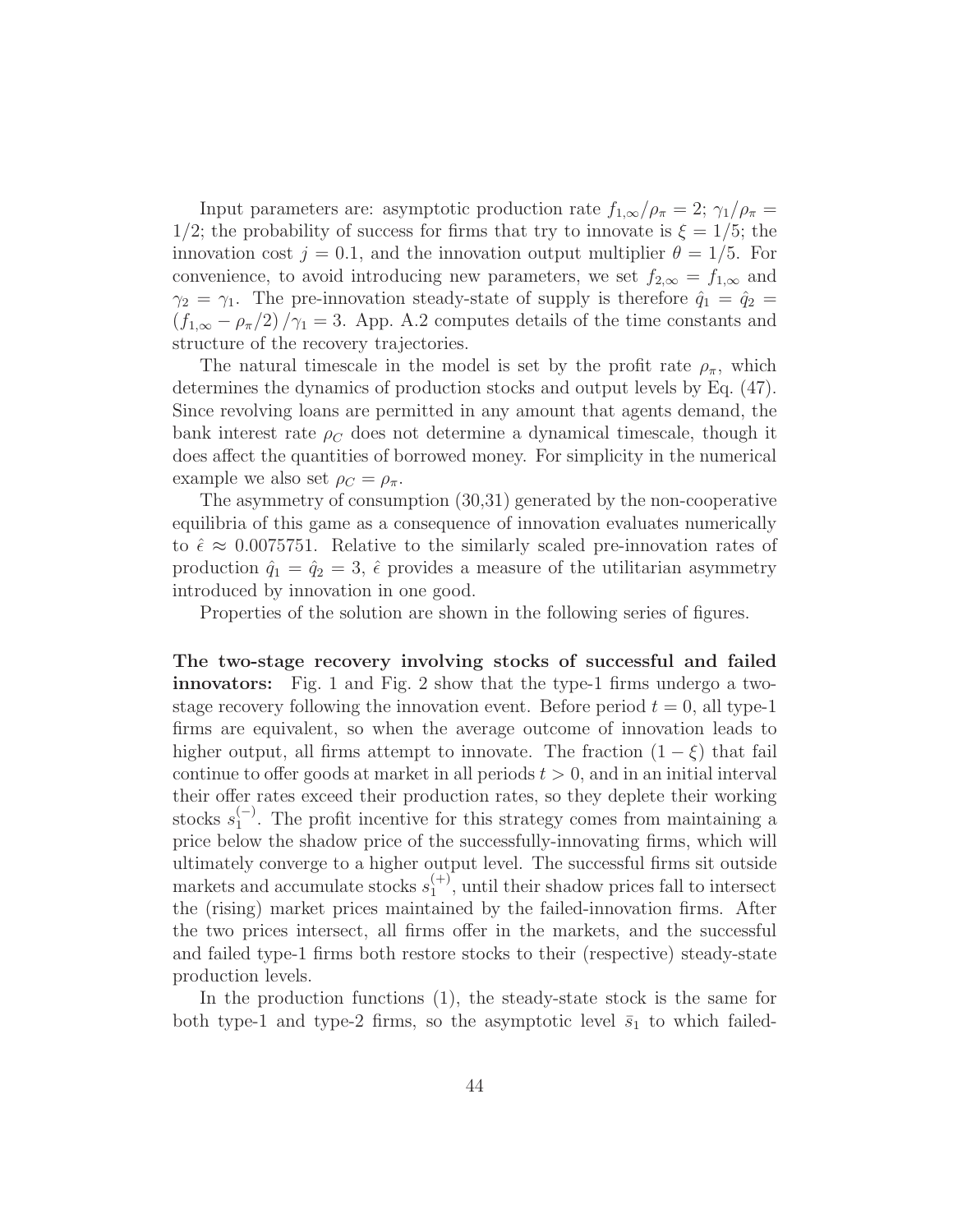Input parameters are: asymptotic production rate $f_{1,\infty}/\rho_\pi = 2$; $\gamma_1/\rho_\pi = 1/2$; the probability of success for firms that try to innovate is $\xi = 1/5$; the innovation cost $j = 0.1$, and the innovation output multiplier $\theta = 1/5$. For convenience, to avoid introducing new parameters, we set $f_{2,\infty} = f_{1,\infty}$ and $\gamma_2 = \gamma_1$. The pre-innovation steady-state of supply is therefore $\hat{q}_1 = \hat{q}_2 = (f_{1,\infty} - \rho_\pi/2)/\gamma_1 = 3$. App. A.2 computes details of the time constants and structure of the recovery trajectories.

The natural timescale in the model is set by the profit rate $\rho_\pi$, which determines the dynamics of production stocks and output levels by Eq. (47). Since revolving loans are permitted in any amount that agents demand, the bank interest rate $\rho_C$ does not determine a dynamical timescale, though it does affect the quantities of borrowed money. For simplicity in the numerical example we also set $\rho_C = \rho_\pi$.

The asymmetry of consumption (30,31) generated by the non-cooperative equilibria of this game as a consequence of innovation evaluates numerically to $\hat{\epsilon} \approx 0.0075751$. Relative to the similarly scaled pre-innovation rates of production $\hat{q}_1 = \hat{q}_2 = 3$, $\hat{\epsilon}$ provides a measure of the utilitarian asymmetry introduced by innovation in one good.

Properties of the solution are shown in the following series of figures.

**The two-stage recovery involving stocks of successful and failed innovators:** Fig. 1 and Fig. 2 show that the type-1 firms undergo a two-stage recovery following the innovation event. Before period $t = 0$, all type-1 firms are equivalent, so when the average outcome of innovation leads to higher output, all firms attempt to innovate. The fraction $(1 - \xi)$ that fail continue to offer goods at market in all periods $t > 0$, and in an initial interval their offer rates exceed their production rates, so they deplete their working stocks $s_1^{(-)}$. The profit incentive for this strategy comes from maintaining a price below the shadow price of the successfully-innovating firms, which will ultimately converge to a higher output level. The successful firms sit outside markets and accumulate stocks $s_1^{(+)}$, until their shadow prices fall to intersect the (rising) market prices maintained by the failed-innovation firms. After the two prices intersect, all firms offer in the markets, and the successful and failed type-1 firms both restore stocks to their (respective) steady-state production levels.

In the production functions (1), the steady-state stock is the same for both type-1 and type-2 firms, so the asymptotic level $\bar{s}_1$ to which failed-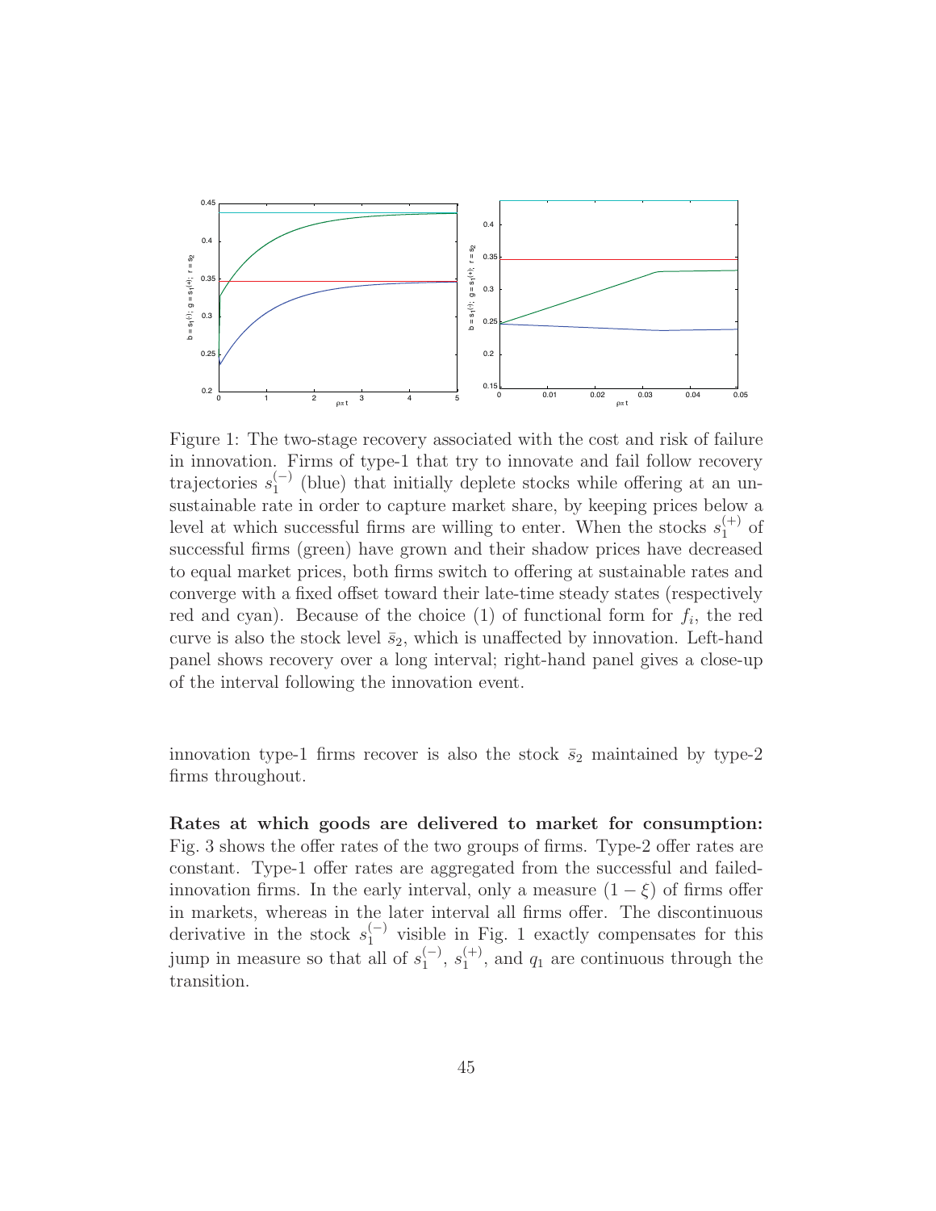Figure 1: The two-stage recovery associated with the cost and risk of failure in innovation. Firms of type-1 that try to innovate and fail follow recovery trajectories $s_1^{(-)}$ (blue) that initially deplete stocks while offering at an unsustainable rate in order to capture market share, by keeping prices below a level at which successful firms are willing to enter. When the stocks $s_1^{(+)}$ of successful firms (green) have grown and their shadow prices have decreased to equal market prices, both firms switch to offering at sustainable rates and converge with a fixed offset toward their late-time steady states (respectively red and cyan). Because of the choice (1) of functional form for $f_i$, the red curve is also the stock level $\bar{s}_2$, which is unaffected by innovation. Left-hand panel shows recovery over a long interval; right-hand panel gives a close-up of the interval following the innovation event.

innovation type-1 firms recover is also the stock $\bar{s}_2$ maintained by type-2 firms throughout.

**Rates at which goods are delivered to market for consumption:** Fig. 3 shows the offer rates of the two groups of firms. Type-2 offer rates are constant. Type-1 offer rates are aggregated from the successful and failed-innovation firms. In the early interval, only a measure $(1 - \xi)$ of firms offer in markets, whereas in the later interval all firms offer. The discontinuous derivative in the stock $s_1^{(-)}$ visible in Fig. 1 exactly compensates for this jump in measure so that all of $s_1^{(-)}$, $s_1^{(+)}$, and $q_1$ are continuous through the transition.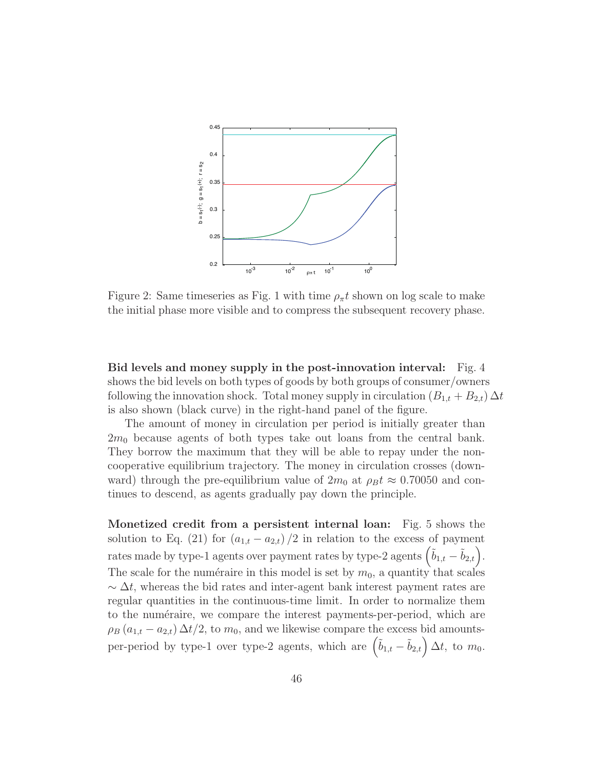Figure 2: Same timeseries as Fig. 1 with time $\rho_\pi t$ shown on log scale to make the initial phase more visible and to compress the subsequent recovery phase.

**Bid levels and money supply in the post-innovation interval:** Fig. 4 shows the bid levels on both types of goods by both groups of consumer/owners following the innovation shock. Total money supply in circulation $(B_{1,t} + B_{2,t})\,\Delta t$ is also shown (black curve) in the right-hand panel of the figure.

The amount of money in circulation per period is initially greater than $2m_0$ because agents of both types take out loans from the central bank. They borrow the maximum that they will be able to repay under the non-cooperative equilibrium trajectory. The money in circulation crosses (downward) through the pre-equilibrium value of $2m_0$ at $\rho_B t \approx 0.70050$ and continues to descend, as agents gradually pay down the principle.

**Monetized credit from a persistent internal loan:** Fig. 5 shows the solution to Eq. (21) for $(a_{1,t} - a_{2,t})/2$ in relation to the excess of payment rates made by type-1 agents over payment rates by type-2 agents $\left(\tilde{b}_{1,t} - \tilde{b}_{2,t}\right)$. The scale for the numéraire in this model is set by $m_0$, a quantity that scales $\sim \Delta t$, whereas the bid rates and inter-agent bank interest payment rates are regular quantities in the continuous-time limit. In order to normalize them to the numéraire, we compare the interest payments-per-period, which are $\rho_B (a_{1,t} - a_{2,t})\,\Delta t/2$, to $m_0$, and we likewise compare the excess bid amounts-per-period by type-1 over type-2 agents, which are $\left(\tilde{b}_{1,t} - \tilde{b}_{2,t}\right)\Delta t$, to $m_0$.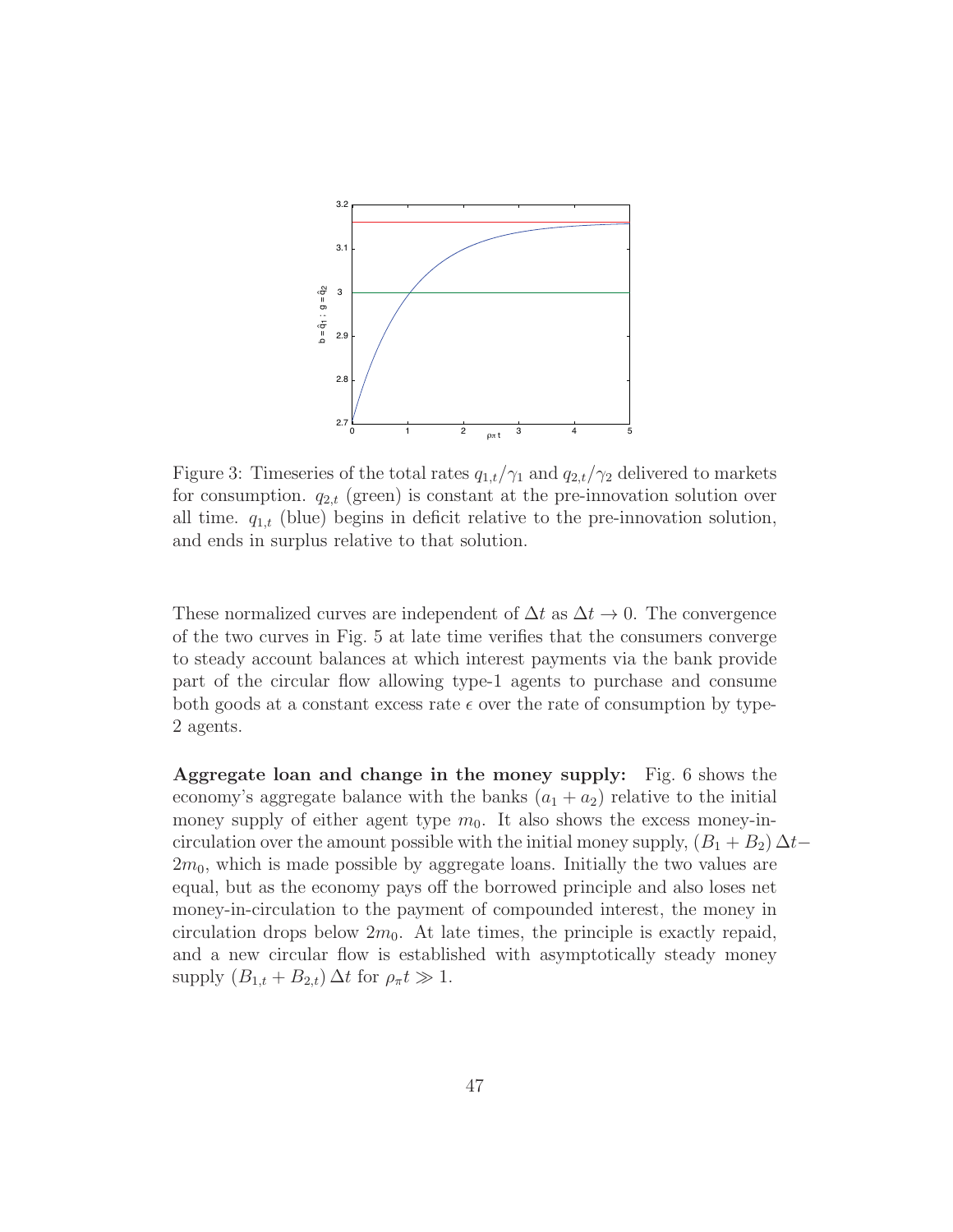Figure 3: Timeseries of the total rates $q_{1,t}/\gamma_1$ and $q_{2,t}/\gamma_2$ delivered to markets for consumption. $q_{2,t}$ (green) is constant at the pre-innovation solution over all time. $q_{1,t}$ (blue) begins in deficit relative to the pre-innovation solution, and ends in surplus relative to that solution.

These normalized curves are independent of $\Delta t$ as $\Delta t \to 0$. The convergence of the two curves in Fig. 5 at late time verifies that the consumers converge to steady account balances at which interest payments via the bank provide part of the circular flow allowing type-1 agents to purchase and consume both goods at a constant excess rate $\epsilon$ over the rate of consumption by type-2 agents.

**Aggregate loan and change in the money supply:** Fig. 6 shows the economy's aggregate balance with the banks $(a_1 + a_2)$ relative to the initial money supply of either agent type $m_0$. It also shows the excess money-in-circulation over the amount possible with the initial money supply, $(B_1 + B_2)\,\Delta t - 2m_0$, which is made possible by aggregate loans. Initially the two values are equal, but as the economy pays off the borrowed principle and also loses net money-in-circulation to the payment of compounded interest, the money in circulation drops below $2m_0$. At late times, the principle is exactly repaid, and a new circular flow is established with asymptotically steady money supply $(B_{1,t} + B_{2,t})\,\Delta t$ for $\rho_\pi t \gg 1$.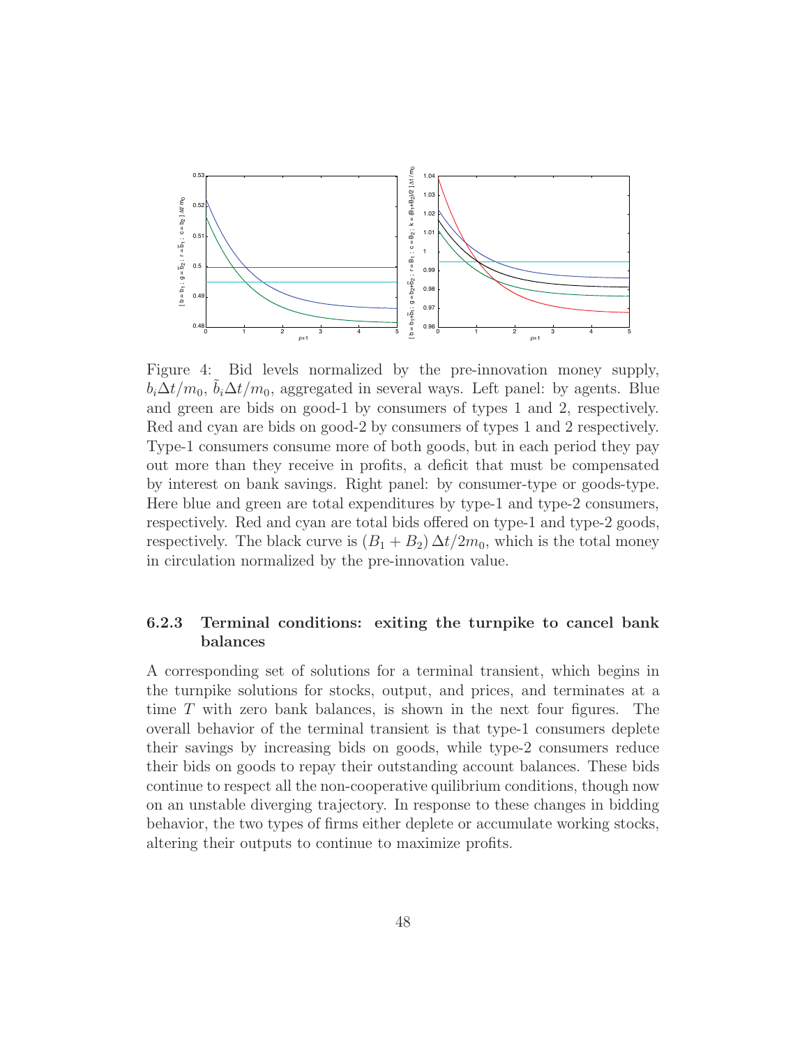Figure 4: Bid levels normalized by the pre-innovation money supply, $b_i \Delta t / m_0$, $\tilde{b}_i \Delta t / m_0$, aggregated in several ways. Left panel: by agents. Blue and green are bids on good-1 by consumers of types 1 and 2, respectively. Red and cyan are bids on good-2 by consumers of types 1 and 2 respectively. Type-1 consumers consume more of both goods, but in each period they pay out more than they receive in profits, a deficit that must be compensated by interest on bank savings. Right panel: by consumer-type or goods-type. Here blue and green are total expenditures by type-1 and type-2 consumers, respectively. Red and cyan are total bids offered on type-1 and type-2 goods, respectively. The black curve is $(B_1 + B_2) \Delta t / 2m_0$, which is the total money in circulation normalized by the pre-innovation value.

### 6.2.3 Terminal conditions: exiting the turnpike to cancel bank balances

A corresponding set of solutions for a terminal transient, which begins in the turnpike solutions for stocks, output, and prices, and terminates at a time $T$ with zero bank balances, is shown in the next four figures. The overall behavior of the terminal transient is that type-1 consumers deplete their savings by increasing bids on goods, while type-2 consumers reduce their bids on goods to repay their outstanding account balances. These bids continue to respect all the non-cooperative quilibrium conditions, though now on an unstable diverging trajectory. In response to these changes in bidding behavior, the two types of firms either deplete or accumulate working stocks, altering their outputs to continue to maximize profits.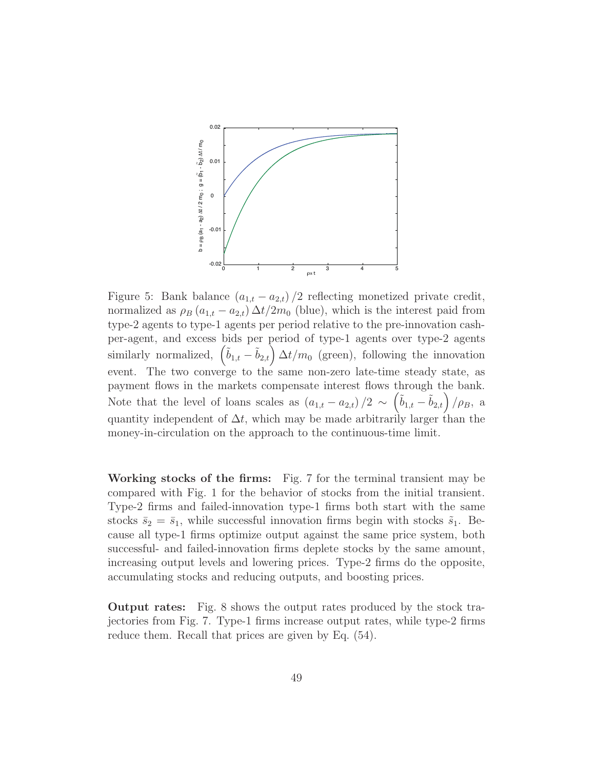Figure 5: Bank balance $\left(a_{1,t} - a_{2,t}\right)/2$ reflecting monetized private credit, normalized as $\rho_B \left(a_{1,t} - a_{2,t}\right) \Delta t / 2 m_0$ (blue), which is the interest paid from type-2 agents to type-1 agents per period relative to the pre-innovation cash-per-agent, and excess bids per period of type-1 agents over type-2 agents similarly normalized, $\left(\tilde{b}_{1,t} - \tilde{b}_{2,t}\right) \Delta t / m_0$ (green), following the innovation event. The two converge to the same non-zero late-time steady state, as payment flows in the markets compensate interest flows through the bank. Note that the level of loans scales as $\left(a_{1,t} - a_{2,t}\right)/2 \sim \left(\tilde{b}_{1,t} - \tilde{b}_{2,t}\right)/\rho_B$, a quantity independent of $\Delta t$, which may be made arbitrarily larger than the money-in-circulation on the approach to the continuous-time limit.

**Working stocks of the firms:** Fig. 7 for the terminal transient may be compared with Fig. 1 for the behavior of stocks from the initial transient. Type-2 firms and failed-innovation type-1 firms both start with the same stocks $\bar{s}_2 = \bar{s}_1$, while successful innovation firms begin with stocks $\tilde{s}_1$. Because all type-1 firms optimize output against the same price system, both successful- and failed-innovation firms deplete stocks by the same amount, increasing output levels and lowering prices. Type-2 firms do the opposite, accumulating stocks and reducing outputs, and boosting prices.

**Output rates:** Fig. 8 shows the output rates produced by the stock trajectories from Fig. 7. Type-1 firms increase output rates, while type-2 firms reduce them. Recall that prices are given by Eq. (54).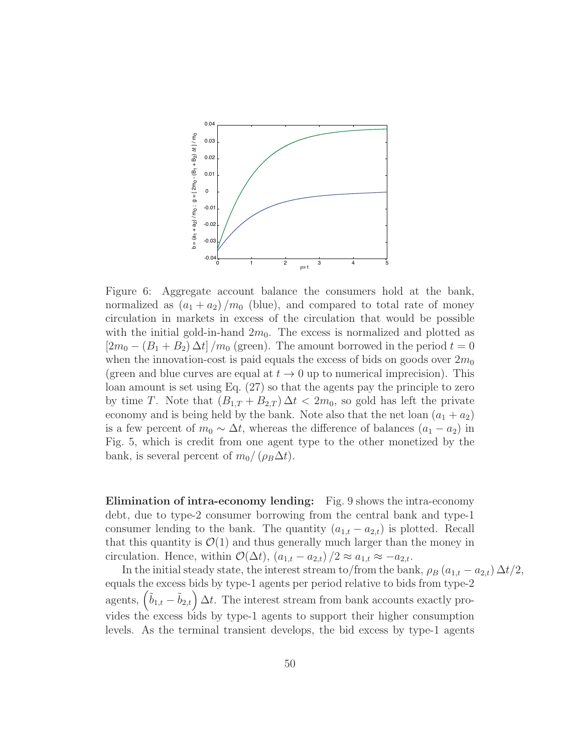Figure 6: Aggregate account balance the consumers hold at the bank, normalized as $(a_1 + a_2)/m_0$ (blue), and compared to total rate of money circulation in markets in excess of the circulation that would be possible with the initial gold-in-hand $2m_0$. The excess is normalized and plotted as $[2m_0 - (B_1 + B_2)\Delta t]/m_0$ (green). The amount borrowed in the period $t = 0$ when the innovation-cost is paid equals the excess of bids on goods over $2m_0$ (green and blue curves are equal at $t \to 0$ up to numerical imprecision). This loan amount is set using Eq. (27) so that the agents pay the principle to zero by time $T$. Note that $(B_{1,T} + B_{2,T})\Delta t < 2m_0$, so gold has left the private economy and is being held by the bank. Note also that the net loan $(a_1 + a_2)$ is a few percent of $m_0 \sim \Delta t$, whereas the difference of balances $(a_1 - a_2)$ in Fig. 5, which is credit from one agent type to the other monetized by the bank, is several percent of $m_0/(\rho_B \Delta t)$.

**Elimination of intra-economy lending:** Fig. 9 shows the intra-economy debt, due to type-2 consumer borrowing from the central bank and type-1 consumer lending to the bank. The quantity $(a_{1,t} - a_{2,t})$ is plotted. Recall that this quantity is $\mathcal{O}(1)$ and thus generally much larger than the money in circulation. Hence, within $\mathcal{O}(\Delta t)$, $(a_{1,t} - a_{2,t})/2 \approx a_{1,t} \approx -a_{2,t}$.

In the initial steady state, the interest stream to/from the bank, $\rho_B (a_{1,t} - a_{2,t})\Delta t/2$, equals the excess bids by type-1 agents per period relative to bids from type-2 agents, $\left(\tilde{b}_{1,t} - \tilde{b}_{2,t}\right)\Delta t$. The interest stream from bank accounts exactly provides the excess bids by type-1 agents to support their higher consumption levels. As the terminal transient develops, the bid excess by type-1 agents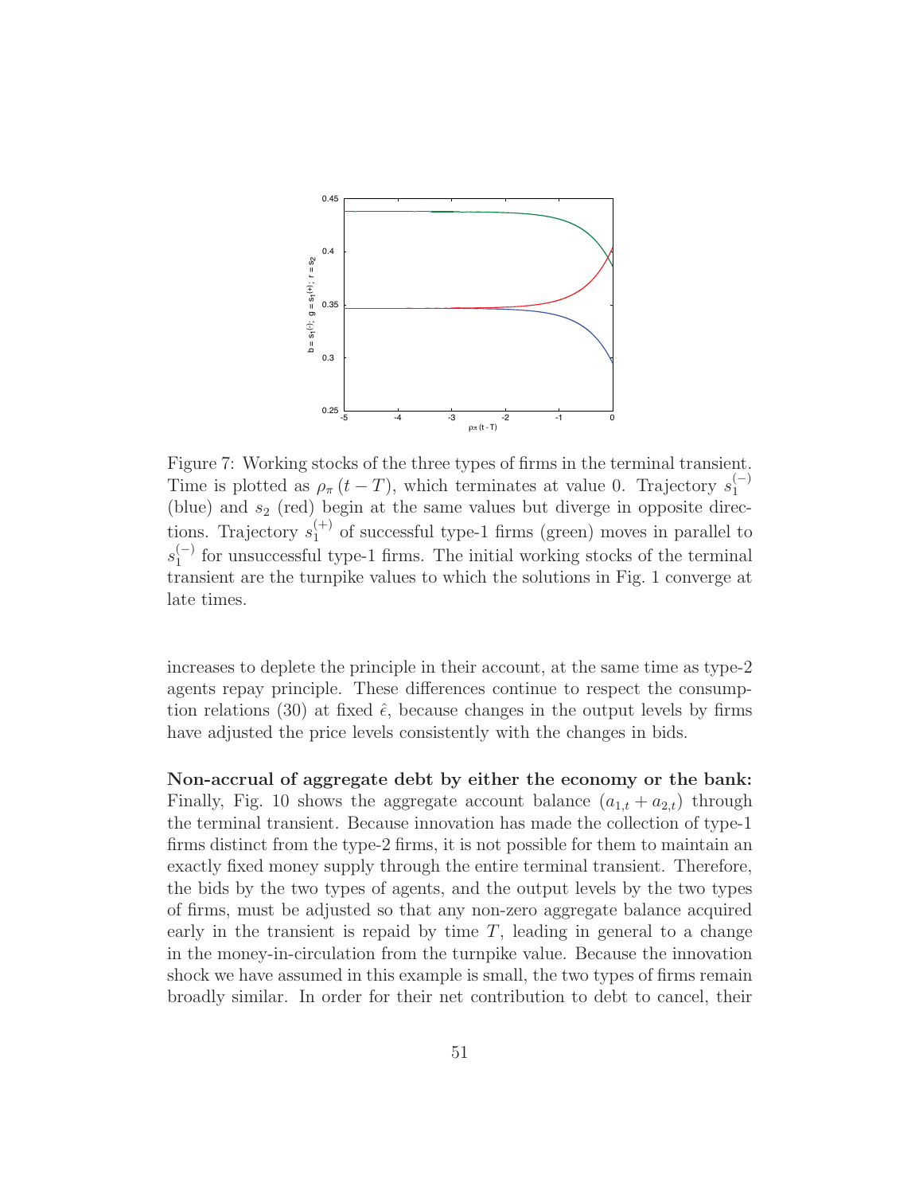Figure 7: Working stocks of the three types of firms in the terminal transient. Time is plotted as $\rho_\pi (t - T)$, which terminates at value 0. Trajectory $s_1^{(-)}$ (blue) and $s_2$ (red) begin at the same values but diverge in opposite directions. Trajectory $s_1^{(+)}$ of successful type-1 firms (green) moves in parallel to $s_1^{(-)}$ for unsuccessful type-1 firms. The initial working stocks of the terminal transient are the turnpike values to which the solutions in Fig. 1 converge at late times.

increases to deplete the principle in their account, at the same time as type-2 agents repay principle. These differences continue to respect the consumption relations (30) at fixed $\hat{\epsilon}$, because changes in the output levels by firms have adjusted the price levels consistently with the changes in bids.

**Non-accrual of aggregate debt by either the economy or the bank:** Finally, Fig. 10 shows the aggregate account balance $(a_{1,t} + a_{2,t})$ through the terminal transient. Because innovation has made the collection of type-1 firms distinct from the type-2 firms, it is not possible for them to maintain an exactly fixed money supply through the entire terminal transient. Therefore, the bids by the two types of agents, and the output levels by the two types of firms, must be adjusted so that any non-zero aggregate balance acquired early in the transient is repaid by time $T$, leading in general to a change in the money-in-circulation from the turnpike value. Because the innovation shock we have assumed in this example is small, the two types of firms remain broadly similar. In order for their net contribution to debt to cancel, their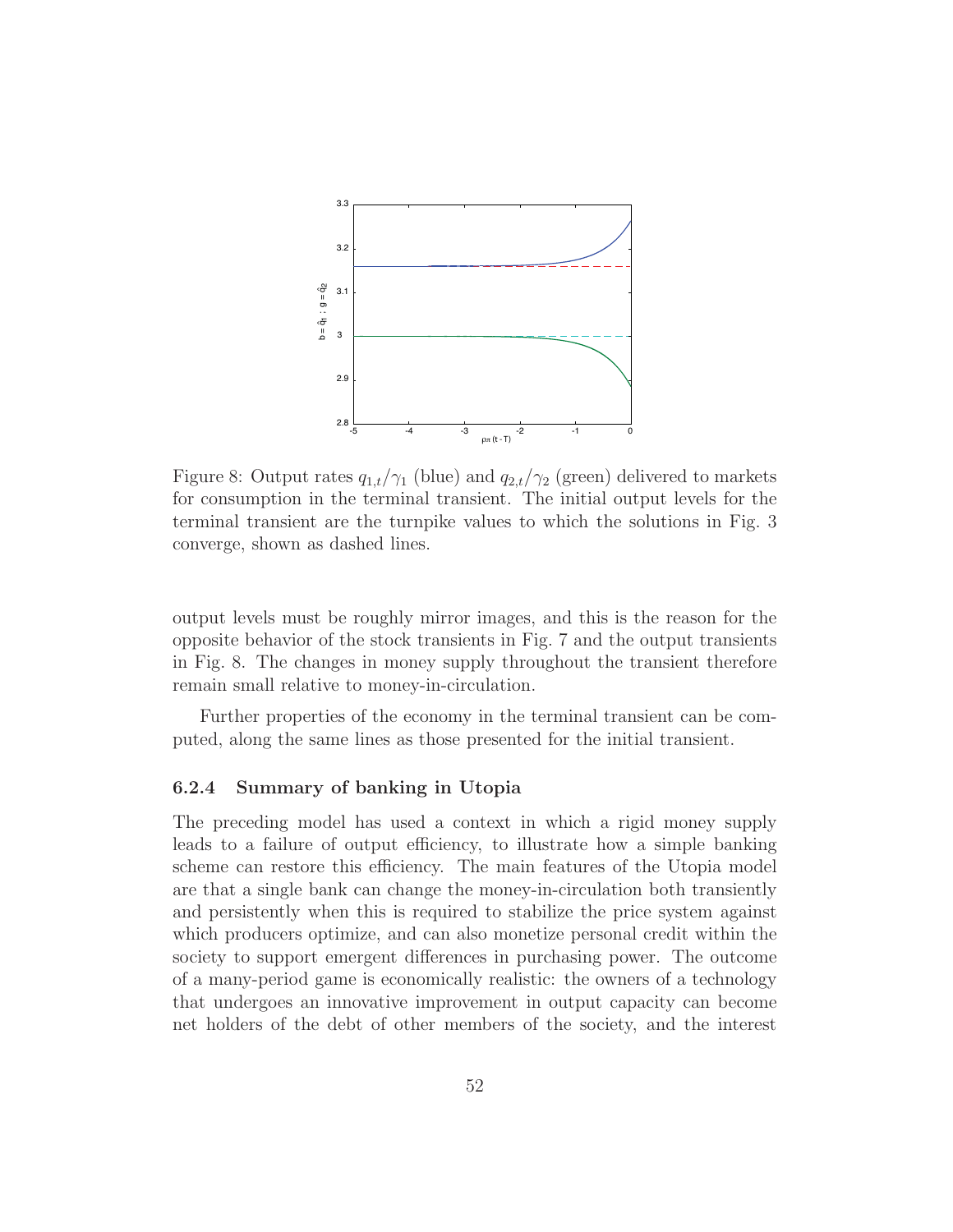Figure 8: Output rates $q_{1,t}/\gamma_1$ (blue) and $q_{2,t}/\gamma_2$ (green) delivered to markets for consumption in the terminal transient. The initial output levels for the terminal transient are the turnpike values to which the solutions in Fig. 3 converge, shown as dashed lines.

output levels must be roughly mirror images, and this is the reason for the opposite behavior of the stock transients in Fig. 7 and the output transients in Fig. 8. The changes in money supply throughout the transient therefore remain small relative to money-in-circulation.

Further properties of the economy in the terminal transient can be computed, along the same lines as those presented for the initial transient.

#### 6.2.4 Summary of banking in Utopia

The preceding model has used a context in which a rigid money supply leads to a failure of output efficiency, to illustrate how a simple banking scheme can restore this efficiency. The main features of the Utopia model are that a single bank can change the money-in-circulation both transiently and persistently when this is required to stabilize the price system against which producers optimize, and can also monetize personal credit within the society to support emergent differences in purchasing power. The outcome of a many-period game is economically realistic: the owners of a technology that undergoes an innovative improvement in output capacity can become net holders of the debt of other members of the society, and the interest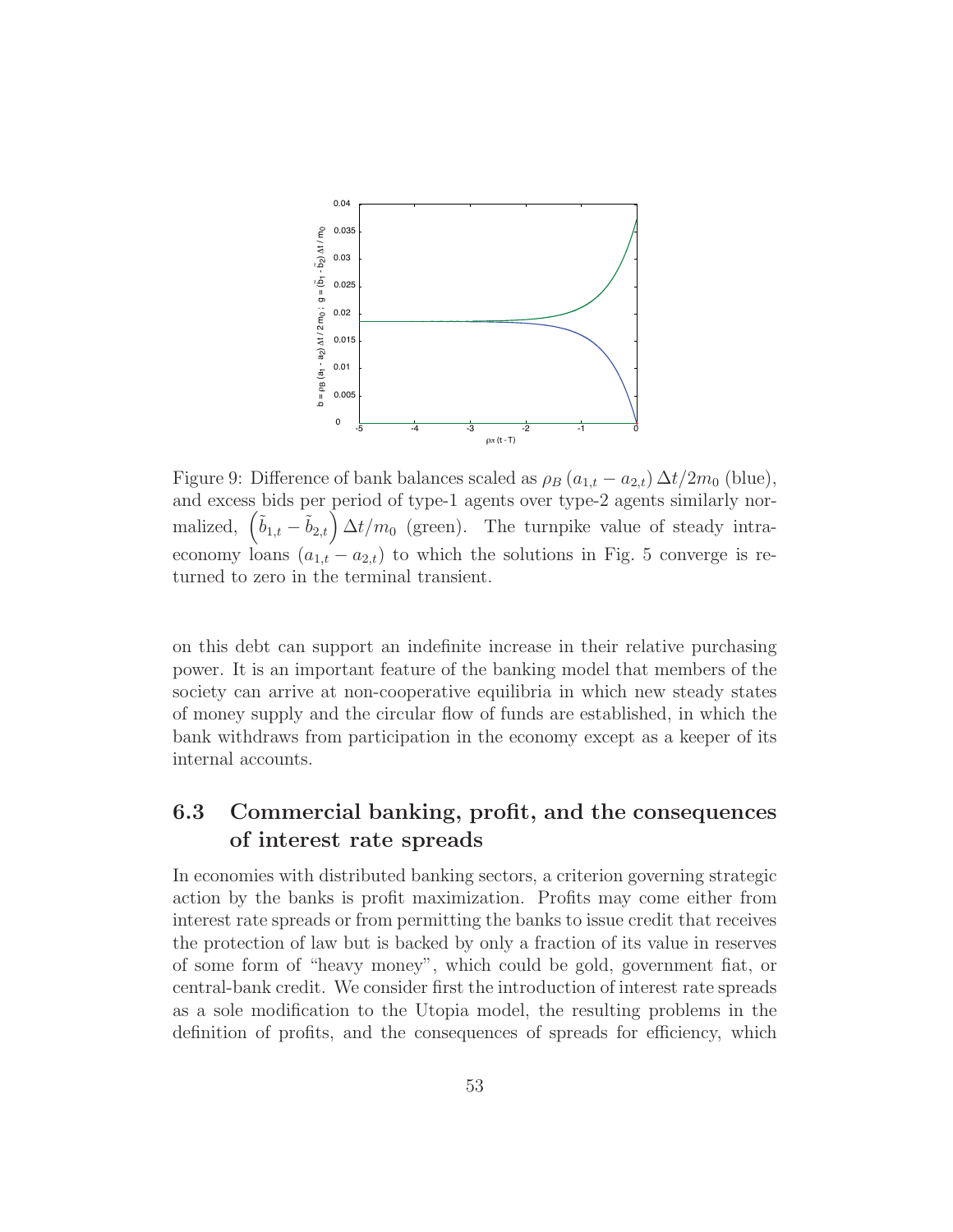Figure 9: Difference of bank balances scaled as $\rho_B \left(a_{1,t} - a_{2,t}\right) \Delta t / 2m_0$ (blue), and excess bids per period of type-1 agents over type-2 agents similarly normalized, $\left(\tilde{b}_{1,t} - \tilde{b}_{2,t}\right) \Delta t / m_0$ (green). The turnpike value of steady intra-economy loans $\left(a_{1,t} - a_{2,t}\right)$ to which the solutions in Fig. 5 converge is returned to zero in the terminal transient.

on this debt can support an indefinite increase in their relative purchasing power. It is an important feature of the banking model that members of the society can arrive at non-cooperative equilibria in which new steady states of money supply and the circular flow of funds are established, in which the bank withdraws from participation in the economy except as a keeper of its internal accounts.

### 6.3 Commercial banking, profit, and the consequences of interest rate spreads

In economies with distributed banking sectors, a criterion governing strategic action by the banks is profit maximization. Profits may come either from interest rate spreads or from permitting the banks to issue credit that receives the protection of law but is backed by only a fraction of its value in reserves of some form of "heavy money", which could be gold, government fiat, or central-bank credit. We consider first the introduction of interest rate spreads as a sole modification to the Utopia model, the resulting problems in the definition of profits, and the consequences of spreads for efficiency, which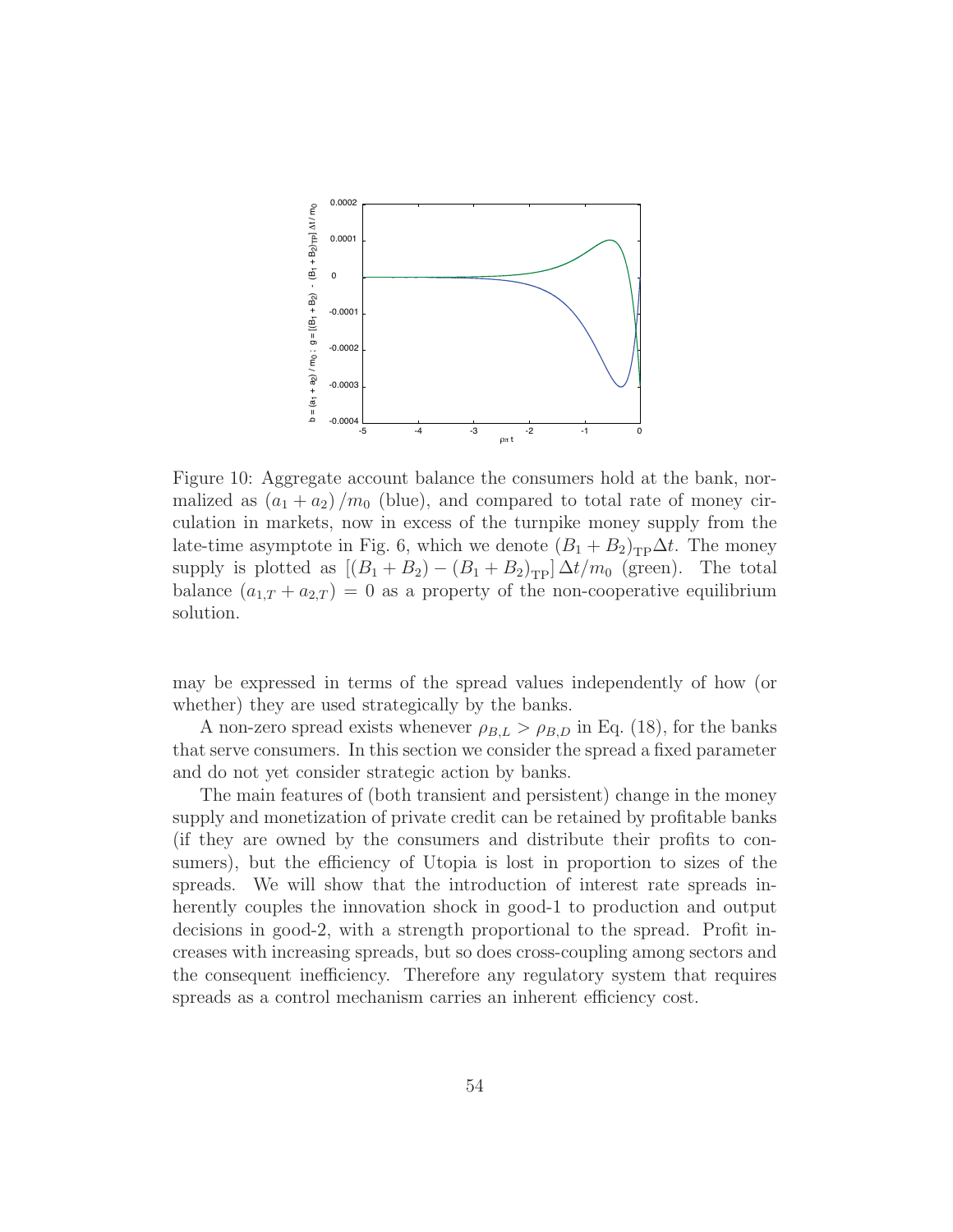Figure 10: Aggregate account balance the consumers hold at the bank, normalized as $(a_1 + a_2)/m_0$ (blue), and compared to total rate of money circulation in markets, now in excess of the turnpike money supply from the late-time asymptote in Fig. 6, which we denote $(B_1 + B_2)_{\rm TP}\Delta t$. The money supply is plotted as $\left[(B_1 + B_2) - (B_1 + B_2)_{\rm TP}\right]\Delta t/m_0$ (green). The total balance $(a_{1,T} + a_{2,T}) = 0$ as a property of the non-cooperative equilibrium solution.

may be expressed in terms of the spread values independently of how (or whether) they are used strategically by the banks.

A non-zero spread exists whenever $\rho_{B,L} > \rho_{B,D}$ in Eq. (18), for the banks that serve consumers. In this section we consider the spread a fixed parameter and do not yet consider strategic action by banks.

The main features of (both transient and persistent) change in the money supply and monetization of private credit can be retained by profitable banks (if they are owned by the consumers and distribute their profits to consumers), but the efficiency of Utopia is lost in proportion to sizes of the spreads. We will show that the introduction of interest rate spreads inherently couples the innovation shock in good-1 to production and output decisions in good-2, with a strength proportional to the spread. Profit increases with increasing spreads, but so does cross-coupling among sectors and the consequent inefficiency. Therefore any regulatory system that requires spreads as a control mechanism carries an inherent efficiency cost.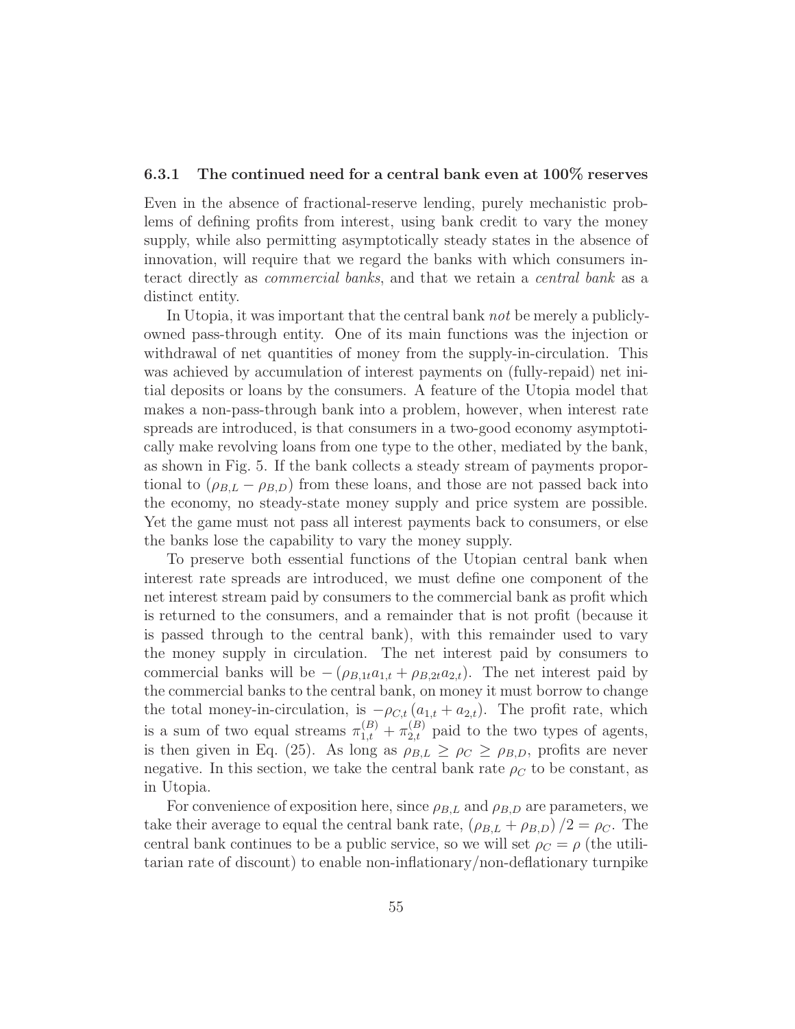### 6.3.1 The continued need for a central bank even at 100% reserves

Even in the absence of fractional-reserve lending, purely mechanistic problems of defining profits from interest, using bank credit to vary the money supply, while also permitting asymptotically steady states in the absence of innovation, will require that we regard the banks with which consumers interact directly as *commercial banks*, and that we retain a *central bank* as a distinct entity.

In Utopia, it was important that the central bank *not* be merely a publicly-owned pass-through entity. One of its main functions was the injection or withdrawal of net quantities of money from the supply-in-circulation. This was achieved by accumulation of interest payments on (fully-repaid) net initial deposits or loans by the consumers. A feature of the Utopia model that makes a non-pass-through bank into a problem, however, when interest rate spreads are introduced, is that consumers in a two-good economy asymptotically make revolving loans from one type to the other, mediated by the bank, as shown in Fig. 5. If the bank collects a steady stream of payments proportional to $(\rho_{B,L} - \rho_{B,D})$ from these loans, and those are not passed back into the economy, no steady-state money supply and price system are possible. Yet the game must not pass all interest payments back to consumers, or else the banks lose the capability to vary the money supply.

To preserve both essential functions of the Utopian central bank when interest rate spreads are introduced, we must define one component of the net interest stream paid by consumers to the commercial bank as profit which is returned to the consumers, and a remainder that is not profit (because it is passed through to the central bank), with this remainder used to vary the money supply in circulation. The net interest paid by consumers to commercial banks will be $-\left(\rho_{B,1t} a_{1,t} + \rho_{B,2t} a_{2,t}\right)$. The net interest paid by the commercial banks to the central bank, on money it must borrow to change the total money-in-circulation, is $-\rho_{C,t}\left(a_{1,t} + a_{2,t}\right)$. The profit rate, which is a sum of two equal streams $\pi^{(B)}_{1,t} + \pi^{(B)}_{2,t}$ paid to the two types of agents, is then given in Eq. (25). As long as $\rho_{B,L} \geq \rho_C \geq \rho_{B,D}$, profits are never negative. In this section, we take the central bank rate $\rho_C$ to be constant, as in Utopia.

For convenience of exposition here, since $\rho_{B,L}$ and $\rho_{B,D}$ are parameters, we take their average to equal the central bank rate, $\left(\rho_{B,L} + \rho_{B,D}\right)/2 = \rho_C$. The central bank continues to be a public service, so we will set $\rho_C = \rho$ (the utilitarian rate of discount) to enable non-inflationary/non-deflationary turnpike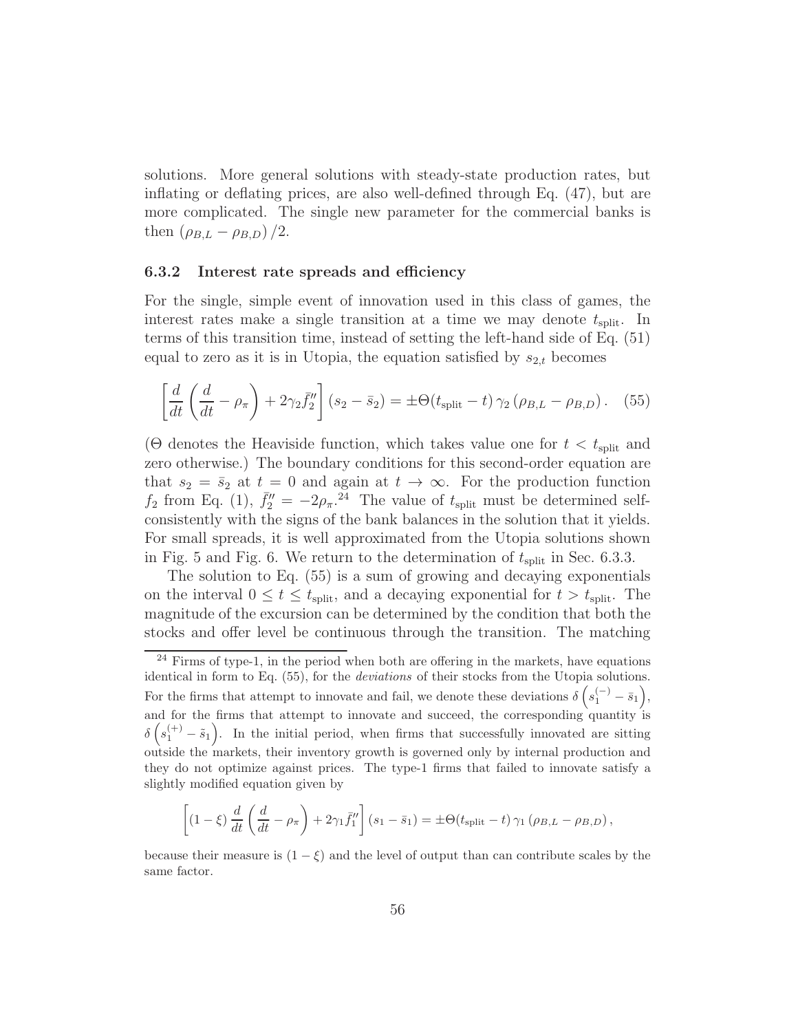solutions. More general solutions with steady-state production rates, but inflating or deflating prices, are also well-defined through Eq. (47), but are more complicated. The single new parameter for the commercial banks is then $(\rho_{B,L} - \rho_{B,D})/2$.

### 6.3.2 Interest rate spreads and efficiency

For the single, simple event of innovation used in this class of games, the interest rates make a single transition at a time we may denote $t_{\text{split}}$. In terms of this transition time, instead of setting the left-hand side of Eq. (51) equal to zero as it is in Utopia, the equation satisfied by $s_{2,t}$ becomes

$$\left[\frac{d}{dt}\left(\frac{d}{dt} - \rho_\pi\right) + 2\gamma_2 \bar{f}_2''\right](s_2 - \bar{s}_2) = \pm\Theta(t_{\text{split}} - t)\,\gamma_2\,(\rho_{B,L} - \rho_{B,D})\,. \quad (55)$$

($\Theta$ denotes the Heaviside function, which takes value one for $t < t_{\text{split}}$ and zero otherwise.) The boundary conditions for this second-order equation are that $s_2 = \bar{s}_2$ at $t = 0$ and again at $t \to \infty$. For the production function $f_2$ from Eq. (1), $\bar{f}_2'' = -2\rho_\pi$.[24] The value of $t_{\text{split}}$ must be determined self-consistently with the signs of the bank balances in the solution that it yields. For small spreads, it is well approximated from the Utopia solutions shown in Fig. 5 and Fig. 6. We return to the determination of $t_{\text{split}}$ in Sec. 6.3.3.

The solution to Eq. (55) is a sum of growing and decaying exponentials on the interval $0 \leq t \leq t_{\text{split}}$, and a decaying exponential for $t > t_{\text{split}}$. The magnitude of the excursion can be determined by the condition that both the stocks and offer level be continuous through the transition. The matching

[24] Firms of type-1, in the period when both are offering in the markets, have equations identical in form to Eq. (55), for the *deviations* of their stocks from the Utopia solutions. For the firms that attempt to innovate and fail, we denote these deviations $\delta\left(s_1^{(-)} - \bar{s}_1\right)$, and for the firms that attempt to innovate and succeed, the corresponding quantity is $\delta\left(s_1^{(+)} - \tilde{s}_1\right)$. In the initial period, when firms that successfully innovated are sitting outside the markets, their inventory growth is governed only by internal production and they do not optimize against prices. The type-1 firms that failed to innovate satisfy a slightly modified equation given by

$$\left[(1-\xi)\frac{d}{dt}\left(\frac{d}{dt} - \rho_\pi\right) + 2\gamma_1 \bar{f}_1''\right](s_1 - \bar{s}_1) = \pm\Theta(t_{\text{split}} - t)\,\gamma_1\,(\rho_{B,L} - \rho_{B,D})\,,$$

because their measure is $(1 - \xi)$ and the level of output than can contribute scales by the same factor.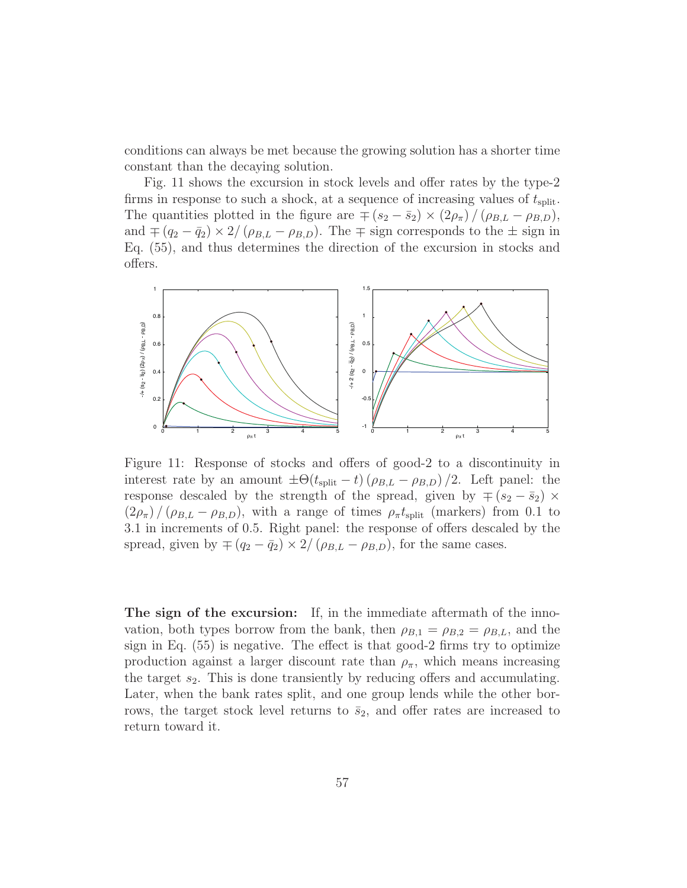conditions can always be met because the growing solution has a shorter time constant than the decaying solution.

Fig. 11 shows the excursion in stock levels and offer rates by the type-2 firms in response to such a shock, at a sequence of increasing values of $t_{\text{split}}$. The quantities plotted in the figure are $\mp (s_2 - \bar{s}_2) \times (2\rho_\pi) / (\rho_{B,L} - \rho_{B,D})$, and $\mp (q_2 - \bar{q}_2) \times 2 / (\rho_{B,L} - \rho_{B,D})$. The $\mp$ sign corresponds to the $\pm$ sign in Eq. (55), and thus determines the direction of the excursion in stocks and offers.

Figure 11: Response of stocks and offers of good-2 to a discontinuity in interest rate by an amount $\pm\Theta(t_{\text{split}} - t) (\rho_{B,L} - \rho_{B,D}) / 2$. Left panel: the response descaled by the strength of the spread, given by $\mp (s_2 - \bar{s}_2) \times (2\rho_\pi) / (\rho_{B,L} - \rho_{B,D})$, with a range of times $\rho_\pi t_{\text{split}}$ (markers) from 0.1 to 3.1 in increments of 0.5. Right panel: the response of offers descaled by the spread, given by $\mp (q_2 - \bar{q}_2) \times 2 / (\rho_{B,L} - \rho_{B,D})$, for the same cases.

**The sign of the excursion:** If, in the immediate aftermath of the innovation, both types borrow from the bank, then $\rho_{B,1} = \rho_{B,2} = \rho_{B,L}$, and the sign in Eq. (55) is negative. The effect is that good-2 firms try to optimize production against a larger discount rate than $\rho_\pi$, which means increasing the target $s_2$. This is done transiently by reducing offers and accumulating. Later, when the bank rates split, and one group lends while the other borrows, the target stock level returns to $\bar{s}_2$, and offer rates are increased to return toward it.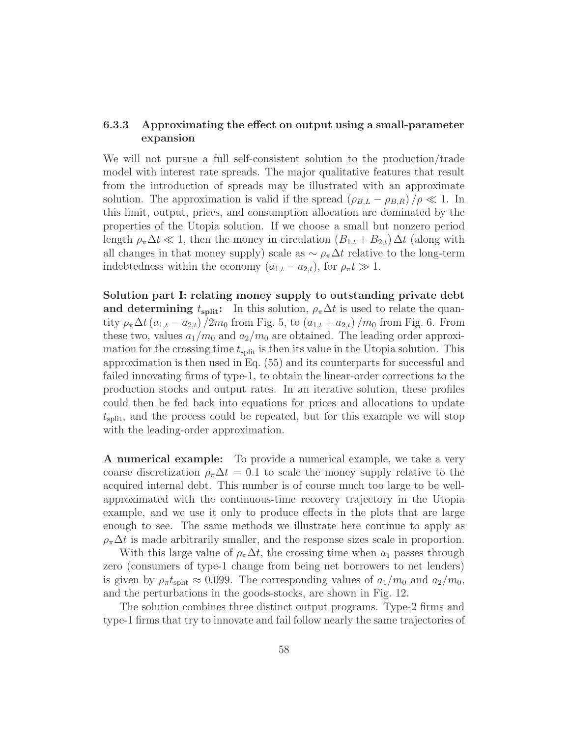### 6.3.3 Approximating the effect on output using a small-parameter expansion

We will not pursue a full self-consistent solution to the production/trade model with interest rate spreads. The major qualitative features that result from the introduction of spreads may be illustrated with an approximate solution. The approximation is valid if the spread $(\rho_{B,L} - \rho_{B,R})/\rho \ll 1$. In this limit, output, prices, and consumption allocation are dominated by the properties of the Utopia solution. If we choose a small but nonzero period length $\rho_\pi \Delta t \ll 1$, then the money in circulation $(B_{1,t} + B_{2,t})\,\Delta t$ (along with all changes in that money supply) scale as $\sim \rho_\pi \Delta t$ relative to the long-term indebtedness within the economy $(a_{1,t} - a_{2,t})$, for $\rho_\pi t \gg 1$.

**Solution part I: relating money supply to outstanding private debt and determining $t_{\text{split}}$:** In this solution, $\rho_\pi \Delta t$ is used to relate the quantity $\rho_\pi \Delta t\,(a_{1,t} - a_{2,t})/2m_0$ from Fig. 5, to $(a_{1,t} + a_{2,t})/m_0$ from Fig. 6. From these two, values $a_1/m_0$ and $a_2/m_0$ are obtained. The leading order approximation for the crossing time $t_{\text{split}}$ is then its value in the Utopia solution. This approximation is then used in Eq. (55) and its counterparts for successful and failed innovating firms of type-1, to obtain the linear-order corrections to the production stocks and output rates. In an iterative solution, these profiles could then be fed back into equations for prices and allocations to update $t_{\text{split}}$, and the process could be repeated, but for this example we will stop with the leading-order approximation.

**A numerical example:** To provide a numerical example, we take a very coarse discretization $\rho_\pi \Delta t = 0.1$ to scale the money supply relative to the acquired internal debt. This number is of course much too large to be well-approximated with the continuous-time recovery trajectory in the Utopia example, and we use it only to produce effects in the plots that are large enough to see. The same methods we illustrate here continue to apply as $\rho_\pi \Delta t$ is made arbitrarily smaller, and the response sizes scale in proportion.

With this large value of $\rho_\pi \Delta t$, the crossing time when $a_1$ passes through zero (consumers of type-1 change from being net borrowers to net lenders) is given by $\rho_\pi t_{\text{split}} \approx 0.099$. The corresponding values of $a_1/m_0$ and $a_2/m_0$, and the perturbations in the goods-stocks, are shown in Fig. 12.

The solution combines three distinct output programs. Type-2 firms and type-1 firms that try to innovate and fail follow nearly the same trajectories of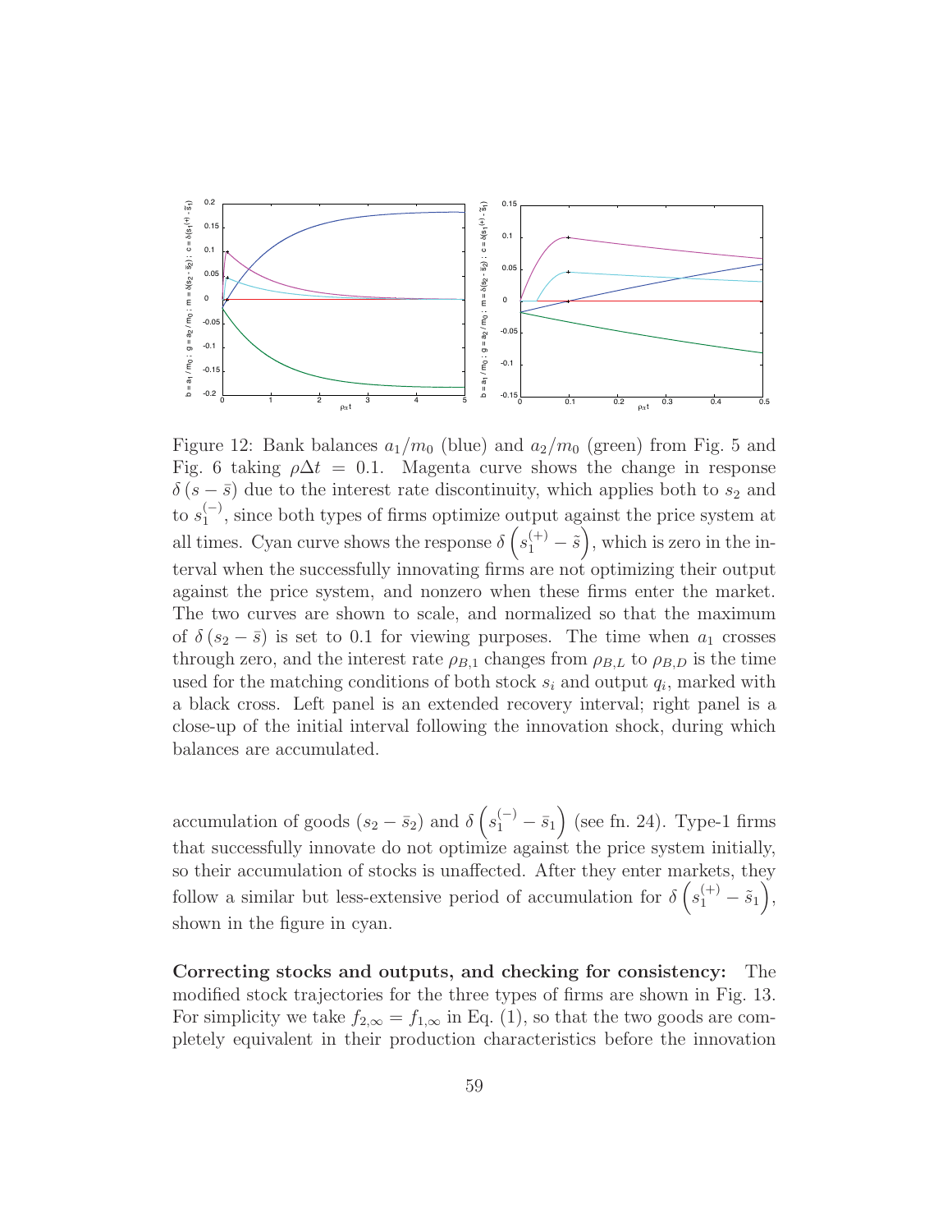Figure 12: Bank balances $a_1/m_0$ (blue) and $a_2/m_0$ (green) from Fig. 5 and Fig. 6 taking $\rho\Delta t = 0.1$. Magenta curve shows the change in response $\delta(s - \bar{s})$ due to the interest rate discontinuity, which applies both to $s_2$ and to $s_1^{(-)}$, since both types of firms optimize output against the price system at all times. Cyan curve shows the response $\delta\left(s_1^{(+)} - \tilde{s}\right)$, which is zero in the interval when the successfully innovating firms are not optimizing their output against the price system, and nonzero when these firms enter the market. The two curves are shown to scale, and normalized so that the maximum of $\delta(s_2 - \bar{s})$ is set to 0.1 for viewing purposes. The time when $a_1$ crosses through zero, and the interest rate $\rho_{B,1}$ changes from $\rho_{B,L}$ to $\rho_{B,D}$ is the time used for the matching conditions of both stock $s_i$ and output $q_i$, marked with a black cross. Left panel is an extended recovery interval; right panel is a close-up of the initial interval following the innovation shock, during which balances are accumulated.

accumulation of goods $(s_2 - \bar{s}_2)$ and $\delta\left(s_1^{(-)} - \bar{s}_1\right)$ (see fn. 24). Type-1 firms that successfully innovate do not optimize against the price system initially, so their accumulation of stocks is unaffected. After they enter markets, they follow a similar but less-extensive period of accumulation for $\delta\left(s_1^{(+)} - \tilde{s}_1\right)$, shown in the figure in cyan.

**Correcting stocks and outputs, and checking for consistency:** The modified stock trajectories for the three types of firms are shown in Fig. 13. For simplicity we take $f_{2,\infty} = f_{1,\infty}$ in Eq. (1), so that the two goods are completely equivalent in their production characteristics before the innovation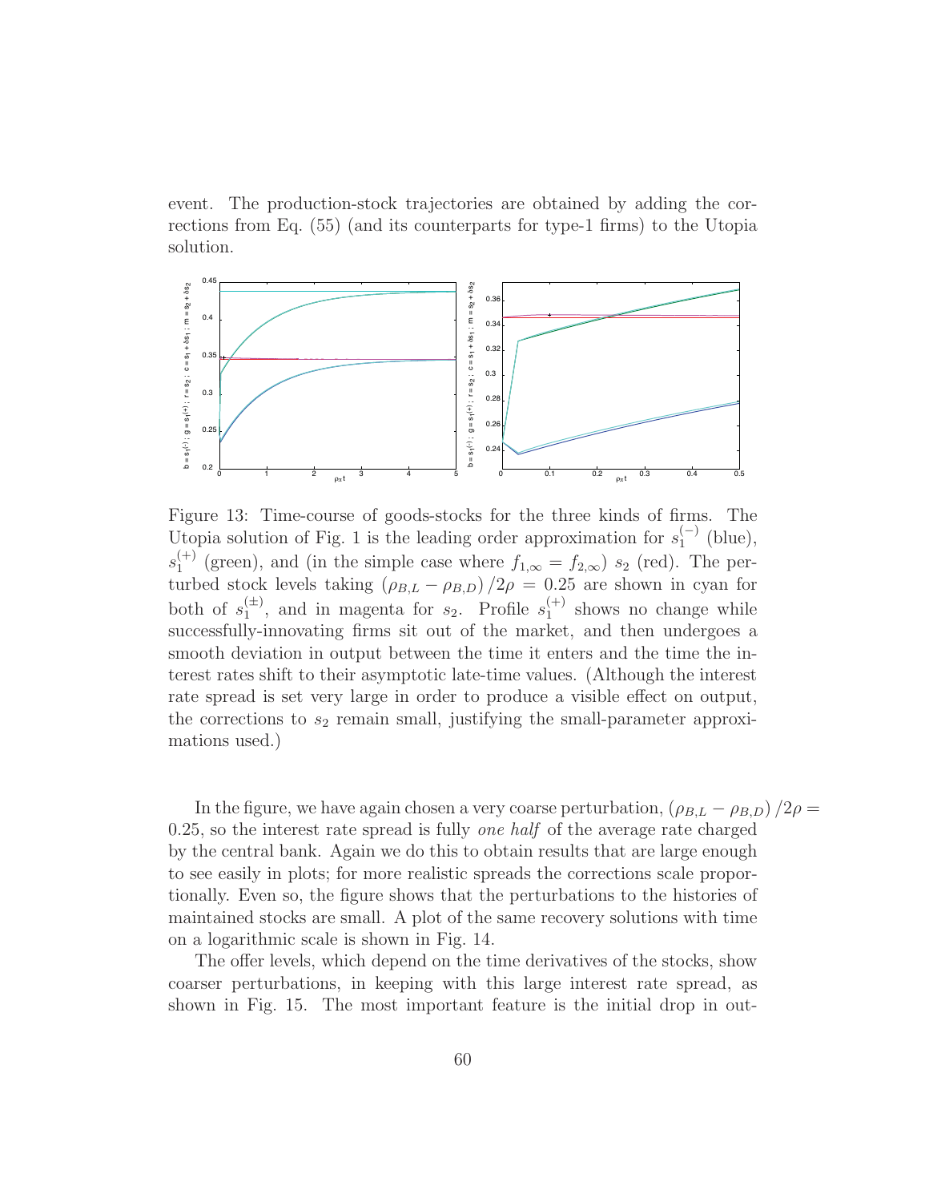event. The production-stock trajectories are obtained by adding the corrections from Eq. (55) (and its counterparts for type-1 firms) to the Utopia solution.

Figure 13: Time-course of goods-stocks for the three kinds of firms. The Utopia solution of Fig. 1 is the leading order approximation for $s_1^{(-)}$ (blue), $s_1^{(+)}$ (green), and (in the simple case where $f_{1,\infty} = f_{2,\infty}$) $s_2$ (red). The perturbed stock levels taking $(\rho_{B,L} - \rho_{B,D})/2\rho = 0.25$ are shown in cyan for both of $s_1^{(\pm)}$, and in magenta for $s_2$. Profile $s_1^{(+)}$ shows no change while successfully-innovating firms sit out of the market, and then undergoes a smooth deviation in output between the time it enters and the time the interest rates shift to their asymptotic late-time values. (Although the interest rate spread is set very large in order to produce a visible effect on output, the corrections to $s_2$ remain small, justifying the small-parameter approximations used.)

In the figure, we have again chosen a very coarse perturbation, $(\rho_{B,L} - \rho_{B,D})/2\rho = 0.25$, so the interest rate spread is fully *one half* of the average rate charged by the central bank. Again we do this to obtain results that are large enough to see easily in plots; for more realistic spreads the corrections scale proportionally. Even so, the figure shows that the perturbations to the histories of maintained stocks are small. A plot of the same recovery solutions with time on a logarithmic scale is shown in Fig. 14.

The offer levels, which depend on the time derivatives of the stocks, show coarser perturbations, in keeping with this large interest rate spread, as shown in Fig. 15. The most important feature is the initial drop in out-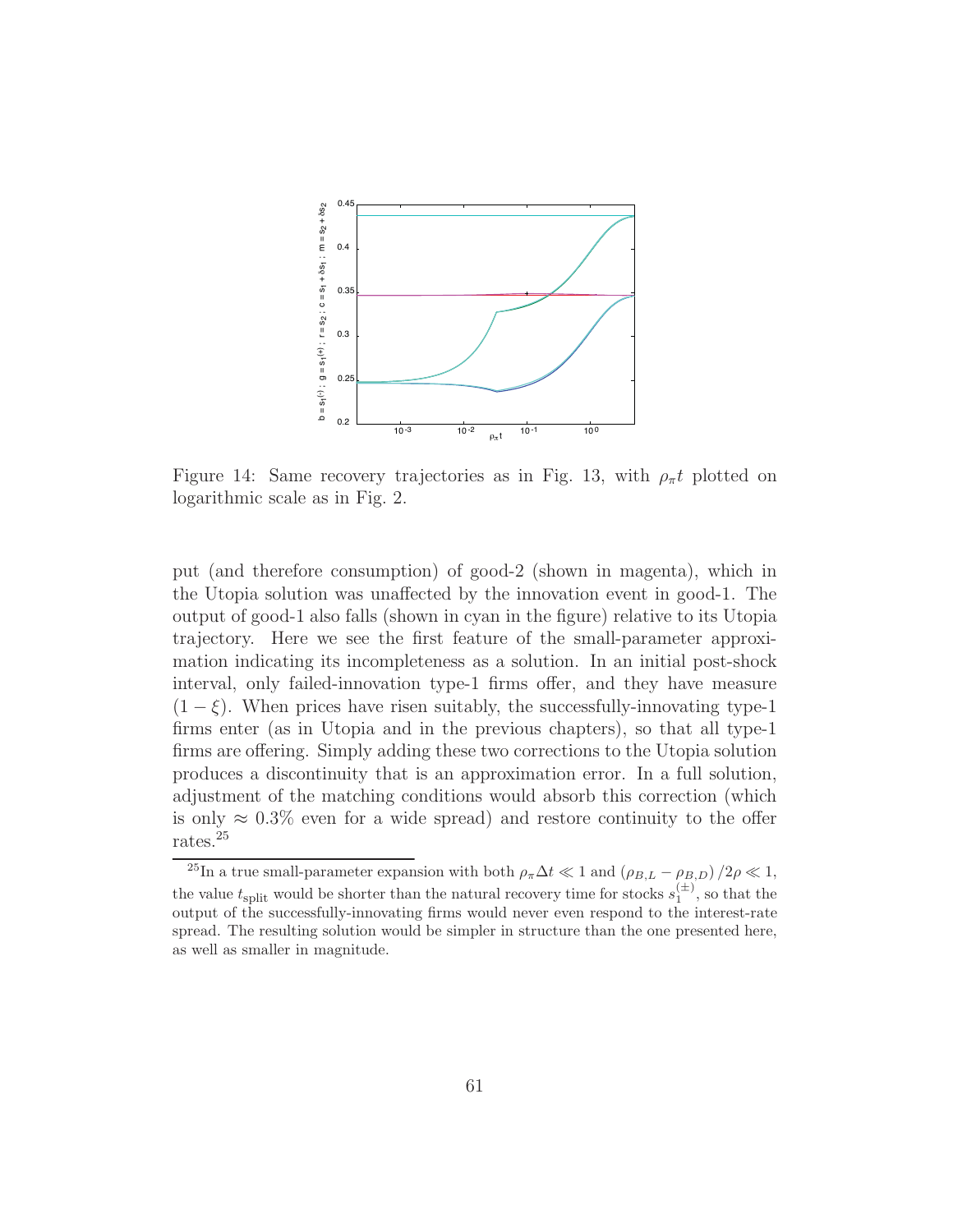Figure 14: Same recovery trajectories as in Fig. 13, with $\rho_\pi t$ plotted on logarithmic scale as in Fig. 2.

put (and therefore consumption) of good-2 (shown in magenta), which in the Utopia solution was unaffected by the innovation event in good-1. The output of good-1 also falls (shown in cyan in the figure) relative to its Utopia trajectory. Here we see the first feature of the small-parameter approximation indicating its incompleteness as a solution. In an initial post-shock interval, only failed-innovation type-1 firms offer, and they have measure $(1 - \xi)$. When prices have risen suitably, the successfully-innovating type-1 firms enter (as in Utopia and in the previous chapters), so that all type-1 firms are offering. Simply adding these two corrections to the Utopia solution produces a discontinuity that is an approximation error. In a full solution, adjustment of the matching conditions would absorb this correction (which is only $\approx 0.3\%$ even for a wide spread) and restore continuity to the offer rates.[25]

[25] In a true small-parameter expansion with both $\rho_\pi \Delta t \ll 1$ and $(\rho_{B,L} - \rho_{B,D})/2\rho \ll 1$, the value $t_{\text{split}}$ would be shorter than the natural recovery time for stocks $s_1^{(\pm)}$, so that the output of the successfully-innovating firms would never even respond to the interest-rate spread. The resulting solution would be simpler in structure than the one presented here, as well as smaller in magnitude.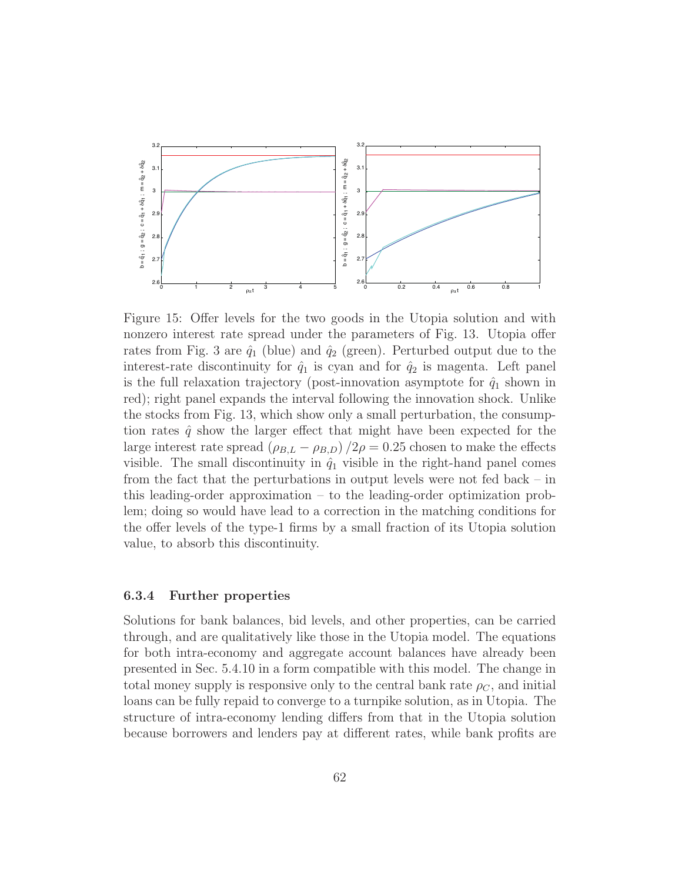Figure 15: Offer levels for the two goods in the Utopia solution and with nonzero interest rate spread under the parameters of Fig. 13. Utopia offer rates from Fig. 3 are $\hat{q}_1$ (blue) and $\hat{q}_2$ (green). Perturbed output due to the interest-rate discontinuity for $\hat{q}_1$ is cyan and for $\hat{q}_2$ is magenta. Left panel is the full relaxation trajectory (post-innovation asymptote for $\hat{q}_1$ shown in red); right panel expands the interval following the innovation shock. Unlike the stocks from Fig. 13, which show only a small perturbation, the consumption rates $\hat{q}$ show the larger effect that might have been expected for the large interest rate spread $(\rho_{B,L} - \rho_{B,D})/2\rho = 0.25$ chosen to make the effects visible. The small discontinuity in $\hat{q}_1$ visible in the right-hand panel comes from the fact that the perturbations in output levels were not fed back – in this leading-order approximation – to the leading-order optimization problem; doing so would have lead to a correction in the matching conditions for the offer levels of the type-1 firms by a small fraction of its Utopia solution value, to absorb this discontinuity.

#### 6.3.4 Further properties

Solutions for bank balances, bid levels, and other properties, can be carried through, and are qualitatively like those in the Utopia model. The equations for both intra-economy and aggregate account balances have already been presented in Sec. 5.4.10 in a form compatible with this model. The change in total money supply is responsive only to the central bank rate $\rho_C$, and initial loans can be fully repaid to converge to a turnpike solution, as in Utopia. The structure of intra-economy lending differs from that in the Utopia solution because borrowers and lenders pay at different rates, while bank profits are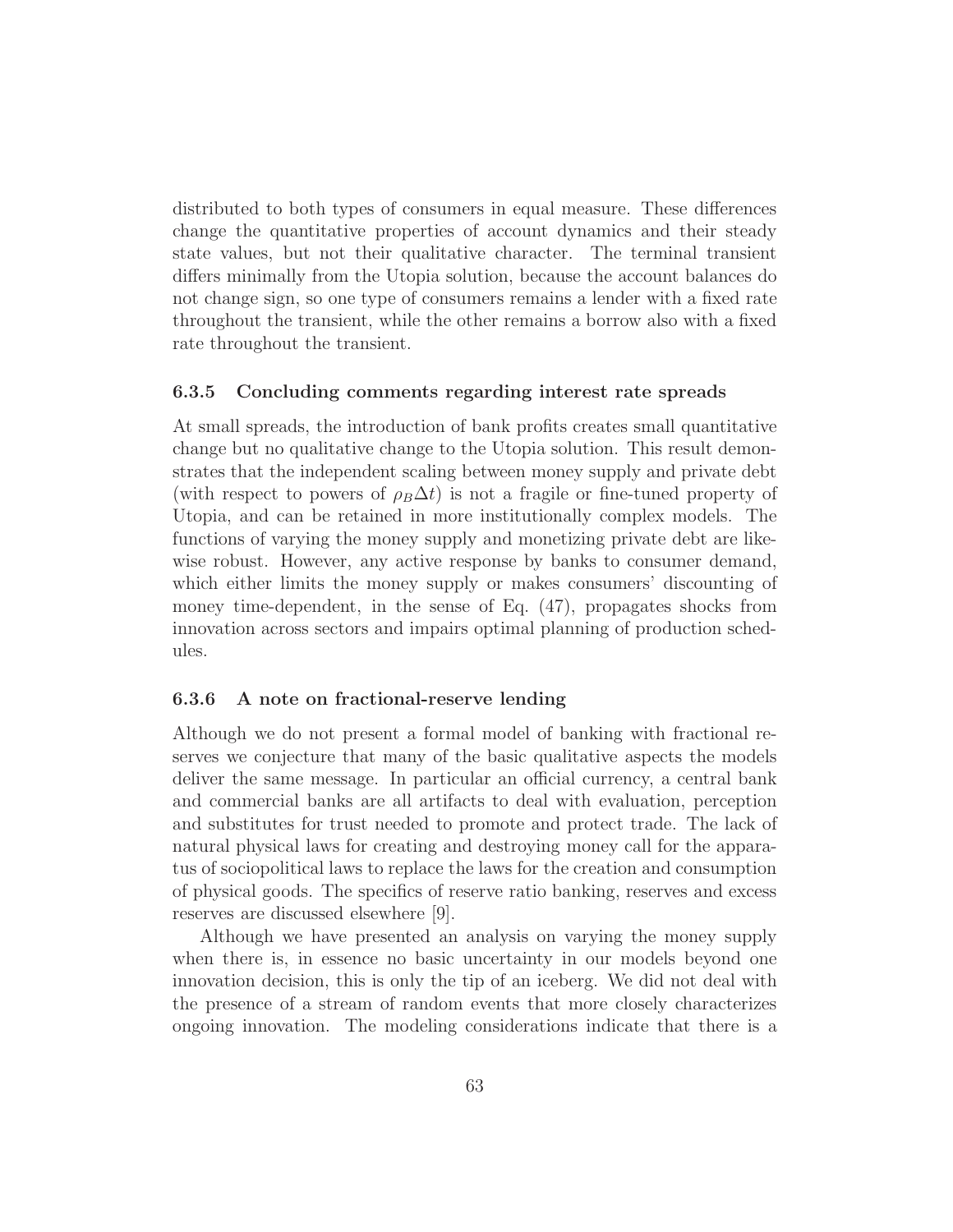distributed to both types of consumers in equal measure. These differences change the quantitative properties of account dynamics and their steady state values, but not their qualitative character. The terminal transient differs minimally from the Utopia solution, because the account balances do not change sign, so one type of consumers remains a lender with a fixed rate throughout the transient, while the other remains a borrow also with a fixed rate throughout the transient.

### 6.3.5 Concluding comments regarding interest rate spreads

At small spreads, the introduction of bank profits creates small quantitative change but no qualitative change to the Utopia solution. This result demonstrates that the independent scaling between money supply and private debt (with respect to powers of $\rho_B \Delta t$) is not a fragile or fine-tuned property of Utopia, and can be retained in more institutionally complex models. The functions of varying the money supply and monetizing private debt are likewise robust. However, any active response by banks to consumer demand, which either limits the money supply or makes consumers' discounting of money time-dependent, in the sense of Eq. (47), propagates shocks from innovation across sectors and impairs optimal planning of production schedules.

### 6.3.6 A note on fractional-reserve lending

Although we do not present a formal model of banking with fractional reserves we conjecture that many of the basic qualitative aspects the models deliver the same message. In particular an official currency, a central bank and commercial banks are all artifacts to deal with evaluation, perception and substitutes for trust needed to promote and protect trade. The lack of natural physical laws for creating and destroying money call for the apparatus of sociopolitical laws to replace the laws for the creation and consumption of physical goods. The specifics of reserve ratio banking, reserves and excess reserves are discussed elsewhere [9].

Although we have presented an analysis on varying the money supply when there is, in essence no basic uncertainty in our models beyond one innovation decision, this is only the tip of an iceberg. We did not deal with the presence of a stream of random events that more closely characterizes ongoing innovation. The modeling considerations indicate that there is a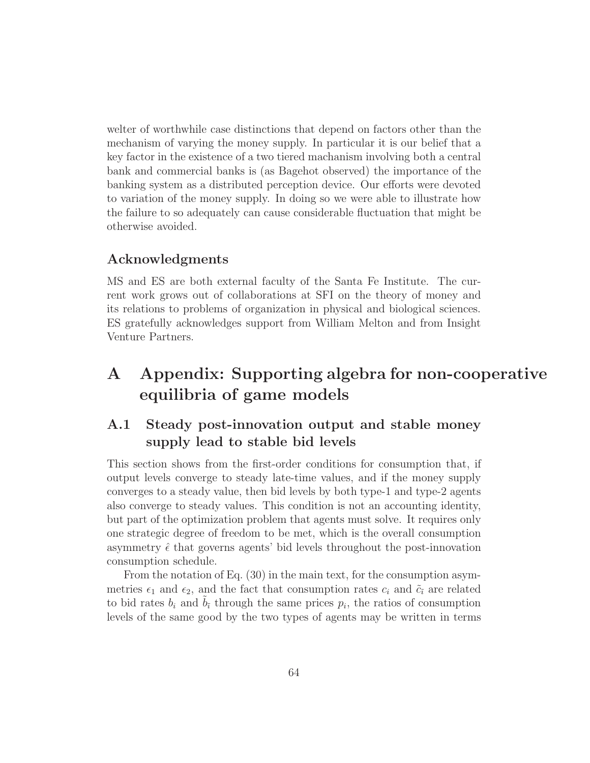welter of worthwhile case distinctions that depend on factors other than the mechanism of varying the money supply. In particular it is our belief that a key factor in the existence of a two tiered machanism involving both a central bank and commercial banks is (as Bagehot observed) the importance of the banking system as a distributed perception device. Our efforts were devoted to variation of the money supply. In doing so we were able to illustrate how the failure to so adequately can cause considerable fluctuation that might be otherwise avoided.

### Acknowledgments

MS and ES are both external faculty of the Santa Fe Institute. The current work grows out of collaborations at SFI on the theory of money and its relations to problems of organization in physical and biological sciences. ES gratefully acknowledges support from William Melton and from Insight Venture Partners.

# A Appendix: Supporting algebra for non-cooperative equilibria of game models

## A.1 Steady post-innovation output and stable money supply lead to stable bid levels

This section shows from the first-order conditions for consumption that, if output levels converge to steady late-time values, and if the money supply converges to a steady value, then bid levels by both type-1 and type-2 agents also converge to steady values. This condition is not an accounting identity, but part of the optimization problem that agents must solve. It requires only one strategic degree of freedom to be met, which is the overall consumption asymmetry $\hat{\epsilon}$ that governs agents' bid levels throughout the post-innovation consumption schedule.

From the notation of Eq. (30) in the main text, for the consumption asymmetries $\epsilon_1$ and $\epsilon_2$, and the fact that consumption rates $c_i$ and $\tilde{c}_{\bar{\imath}}$ are related to bid rates $b_i$ and $\tilde{b}_{\bar{\imath}}$ through the same prices $p_i$, the ratios of consumption levels of the same good by the two types of agents may be written in terms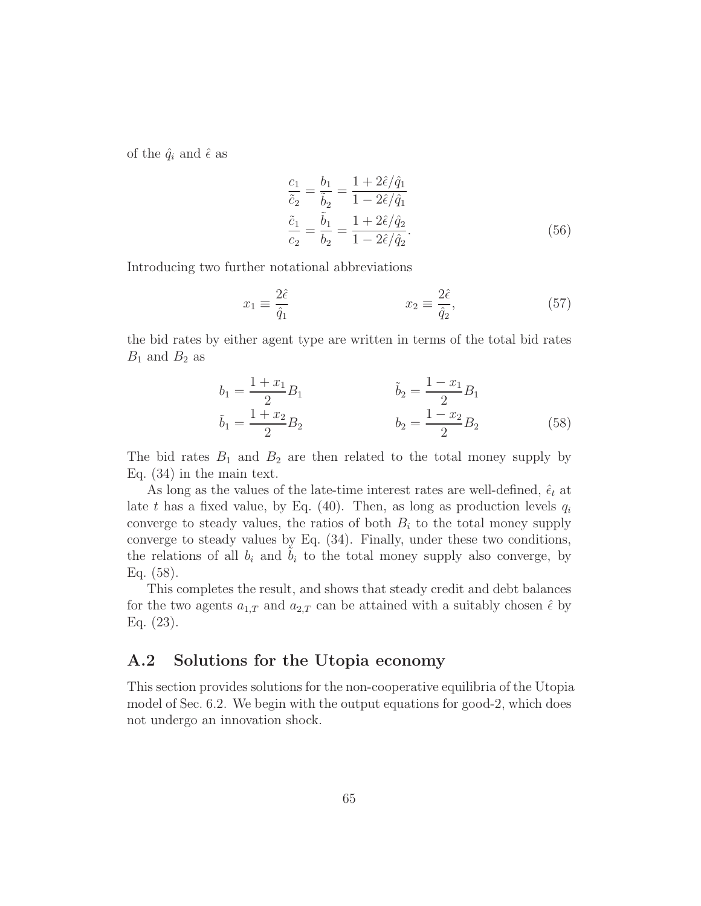of the $\hat{q}_i$ and $\hat{\epsilon}$ as

$$
\begin{aligned}
\frac{c_1}{\tilde{c}_2} = \frac{b_1}{\tilde{b}_2} &= \frac{1 + 2\hat{\epsilon}/\hat{q}_1}{1 - 2\hat{\epsilon}/\hat{q}_1} \\
\frac{\tilde{c}_1}{c_2} = \frac{\tilde{b}_1}{b_2} &= \frac{1 + 2\hat{\epsilon}/\hat{q}_2}{1 - 2\hat{\epsilon}/\hat{q}_2}.
\end{aligned} \tag{56}
$$

Introducing two further notational abbreviations

$$
x_1 \equiv \frac{2\hat{\epsilon}}{\hat{q}_1} \qquad\qquad x_2 \equiv \frac{2\hat{\epsilon}}{\hat{q}_2}, \tag{57}
$$

the bid rates by either agent type are written in terms of the total bid rates $B_1$ and $B_2$ as

$$
\begin{aligned}
b_1 &= \frac{1 + x_1}{2} B_1 \qquad\qquad & \tilde{b}_2 &= \frac{1 - x_1}{2} B_1 \\
\tilde{b}_1 &= \frac{1 + x_2}{2} B_2 \qquad\qquad & b_2 &= \frac{1 - x_2}{2} B_2
\end{aligned} \tag{58}
$$

The bid rates $B_1$ and $B_2$ are then related to the total money supply by Eq. (34) in the main text.

As long as the values of the late-time interest rates are well-defined, $\hat{\epsilon}_t$ at late $t$ has a fixed value, by Eq. (40). Then, as long as production levels $q_i$ converge to steady values, the ratios of both $B_i$ to the total money supply converge to steady values by Eq. (34). Finally, under these two conditions, the relations of all $b_i$ and $\tilde{b}_i$ to the total money supply also converge, by Eq. (58).

This completes the result, and shows that steady credit and debt balances for the two agents $a_{1,T}$ and $a_{2,T}$ can be attained with a suitably chosen $\hat{\epsilon}$ by Eq. (23).

## A.2 Solutions for the Utopia economy

This section provides solutions for the non-cooperative equilibria of the Utopia model of Sec. 6.2. We begin with the output equations for good-2, which does not undergo an innovation shock.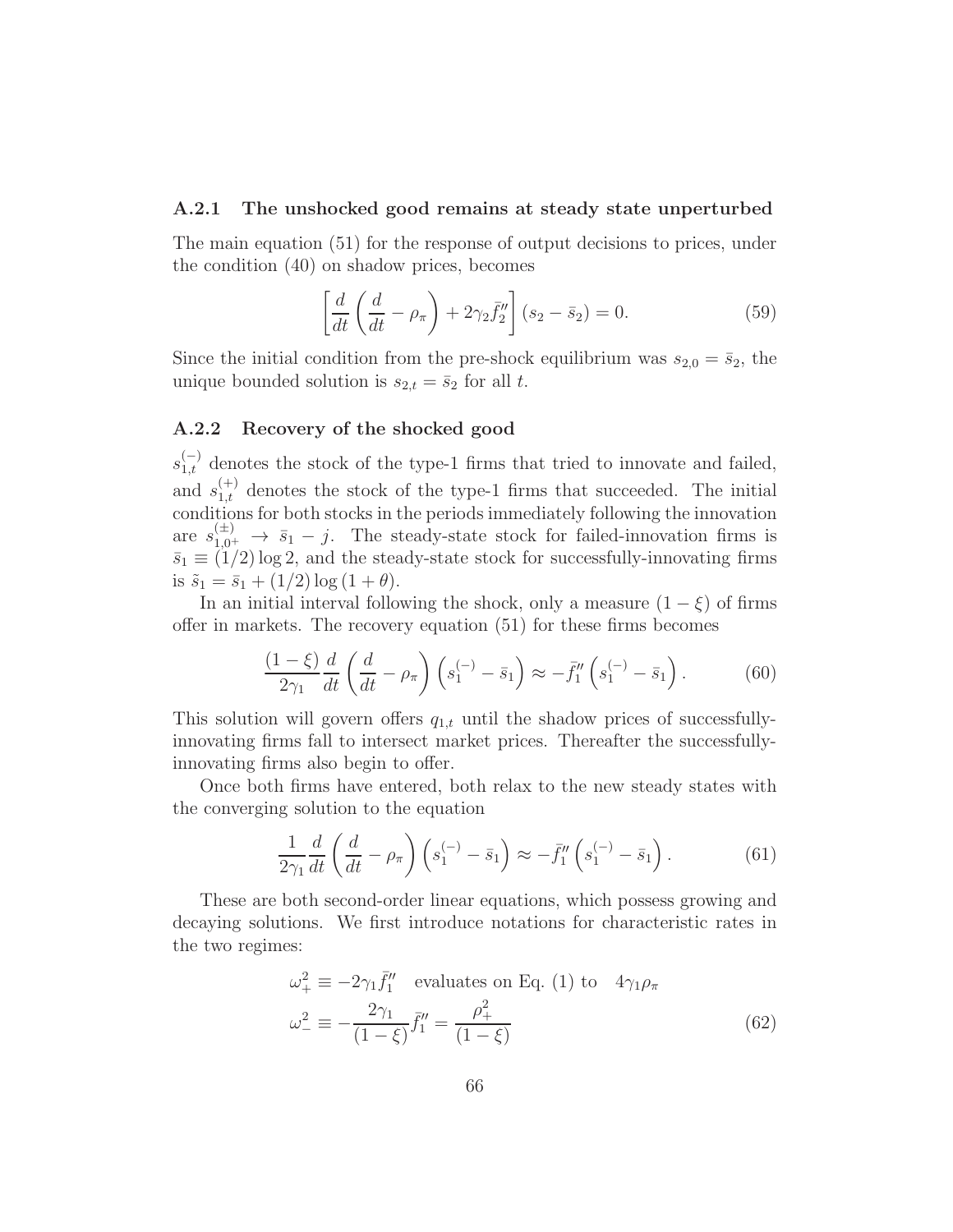### A.2.1 The unshocked good remains at steady state unperturbed

The main equation (51) for the response of output decisions to prices, under the condition (40) on shadow prices, becomes

$$\left[\frac{d}{dt}\left(\frac{d}{dt}-\rho_\pi\right)+2\gamma_2\bar{f}_2''\right](s_2-\bar{s}_2)=0. \tag{59}$$

Since the initial condition from the pre-shock equilibrium was $s_{2,0}=\bar{s}_2$, the unique bounded solution is $s_{2,t}=\bar{s}_2$ for all $t$.

### A.2.2 Recovery of the shocked good

$s_{1,t}^{(-)}$ denotes the stock of the type-1 firms that tried to innovate and failed, and $s_{1,t}^{(+)}$ denotes the stock of the type-1 firms that succeeded. The initial conditions for both stocks in the periods immediately following the innovation are $s_{1,0^+}^{(\pm)} \to \bar{s}_1 - j$. The steady-state stock for failed-innovation firms is $\bar{s}_1 \equiv (1/2)\log 2$, and the steady-state stock for successfully-innovating firms is $\tilde{s}_1 = \bar{s}_1 + (1/2)\log(1+\theta)$.

In an initial interval following the shock, only a measure $(1-\xi)$ of firms offer in markets. The recovery equation (51) for these firms becomes

$$\frac{(1-\xi)}{2\gamma_1}\frac{d}{dt}\left(\frac{d}{dt}-\rho_\pi\right)\left(s_1^{(-)}-\bar{s}_1\right)\approx-\bar{f}_1''\left(s_1^{(-)}-\bar{s}_1\right). \tag{60}$$

This solution will govern offers $q_{1,t}$ until the shadow prices of successfully-innovating firms fall to intersect market prices. Thereafter the successfully-innovating firms also begin to offer.

Once both firms have entered, both relax to the new steady states with the converging solution to the equation

$$\frac{1}{2\gamma_1}\frac{d}{dt}\left(\frac{d}{dt}-\rho_\pi\right)\left(s_1^{(-)}-\bar{s}_1\right)\approx-\bar{f}_1''\left(s_1^{(-)}-\bar{s}_1\right). \tag{61}$$

These are both second-order linear equations, which possess growing and decaying solutions. We first introduce notations for characteristic rates in the two regimes:

$$\begin{aligned}
\omega_+^2 &\equiv -2\gamma_1\bar{f}_1'' \quad \text{evaluates on Eq. (1) to} \quad 4\gamma_1\rho_\pi \\
\omega_-^2 &\equiv -\frac{2\gamma_1}{(1-\xi)}\bar{f}_1''=\frac{\rho_+^2}{(1-\xi)}
\end{aligned} \tag{62}$$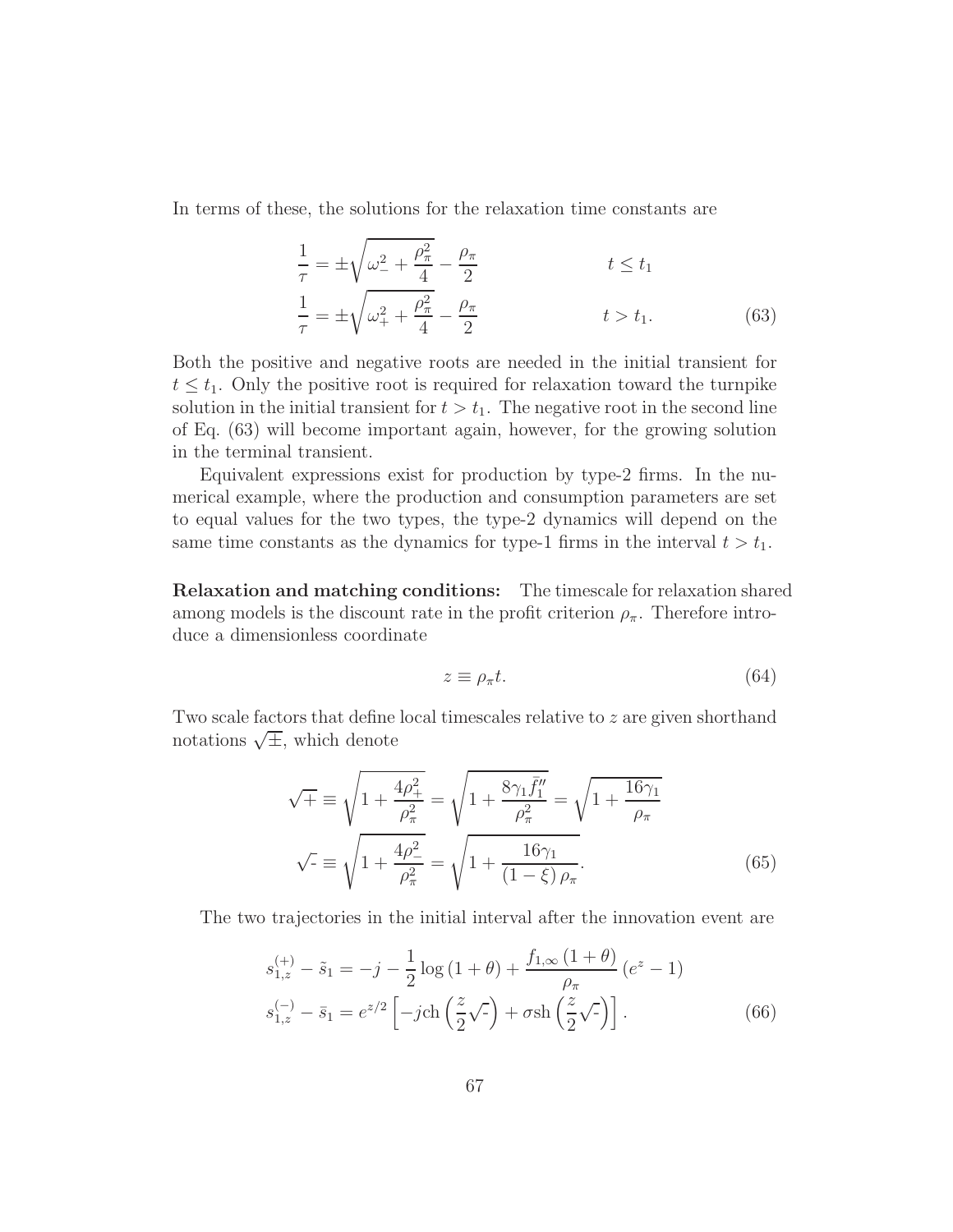In terms of these, the solutions for the relaxation time constants are

$$
\begin{aligned}
\frac{1}{\tau} &= \pm\sqrt{\omega_-^2 + \frac{\rho_\pi^2}{4}} - \frac{\rho_\pi}{2} & t \le t_1 \\
\frac{1}{\tau} &= \pm\sqrt{\omega_+^2 + \frac{\rho_\pi^2}{4}} - \frac{\rho_\pi}{2} & t > t_1.
\end{aligned}
\tag{63}
$$

Both the positive and negative roots are needed in the initial transient for $t \le t_1$. Only the positive root is required for relaxation toward the turnpike solution in the initial transient for $t > t_1$. The negative root in the second line of Eq. (63) will become important again, however, for the growing solution in the terminal transient.

Equivalent expressions exist for production by type-2 firms. In the numerical example, where the production and consumption parameters are set to equal values for the two types, the type-2 dynamics will depend on the same time constants as the dynamics for type-1 firms in the interval $t > t_1$.

**Relaxation and matching conditions:** The timescale for relaxation shared among models is the discount rate in the profit criterion $\rho_\pi$. Therefore introduce a dimensionless coordinate

$$
z \equiv \rho_\pi t. \tag{64}
$$

Two scale factors that define local timescales relative to $z$ are given shorthand notations $\sqrt{\pm}$, which denote

$$
\begin{aligned}
\sqrt{+} &\equiv \sqrt{1 + \frac{4\rho_+^2}{\rho_\pi^2}} = \sqrt{1 + \frac{8\gamma_1 \bar{f}_1''}{\rho_\pi^2}} = \sqrt{1 + \frac{16\gamma_1}{\rho_\pi}} \\
\sqrt{-} &\equiv \sqrt{1 + \frac{4\rho_-^2}{\rho_\pi^2}} = \sqrt{1 + \frac{16\gamma_1}{(1-\xi)\,\rho_\pi}}.
\end{aligned}
\tag{65}
$$

The two trajectories in the initial interval after the innovation event are

$$
\begin{aligned}
s_{1,z}^{(+)} - \tilde{s}_1 &= -j - \frac{1}{2}\log(1+\theta) + \frac{f_{1,\infty}(1+\theta)}{\rho_\pi}\left(e^z - 1\right) \\
s_{1,z}^{(-)} - \bar{s}_1 &= e^{z/2}\left[-j\,\mathrm{ch}\left(\frac{z}{2}\sqrt{-}\right) + \sigma\,\mathrm{sh}\left(\frac{z}{2}\sqrt{-}\right)\right].
\end{aligned}
\tag{66}
$$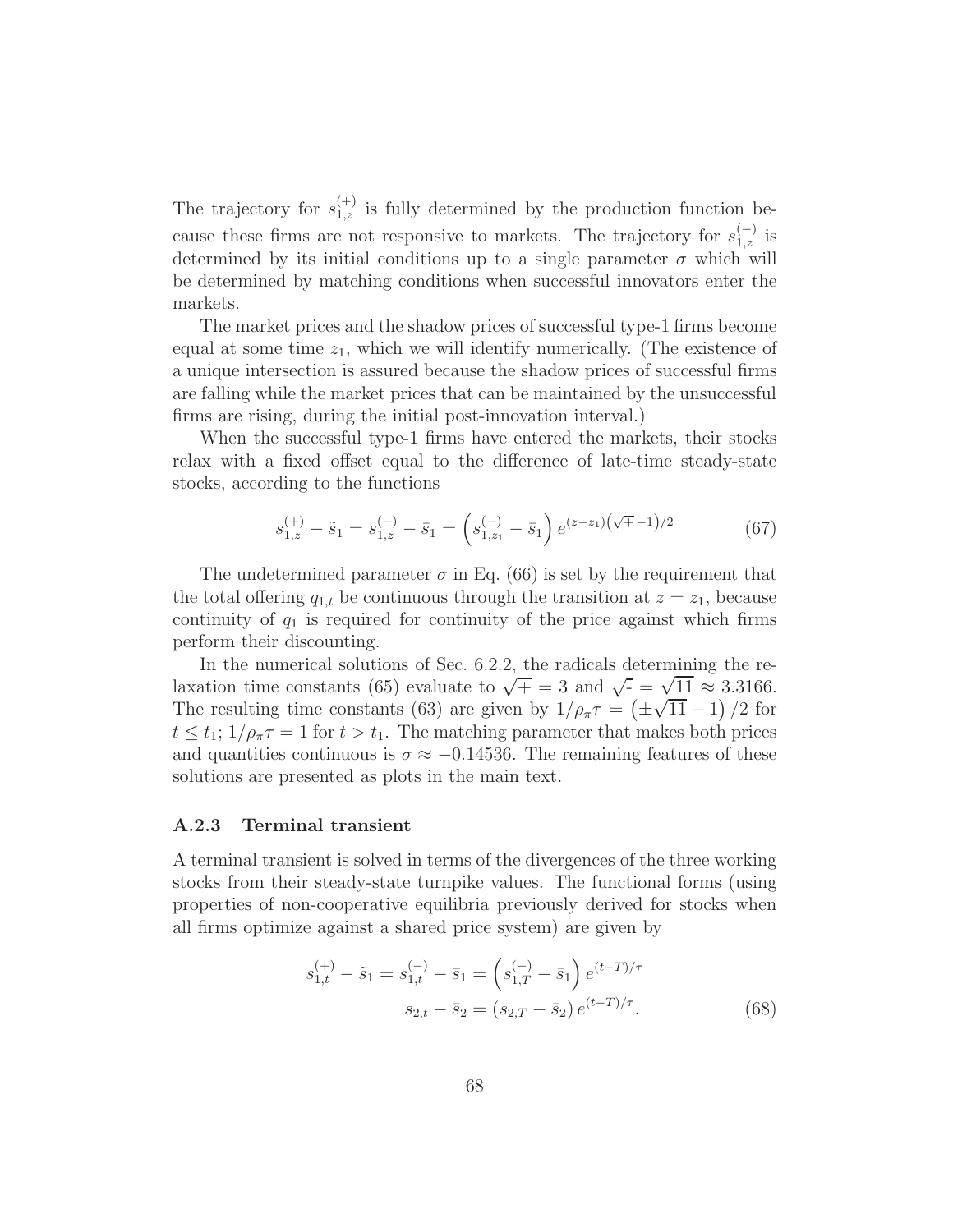The trajectory for $s_{1,z}^{(+)}$ is fully determined by the production function because these firms are not responsive to markets. The trajectory for $s_{1,z}^{(-)}$ is determined by its initial conditions up to a single parameter $\sigma$ which will be determined by matching conditions when successful innovators enter the markets.

The market prices and the shadow prices of successful type-1 firms become equal at some time $z_1$, which we will identify numerically. (The existence of a unique intersection is assured because the shadow prices of successful firms are falling while the market prices that can be maintained by the unsuccessful firms are rising, during the initial post-innovation interval.)

When the successful type-1 firms have entered the markets, their stocks relax with a fixed offset equal to the difference of late-time steady-state stocks, according to the functions

$$
s_{1,z}^{(+)} - \tilde{s}_1 = s_{1,z}^{(-)} - \bar{s}_1 = \left( s_{1,z_1}^{(-)} - \bar{s}_1 \right) e^{(z-z_1)\left(\sqrt{\mp}-1\right)/2} \tag{67}
$$

The undetermined parameter $\sigma$ in Eq. (66) is set by the requirement that the total offering $q_{1,t}$ be continuous through the transition at $z = z_1$, because continuity of $q_1$ is required for continuity of the price against which firms perform their discounting.

In the numerical solutions of Sec. 6.2.2, the radicals determining the relaxation time constants (65) evaluate to $\sqrt{\mp} = 3$ and $\sqrt{\text{-}} = \sqrt{11} \approx 3.3166$. The resulting time constants (63) are given by $1/\rho_\pi \tau = \left(\pm\sqrt{11} - 1\right)/2$ for $t \le t_1$; $1/\rho_\pi \tau = 1$ for $t > t_1$. The matching parameter that makes both prices and quantities continuous is $\sigma \approx -0.14536$. The remaining features of these solutions are presented as plots in the main text.

### A.2.3 Terminal transient

A terminal transient is solved in terms of the divergences of the three working stocks from their steady-state turnpike values. The functional forms (using properties of non-cooperative equilibria previously derived for stocks when all firms optimize against a shared price system) are given by

$$
\begin{aligned}
s_{1,t}^{(+)} - \tilde{s}_1 = s_{1,t}^{(-)} - \bar{s}_1 &= \left( s_{1,T}^{(-)} - \bar{s}_1 \right) e^{(t-T)/\tau} \\
s_{2,t} - \bar{s}_2 &= \left( s_{2,T} - \bar{s}_2 \right) e^{(t-T)/\tau}.
\end{aligned} \tag{68}
$$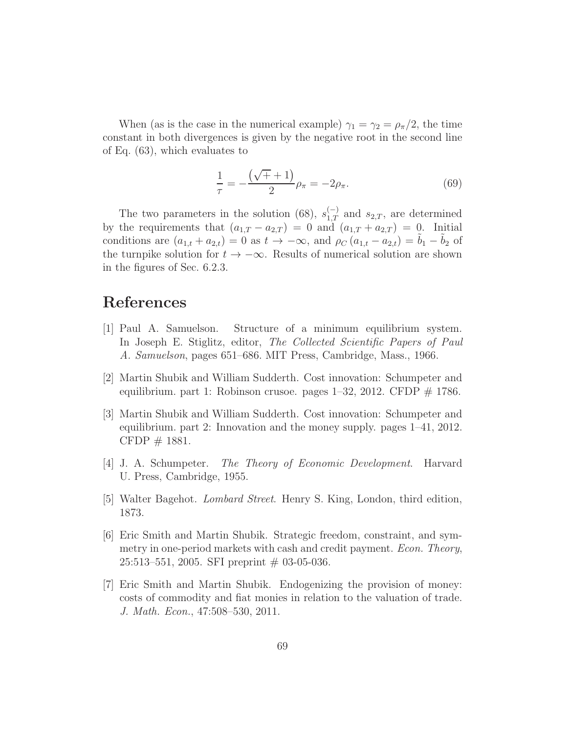When (as is the case in the numerical example) $\gamma_1 = \gamma_2 = \rho_\pi/2$, the time constant in both divergences is given by the negative root in the second line of Eq. (63), which evaluates to

$$\frac{1}{\tau} = -\frac{\left(\sqrt{+} + 1\right)}{2}\rho_\pi = -2\rho_\pi. \tag{69}$$

The two parameters in the solution (68), $s_{1,T}^{(-)}$ and $s_{2,T}$, are determined by the requirements that $(a_{1,T} - a_{2,T}) = 0$ and $(a_{1,T} + a_{2,T}) = 0$. Initial conditions are $(a_{1,t} + a_{2,t}) = 0$ as $t \to -\infty$, and $\rho_C (a_{1,t} - a_{2,t}) = \tilde{b}_1 - \tilde{b}_2$ of the turnpike solution for $t \to -\infty$. Results of numerical solution are shown in the figures of Sec. 6.2.3.

# References

[1] Paul A. Samuelson. Structure of a minimum equilibrium system. In Joseph E. Stiglitz, editor, *The Collected Scientific Papers of Paul A. Samuelson*, pages 651–686. MIT Press, Cambridge, Mass., 1966.

[2] Martin Shubik and William Sudderth. Cost innovation: Schumpeter and equilibrium. part 1: Robinson crusoe. pages 1–32, 2012. CFDP # 1786.

[3] Martin Shubik and William Sudderth. Cost innovation: Schumpeter and equilibrium. part 2: Innovation and the money supply. pages 1–41, 2012. CFDP # 1881.

[4] J. A. Schumpeter. *The Theory of Economic Development*. Harvard U. Press, Cambridge, 1955.

[5] Walter Bagehot. *Lombard Street*. Henry S. King, London, third edition, 1873.

[6] Eric Smith and Martin Shubik. Strategic freedom, constraint, and symmetry in one-period markets with cash and credit payment. *Econ. Theory*, 25:513–551, 2005. SFI preprint # 03-05-036.

[7] Eric Smith and Martin Shubik. Endogenizing the provision of money: costs of commodity and fiat monies in relation to the valuation of trade. *J. Math. Econ.*, 47:508–530, 2011.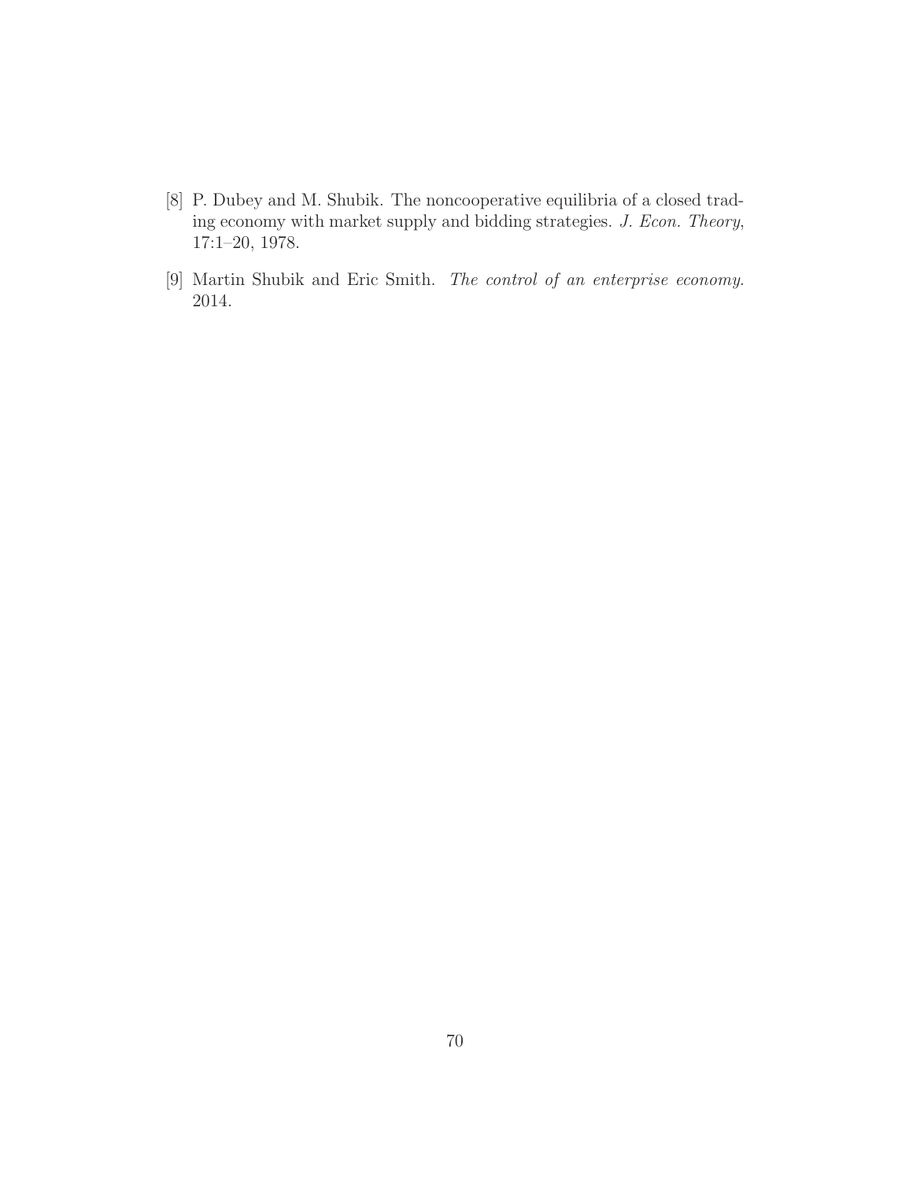[8] P. Dubey and M. Shubik. The noncooperative equilibria of a closed trading economy with market supply and bidding strategies. *J. Econ. Theory*, 17:1–20, 1978.

[9] Martin Shubik and Eric Smith. *The control of an enterprise economy*. 2014.